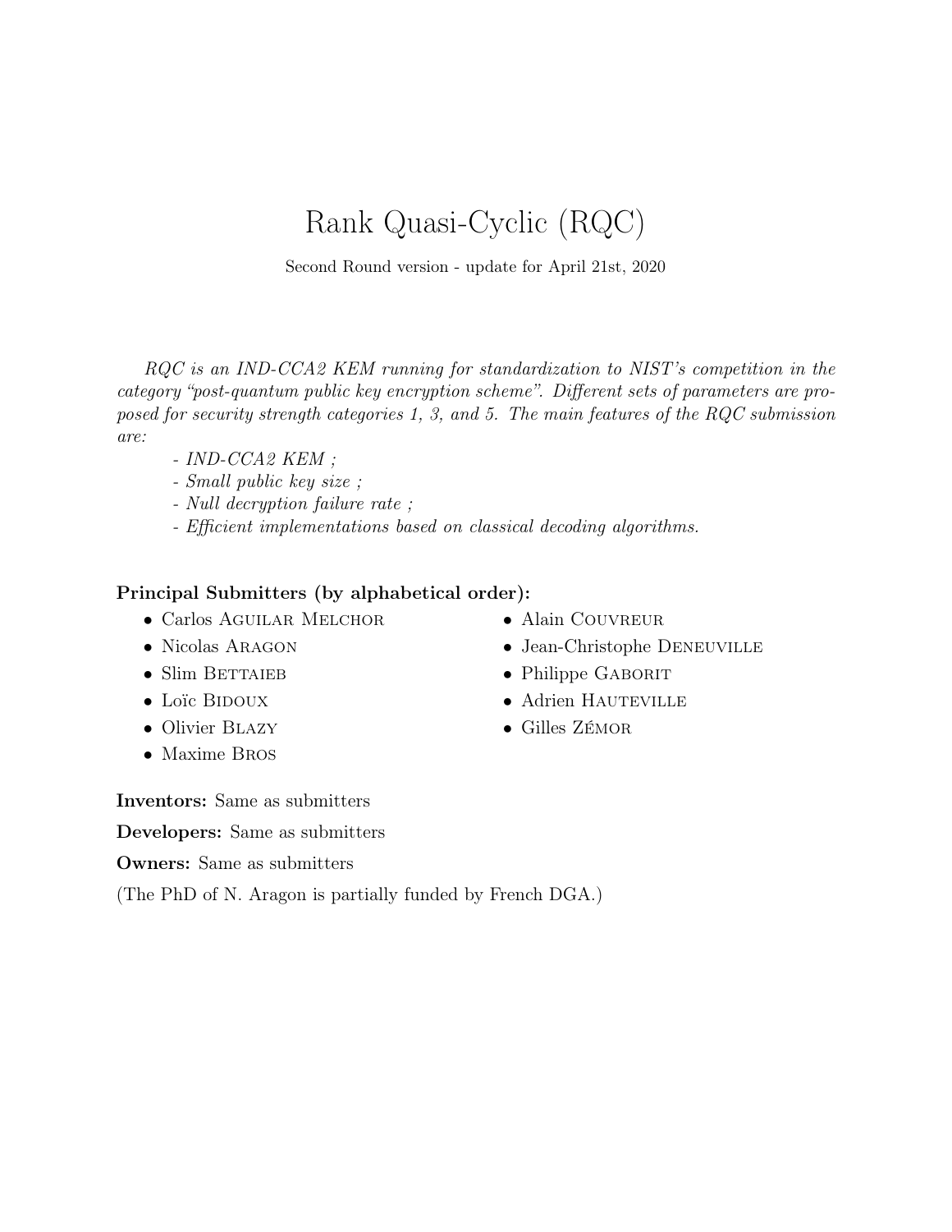# Rank Quasi-Cyclic (RQC)

Second Round version - update for April 21st, 2020

*RQC is an IND-CCA2 KEM running for standardization to NIST's competition in the category "post-quantum public key encryption scheme". Different sets of parameters are proposed for security strength categories 1, 3, and 5. The main features of the RQC submission are:*

*- IND-CCA2 KEM ;*
*- Small public key size ;*
*- Null decryption failure rate ;*
*- Efficient implementations based on classical decoding algorithms.*

**Principal Submitters (by alphabetical order):**

- Carlos Aguilar Melchor
- Nicolas Aragon
- Slim Bettaieb
- Loïc Bidoux
- Olivier Blazy
- Maxime Bros
- Alain Couvreur
- Jean-Christophe Deneuville
- Philippe Gaborit
- Adrien Hauteville
- Gilles Zémor

**Inventors:** Same as submitters

**Developers:** Same as submitters

**Owners:** Same as submitters

(The PhD of N. Aragon is partially funded by French DGA.)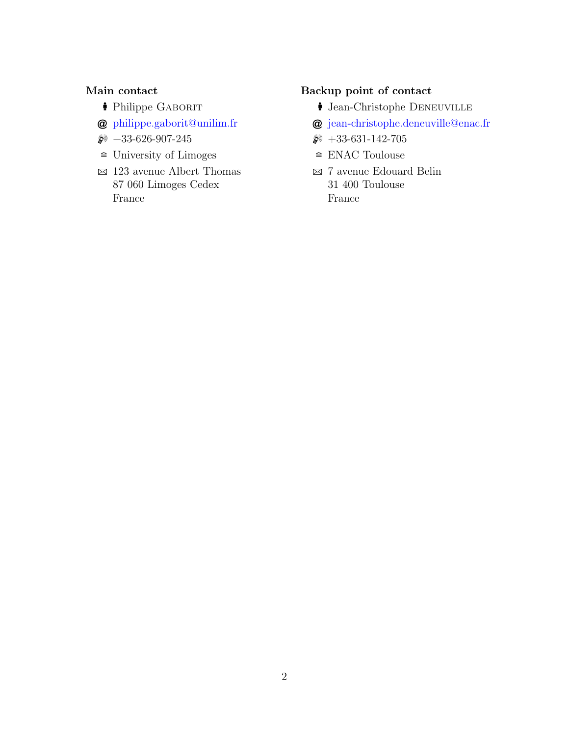**Main contact**

- Philippe Gaborit
- @ philippe.gaborit@unilim.fr
- +33-626-907-245
- University of Limoges
- 123 avenue Albert Thomas
  87 060 Limoges Cedex
  France

**Backup point of contact**

- Jean-Christophe Deneuville
- @ jean-christophe.deneuville@enac.fr
- +33-631-142-705
- ENAC Toulouse
- 7 avenue Edouard Belin
  31 400 Toulouse
  France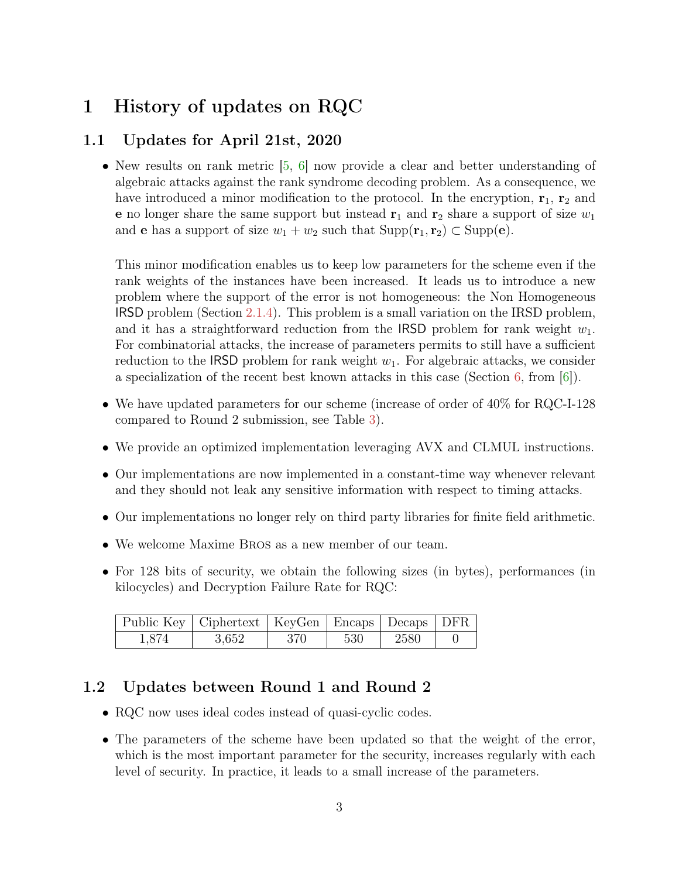# 1 History of updates on RQC

## 1.1 Updates for April 21st, 2020

- New results on rank metric [5, 6] now provide a clear and better understanding of algebraic attacks against the rank syndrome decoding problem. As a consequence, we have introduced a minor modification to the protocol. In the encryption, $\mathbf{r}_1$, $\mathbf{r}_2$ and $\mathbf{e}$ no longer share the same support but instead $\mathbf{r}_1$ and $\mathbf{r}_2$ share a support of size $w_1$ and $\mathbf{e}$ has a support of size $w_1 + w_2$ such that $\text{Supp}(\mathbf{r}_1, \mathbf{r}_2) \subset \text{Supp}(\mathbf{e})$.

  This minor modification enables us to keep low parameters for the scheme even if the rank weights of the instances have been increased. It leads us to introduce a new problem where the support of the error is not homogeneous: the Non Homogeneous IRSD problem (Section 2.1.4). This problem is a small variation on the IRSD problem, and it has a straightforward reduction from the IRSD problem for rank weight $w_1$. For combinatorial attacks, the increase of parameters permits to still have a sufficient reduction to the IRSD problem for rank weight $w_1$. For algebraic attacks, we consider a specialization of the recent best known attacks in this case (Section 6, from [6]).

- We have updated parameters for our scheme (increase of order of 40% for RQC-I-128 compared to Round 2 submission, see Table 3).

- We provide an optimized implementation leveraging AVX and CLMUL instructions.

- Our implementations are now implemented in a constant-time way whenever relevant and they should not leak any sensitive information with respect to timing attacks.

- Our implementations no longer rely on third party libraries for finite field arithmetic.

- We welcome Maxime Bros as a new member of our team.

- For 128 bits of security, we obtain the following sizes (in bytes), performances (in kilocycles) and Decryption Failure Rate for RQC:

| Public Key | Ciphertext | KeyGen | Encaps | Decaps | DFR |
| --- | --- | --- | --- | --- | --- |
| 1,874 | 3,652 | 370 | 530 | 2580 | 0 |

## 1.2 Updates between Round 1 and Round 2

- RQC now uses ideal codes instead of quasi-cyclic codes.

- The parameters of the scheme have been updated so that the weight of the error, which is the most important parameter for the security, increases regularly with each level of security. In practice, it leads to a small increase of the parameters.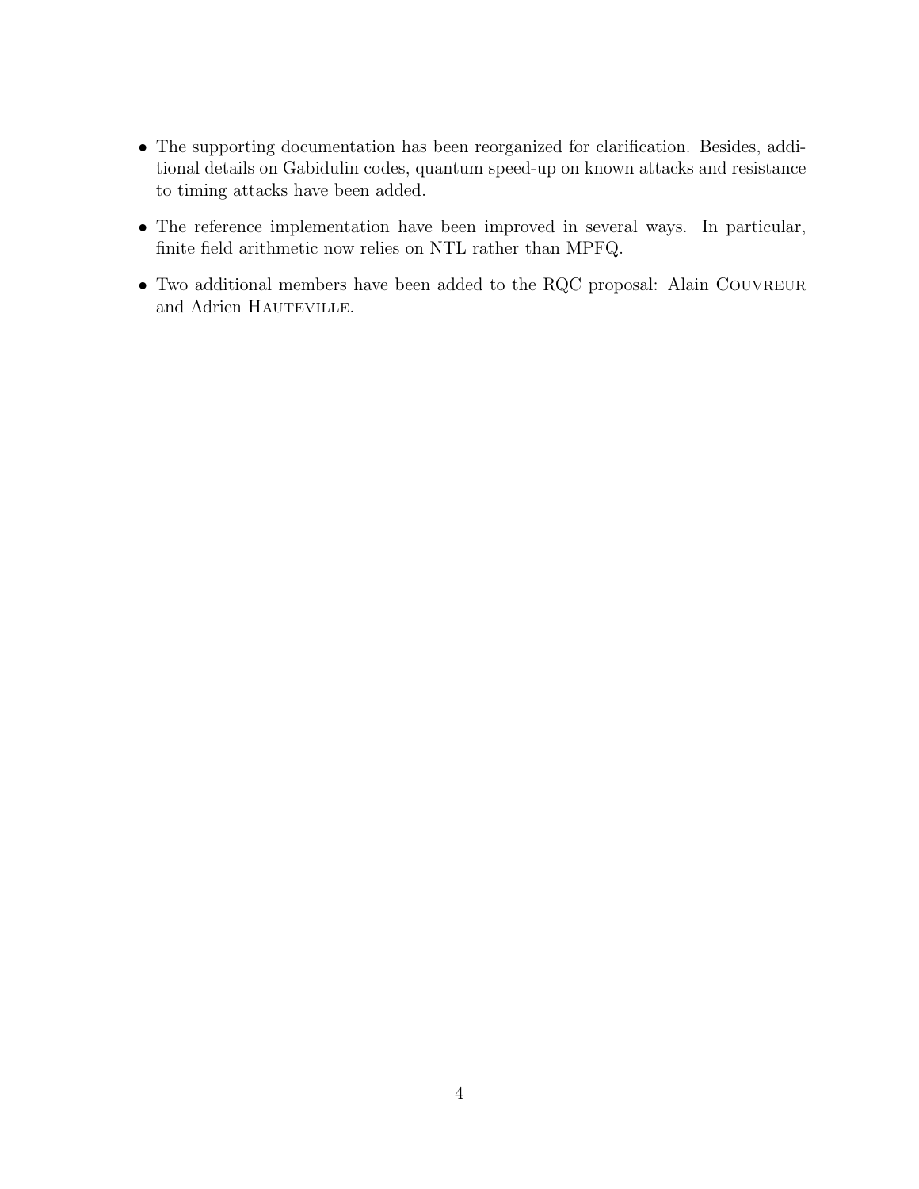- The supporting documentation has been reorganized for clarification. Besides, additional details on Gabidulin codes, quantum speed-up on known attacks and resistance to timing attacks have been added.

- The reference implementation have been improved in several ways. In particular, finite field arithmetic now relies on NTL rather than MPFQ.

- Two additional members have been added to the RQC proposal: Alain Couvreur and Adrien Hauteville.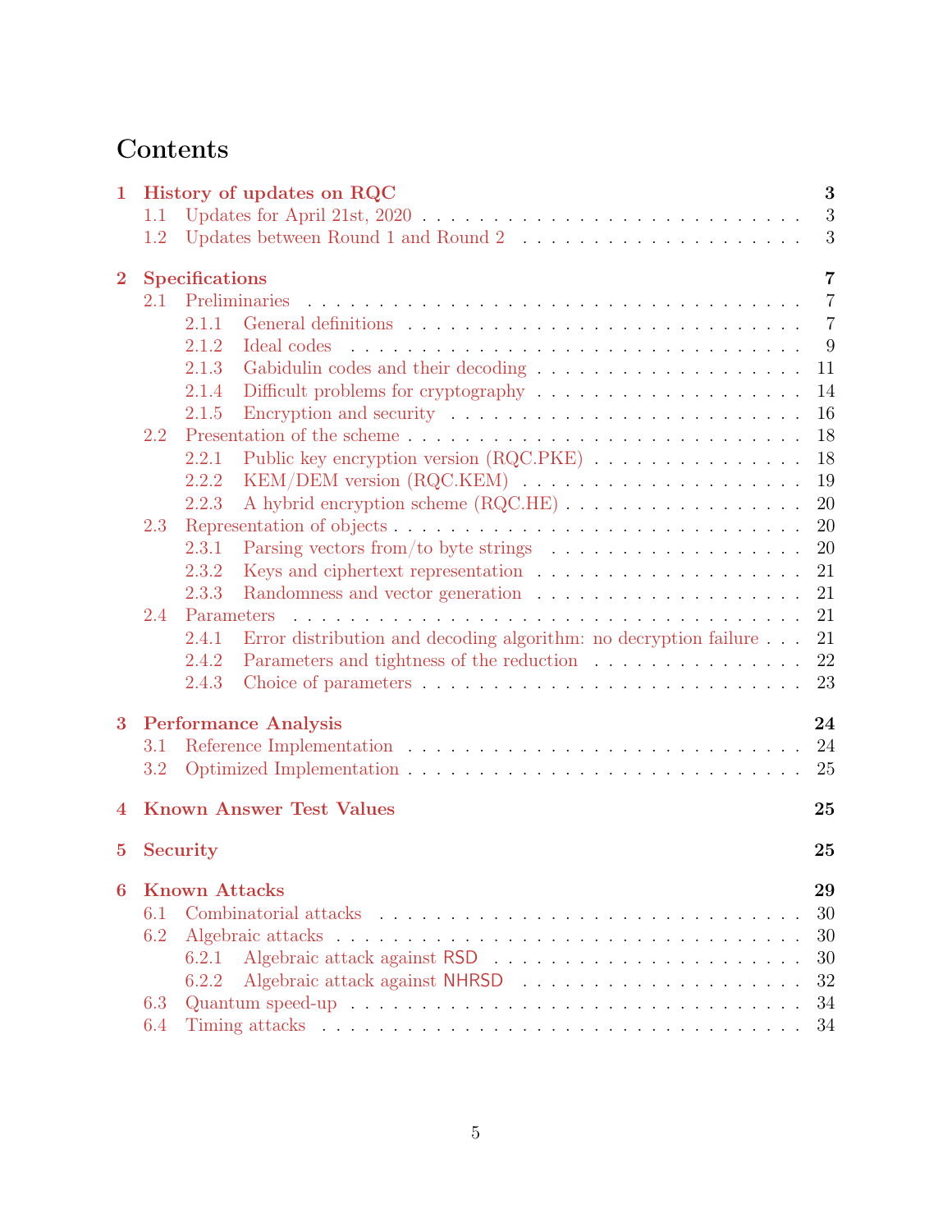# Contents

- **1 History of updates on RQC** — **3**
  - 1.1 Updates for April 21st, 2020 — 3
  - 1.2 Updates between Round 1 and Round 2 — 3
- **2 Specifications** — **7**
  - 2.1 Preliminaries — 7
    - 2.1.1 General definitions — 7
    - 2.1.2 Ideal codes — 9
    - 2.1.3 Gabidulin codes and their decoding — 11
    - 2.1.4 Difficult problems for cryptography — 14
    - 2.1.5 Encryption and security — 16
  - 2.2 Presentation of the scheme — 18
    - 2.2.1 Public key encryption version (RQC.PKE) — 18
    - 2.2.2 KEM/DEM version (RQC.KEM) — 19
    - 2.2.3 A hybrid encryption scheme (RQC.HE) — 20
  - 2.3 Representation of objects — 20
    - 2.3.1 Parsing vectors from/to byte strings — 20
    - 2.3.2 Keys and ciphertext representation — 21
    - 2.3.3 Randomness and vector generation — 21
  - 2.4 Parameters — 21
    - 2.4.1 Error distribution and decoding algorithm: no decryption failure — 21
    - 2.4.2 Parameters and tightness of the reduction — 22
    - 2.4.3 Choice of parameters — 23
- **3 Performance Analysis** — **24**
  - 3.1 Reference Implementation — 24
  - 3.2 Optimized Implementation — 25
- **4 Known Answer Test Values** — **25**
- **5 Security** — **25**
- **6 Known Attacks** — **29**
  - 6.1 Combinatorial attacks — 30
  - 6.2 Algebraic attacks — 30
    - 6.2.1 Algebraic attack against RSD — 30
    - 6.2.2 Algebraic attack against NHRSD — 32
  - 6.3 Quantum speed-up — 34
  - 6.4 Timing attacks — 34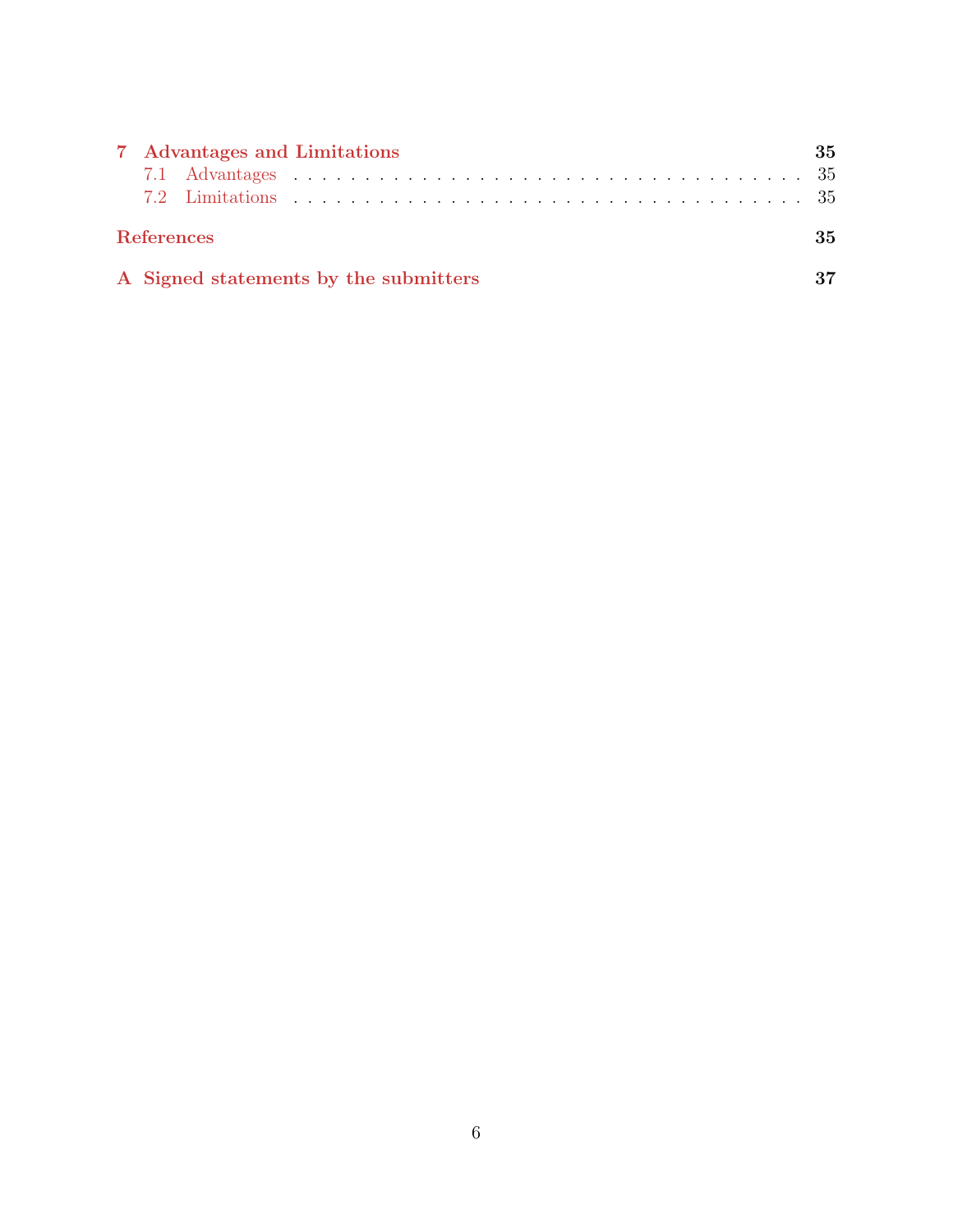**7 Advantages and Limitations** **35**

7.1 Advantages . . . . . . . . . . . . . . . . . . . . . . . . . . . . . . . . . . . . . 35

7.2 Limitations . . . . . . . . . . . . . . . . . . . . . . . . . . . . . . . . . . . . . 35

**References** **35**

**A Signed statements by the submitters** **37**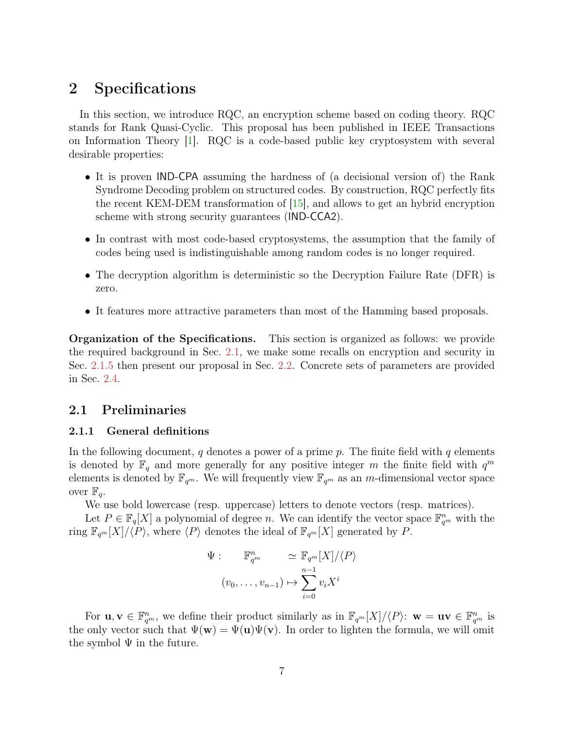# 2 Specifications

In this section, we introduce RQC, an encryption scheme based on coding theory. RQC stands for Rank Quasi-Cyclic. This proposal has been published in IEEE Transactions on Information Theory [1]. RQC is a code-based public key cryptosystem with several desirable properties:

- It is proven IND-CPA assuming the hardness of (a decisional version of) the Rank Syndrome Decoding problem on structured codes. By construction, RQC perfectly fits the recent KEM-DEM transformation of [15], and allows to get an hybrid encryption scheme with strong security guarantees (IND-CCA2).
- In contrast with most code-based cryptosystems, the assumption that the family of codes being used is indistinguishable among random codes is no longer required.
- The decryption algorithm is deterministic so the Decryption Failure Rate (DFR) is zero.
- It features more attractive parameters than most of the Hamming based proposals.

**Organization of the Specifications.** This section is organized as follows: we provide the required background in Sec. 2.1, we make some recalls on encryption and security in Sec. 2.1.5 then present our proposal in Sec. 2.2. Concrete sets of parameters are provided in Sec. 2.4.

## 2.1 Preliminaries

### 2.1.1 General definitions

In the following document, $q$ denotes a power of a prime $p$. The finite field with $q$ elements is denoted by $\mathbb{F}_q$ and more generally for any positive integer $m$ the finite field with $q^m$ elements is denoted by $\mathbb{F}_{q^m}$. We will frequently view $\mathbb{F}_{q^m}$ as an $m$-dimensional vector space over $\mathbb{F}_q$.

We use bold lowercase (resp. uppercase) letters to denote vectors (resp. matrices).

Let $P \in \mathbb{F}_q[X]$ a polynomial of degree $n$. We can identify the vector space $\mathbb{F}_{q^m}^n$ with the ring $\mathbb{F}_{q^m}[X]/\langle P \rangle$, where $\langle P \rangle$ denotes the ideal of $\mathbb{F}_{q^m}[X]$ generated by $P$.

$$
\begin{aligned}
\Psi : \qquad \mathbb{F}_{q^m}^n \qquad & \simeq \mathbb{F}_{q^m}[X]/\langle P \rangle \\
(v_0, \dots, v_{n-1}) & \mapsto \sum_{i=0}^{n-1} v_i X^i
\end{aligned}
$$

For $\mathbf{u}, \mathbf{v} \in \mathbb{F}_{q^m}^n$, we define their product similarly as in $\mathbb{F}_{q^m}[X]/\langle P \rangle$: $\mathbf{w} = \mathbf{uv} \in \mathbb{F}_{q^m}^n$ is the only vector such that $\Psi(\mathbf{w}) = \Psi(\mathbf{u})\Psi(\mathbf{v})$. In order to lighten the formula, we will omit the symbol $\Psi$ in the future.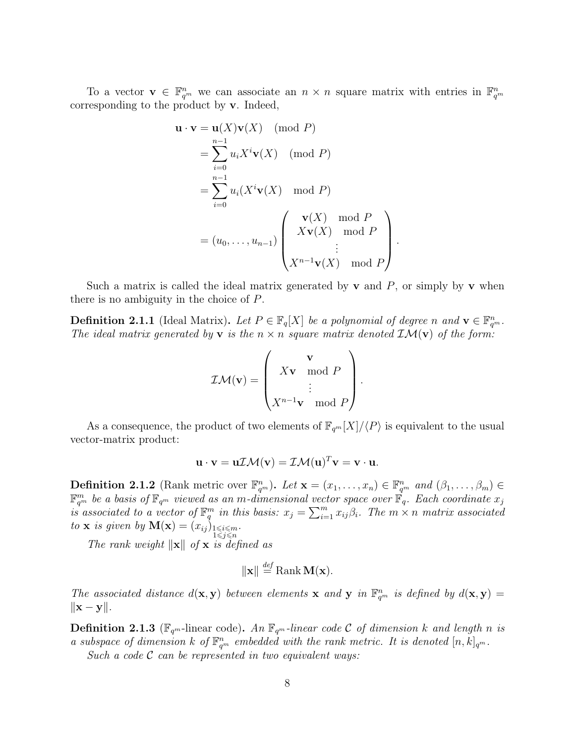To a vector $\mathbf{v} \in \mathbb{F}_{q^m}^n$ we can associate an $n \times n$ square matrix with entries in $\mathbb{F}_{q^m}^n$ corresponding to the product by $\mathbf{v}$. Indeed,

$$
\begin{aligned}
\mathbf{u} \cdot \mathbf{v} &= \mathbf{u}(X)\mathbf{v}(X) \pmod{P} \\
&= \sum_{i=0}^{n-1} u_i X^i \mathbf{v}(X) \pmod{P} \\
&= \sum_{i=0}^{n-1} u_i (X^i \mathbf{v}(X) \mod P) \\
&= (u_0, \ldots, u_{n-1}) \begin{pmatrix} \mathbf{v}(X) \mod P \\ X\mathbf{v}(X) \mod P \\ \vdots \\ X^{n-1}\mathbf{v}(X) \mod P \end{pmatrix}.
\end{aligned}
$$

Such a matrix is called the ideal matrix generated by $\mathbf{v}$ and $P$, or simply by $\mathbf{v}$ when there is no ambiguity in the choice of $P$.

**Definition 2.1.1** (Ideal Matrix)**.** *Let $P \in \mathbb{F}_q[X]$ be a polynomial of degree $n$ and $\mathbf{v} \in \mathbb{F}_{q^m}^n$. The ideal matrix generated by $\mathbf{v}$ is the $n \times n$ square matrix denoted $\mathcal{IM}(\mathbf{v})$ of the form:*

$$
\mathcal{IM}(\mathbf{v}) = \begin{pmatrix} \mathbf{v} \\ X\mathbf{v} \mod P \\ \vdots \\ X^{n-1}\mathbf{v} \mod P \end{pmatrix}.
$$

As a consequence, the product of two elements of $\mathbb{F}_{q^m}[X]/\langle P \rangle$ is equivalent to the usual vector-matrix product:

$$
\mathbf{u} \cdot \mathbf{v} = \mathbf{u}\mathcal{IM}(\mathbf{v}) = \mathcal{IM}(\mathbf{u})^T \mathbf{v} = \mathbf{v} \cdot \mathbf{u}.
$$

**Definition 2.1.2** (Rank metric over $\mathbb{F}_{q^m}^n$)**.** *Let $\mathbf{x} = (x_1, \ldots, x_n) \in \mathbb{F}_{q^m}^n$ and $(\beta_1, \ldots, \beta_m) \in \mathbb{F}_{q^m}^m$ be a basis of $\mathbb{F}_{q^m}$ viewed as an $m$-dimensional vector space over $\mathbb{F}_q$. Each coordinate $x_j$ is associated to a vector of $\mathbb{F}_q^m$ in this basis: $x_j = \sum_{i=1}^m x_{ij}\beta_i$. The $m \times n$ matrix associated to $\mathbf{x}$ is given by $\mathbf{M}(\mathbf{x}) = (x_{ij})_{\substack{1 \leqslant i \leqslant m \\ 1 \leqslant j \leqslant n}}$.*

*The rank weight $\|\mathbf{x}\|$ of $\mathbf{x}$ is defined as*

$$
\|\mathbf{x}\| \stackrel{def}{=} \operatorname{Rank} \mathbf{M}(\mathbf{x}).
$$

*The associated distance $d(\mathbf{x}, \mathbf{y})$ between elements $\mathbf{x}$ and $\mathbf{y}$ in $\mathbb{F}_{q^m}^n$ is defined by $d(\mathbf{x}, \mathbf{y}) = \|\mathbf{x} - \mathbf{y}\|$.*

**Definition 2.1.3** ($\mathbb{F}_{q^m}$-linear code)**.** *An $\mathbb{F}_{q^m}$-linear code $\mathcal{C}$ of dimension $k$ and length $n$ is a subspace of dimension $k$ of $\mathbb{F}_{q^m}^n$ embedded with the rank metric. It is denoted $[n, k]_{q^m}$.*

*Such a code $\mathcal{C}$ can be represented in two equivalent ways:*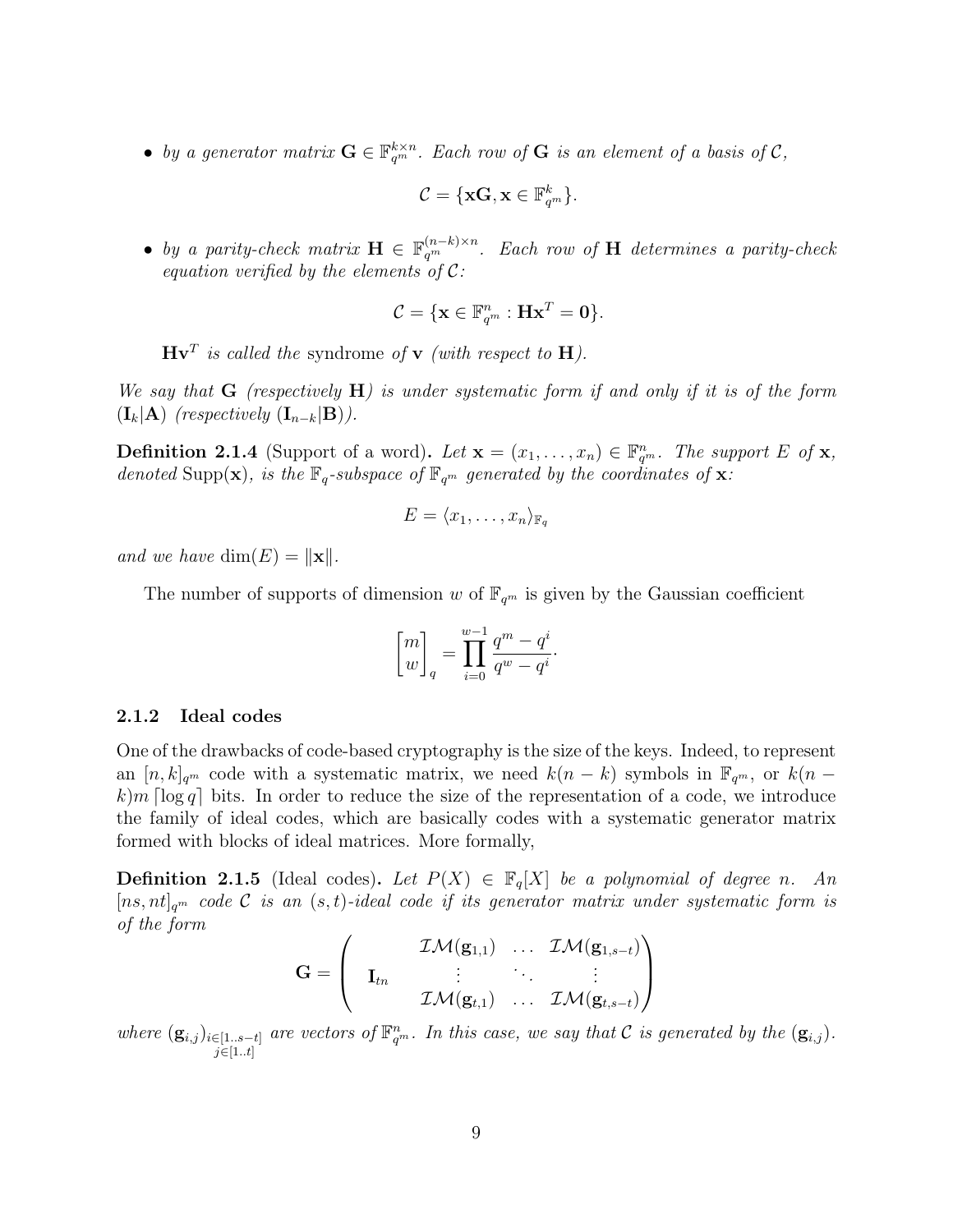- *by a generator matrix $\mathbf{G} \in \mathbb{F}_{q^m}^{k \times n}$. Each row of $\mathbf{G}$ is an element of a basis of $\mathcal{C}$,*

$$\mathcal{C} = \{\mathbf{x}\mathbf{G}, \mathbf{x} \in \mathbb{F}_{q^m}^k\}.$$

- *by a parity-check matrix $\mathbf{H} \in \mathbb{F}_{q^m}^{(n-k) \times n}$. Each row of $\mathbf{H}$ determines a parity-check equation verified by the elements of $\mathcal{C}$:*

$$\mathcal{C} = \{\mathbf{x} \in \mathbb{F}_{q^m}^n : \mathbf{H}\mathbf{x}^T = \mathbf{0}\}.$$

  $\mathbf{H}\mathbf{v}^T$ *is called the* syndrome *of* $\mathbf{v}$ *(with respect to* $\mathbf{H}$*).*

*We say that* $\mathbf{G}$ *(respectively* $\mathbf{H}$*) is under systematic form if and only if it is of the form* $(\mathbf{I}_k|\mathbf{A})$ *(respectively* $(\mathbf{I}_{n-k}|\mathbf{B})$*).*

**Definition 2.1.4** (Support of a word)**.** *Let $\mathbf{x} = (x_1, \ldots, x_n) \in \mathbb{F}_{q^m}^n$. The support $E$ of $\mathbf{x}$, denoted $\mathrm{Supp}(\mathbf{x})$, is the $\mathbb{F}_q$-subspace of $\mathbb{F}_{q^m}$ generated by the coordinates of $\mathbf{x}$:*

$$E = \langle x_1, \ldots, x_n \rangle_{\mathbb{F}_q}$$

*and we have* $\dim(E) = \|\mathbf{x}\|$.

The number of supports of dimension $w$ of $\mathbb{F}_{q^m}$ is given by the Gaussian coefficient

$$\begin{bmatrix} m \\ w \end{bmatrix}_q = \prod_{i=0}^{w-1} \frac{q^m - q^i}{q^w - q^i}.$$

### 2.1.2 Ideal codes

One of the drawbacks of code-based cryptography is the size of the keys. Indeed, to represent an $[n, k]_{q^m}$ code with a systematic matrix, we need $k(n-k)$ symbols in $\mathbb{F}_{q^m}$, or $k(n-k)m \lceil \log q \rceil$ bits. In order to reduce the size of the representation of a code, we introduce the family of ideal codes, which are basically codes with a systematic generator matrix formed with blocks of ideal matrices. More formally,

**Definition 2.1.5** (Ideal codes)**.** *Let $P(X) \in \mathbb{F}_q[X]$ be a polynomial of degree $n$. An $[ns, nt]_{q^m}$ code $\mathcal{C}$ is an $(s, t)$-ideal code if its generator matrix under systematic form is of the form*

$$\mathbf{G} = \begin{pmatrix} & \mathcal{IM}(\mathbf{g}_{1,1}) & \ldots & \mathcal{IM}(\mathbf{g}_{1,s-t}) \\ \mathbf{I}_{tn} & \vdots & \ddots & \vdots \\ & \mathcal{IM}(\mathbf{g}_{t,1}) & \ldots & \mathcal{IM}(\mathbf{g}_{t,s-t}) \end{pmatrix}$$

*where $(\mathbf{g}_{i,j})_{\substack{i \in [1..s-t] \\ j \in [1..t]}}$ are vectors of $\mathbb{F}_{q^m}^n$. In this case, we say that $\mathcal{C}$ is generated by the $(\mathbf{g}_{i,j})$.*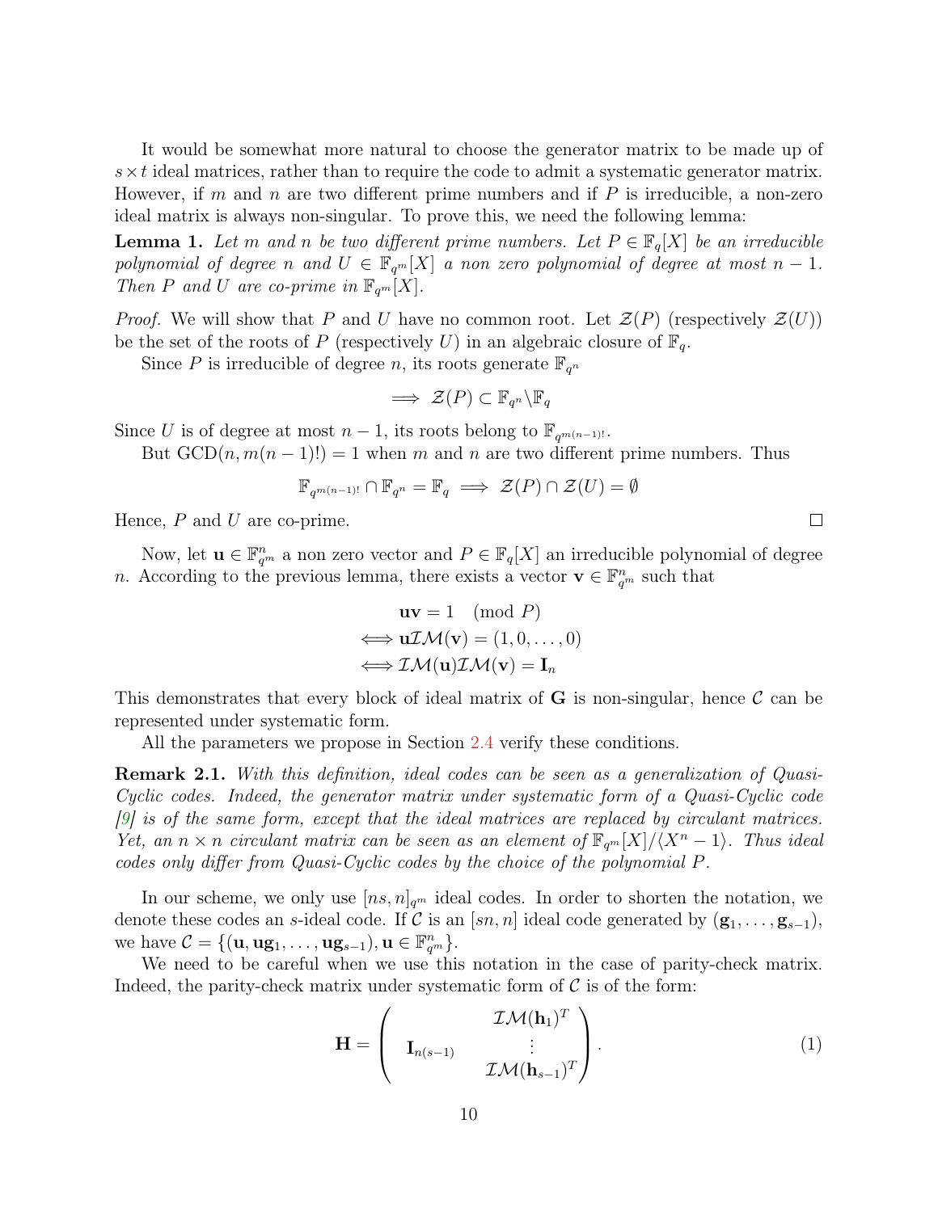It would be somewhat more natural to choose the generator matrix to be made up of $s \times t$ ideal matrices, rather than to require the code to admit a systematic generator matrix. However, if $m$ and $n$ are two different prime numbers and if $P$ is irreducible, a non-zero ideal matrix is always non-singular. To prove this, we need the following lemma:

**Lemma 1.** *Let $m$ and $n$ be two different prime numbers. Let $P \in \mathbb{F}_q[X]$ be an irreducible polynomial of degree $n$ and $U \in \mathbb{F}_{q^m}[X]$ a non zero polynomial of degree at most $n-1$. Then $P$ and $U$ are co-prime in $\mathbb{F}_{q^m}[X]$.*

*Proof.* We will show that $P$ and $U$ have no common root. Let $\mathcal{Z}(P)$ (respectively $\mathcal{Z}(U)$) be the set of the roots of $P$ (respectively $U$) in an algebraic closure of $\mathbb{F}_q$.

Since $P$ is irreducible of degree $n$, its roots generate $\mathbb{F}_{q^n}$

$$\implies \mathcal{Z}(P) \subset \mathbb{F}_{q^n} \backslash \mathbb{F}_q$$

Since $U$ is of degree at most $n-1$, its roots belong to $\mathbb{F}_{q^{m(n-1)!}}$.

But $\mathrm{GCD}(n, m(n-1)!) = 1$ when $m$ and $n$ are two different prime numbers. Thus

$$\mathbb{F}_{q^{m(n-1)!}} \cap \mathbb{F}_{q^n} = \mathbb{F}_q \implies \mathcal{Z}(P) \cap \mathcal{Z}(U) = \emptyset$$

Hence, $P$ and $U$ are co-prime. □

Now, let $\mathbf{u} \in \mathbb{F}_{q^m}^n$ a non zero vector and $P \in \mathbb{F}_q[X]$ an irreducible polynomial of degree $n$. According to the previous lemma, there exists a vector $\mathbf{v} \in \mathbb{F}_{q^m}^n$ such that

$$\begin{aligned} &\mathbf{uv} = 1 \pmod{P} \\ \iff &\mathbf{u}\mathcal{IM}(\mathbf{v}) = (1, 0, \ldots, 0) \\ \iff &\mathcal{IM}(\mathbf{u})\mathcal{IM}(\mathbf{v}) = \mathbf{I}_n \end{aligned}$$

This demonstrates that every block of ideal matrix of $\mathbf{G}$ is non-singular, hence $\mathcal{C}$ can be represented under systematic form.

All the parameters we propose in Section 2.4 verify these conditions.

**Remark 2.1.** *With this definition, ideal codes can be seen as a generalization of Quasi-Cyclic codes. Indeed, the generator matrix under systematic form of a Quasi-Cyclic code [9] is of the same form, except that the ideal matrices are replaced by circulant matrices. Yet, an $n \times n$ circulant matrix can be seen as an element of $\mathbb{F}_{q^m}[X]/\langle X^n - 1\rangle$. Thus ideal codes only differ from Quasi-Cyclic codes by the choice of the polynomial $P$.*

In our scheme, we only use $[ns, n]_{q^m}$ ideal codes. In order to shorten the notation, we denote these codes an $s$-ideal code. If $\mathcal{C}$ is an $[sn, n]$ ideal code generated by $(\mathbf{g}_1, \ldots, \mathbf{g}_{s-1})$, we have $\mathcal{C} = \{(\mathbf{u}, \mathbf{ug}_1, \ldots, \mathbf{ug}_{s-1}), \mathbf{u} \in \mathbb{F}_{q^m}^n\}$.

We need to be careful when we use this notation in the case of parity-check matrix. Indeed, the parity-check matrix under systematic form of $\mathcal{C}$ is of the form:

$$\mathbf{H} = \begin{pmatrix} & \mathcal{IM}(\mathbf{h}_1)^T \\ \mathbf{I}_{n(s-1)} & \vdots \\ & \mathcal{IM}(\mathbf{h}_{s-1})^T \end{pmatrix}. \tag{1}$$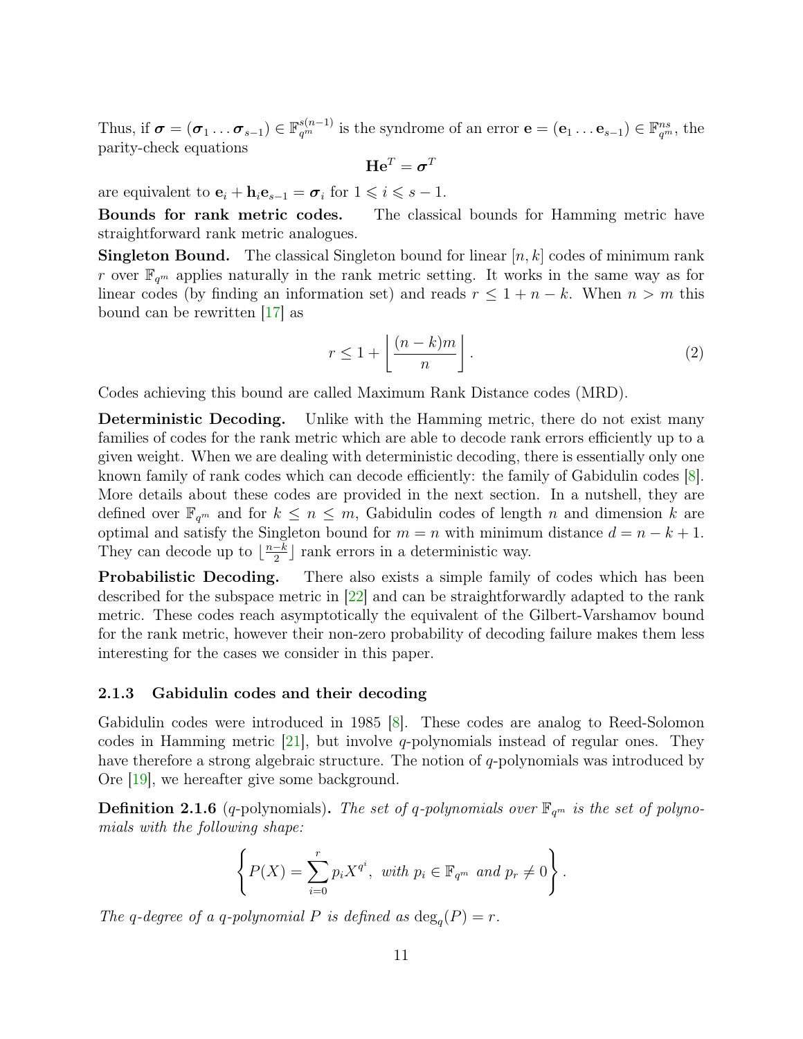Thus, if $\boldsymbol{\sigma} = (\boldsymbol{\sigma}_1 \dots \boldsymbol{\sigma}_{s-1}) \in \mathbb{F}_{q^m}^{s(n-1)}$ is the syndrome of an error $\mathbf{e} = (\mathbf{e}_1 \dots \mathbf{e}_{s-1}) \in \mathbb{F}_{q^m}^{ns}$, the parity-check equations

$$\mathbf{H}\mathbf{e}^T = \boldsymbol{\sigma}^T$$

are equivalent to $\mathbf{e}_i + \mathbf{h}_i \mathbf{e}_{s-1} = \boldsymbol{\sigma}_i$ for $1 \leqslant i \leqslant s-1$.

**Bounds for rank metric codes.** The classical bounds for Hamming metric have straightforward rank metric analogues.

**Singleton Bound.** The classical Singleton bound for linear $[n, k]$ codes of minimum rank $r$ over $\mathbb{F}_{q^m}$ applies naturally in the rank metric setting. It works in the same way as for linear codes (by finding an information set) and reads $r \leq 1 + n - k$. When $n > m$ this bound can be rewritten [17] as

$$r \leq 1 + \left\lfloor \frac{(n-k)m}{n} \right\rfloor. \tag{2}$$

Codes achieving this bound are called Maximum Rank Distance codes (MRD).

**Deterministic Decoding.** Unlike with the Hamming metric, there do not exist many families of codes for the rank metric which are able to decode rank errors efficiently up to a given weight. When we are dealing with deterministic decoding, there is essentially only one known family of rank codes which can decode efficiently: the family of Gabidulin codes [8]. More details about these codes are provided in the next section. In a nutshell, they are defined over $\mathbb{F}_{q^m}$ and for $k \leq n \leq m$, Gabidulin codes of length $n$ and dimension $k$ are optimal and satisfy the Singleton bound for $m = n$ with minimum distance $d = n - k + 1$. They can decode up to $\lfloor \frac{n-k}{2} \rfloor$ rank errors in a deterministic way.

**Probabilistic Decoding.** There also exists a simple family of codes which has been described for the subspace metric in [22] and can be straightforwardly adapted to the rank metric. These codes reach asymptotically the equivalent of the Gilbert-Varshamov bound for the rank metric, however their non-zero probability of decoding failure makes them less interesting for the cases we consider in this paper.

### 2.1.3 Gabidulin codes and their decoding

Gabidulin codes were introduced in 1985 [8]. These codes are analog to Reed-Solomon codes in Hamming metric [21], but involve $q$-polynomials instead of regular ones. They have therefore a strong algebraic structure. The notion of $q$-polynomials was introduced by Ore [19], we hereafter give some background.

**Definition 2.1.6** ($q$-polynomials)**.** *The set of $q$-polynomials over $\mathbb{F}_{q^m}$ is the set of polynomials with the following shape:*

$$\left\{ P(X) = \sum_{i=0}^{r} p_i X^{q^i}, \text{ with } p_i \in \mathbb{F}_{q^m} \text{ and } p_r \neq 0 \right\}.$$

*The $q$-degree of a $q$-polynomial $P$ is defined as $\deg_q(P) = r$.*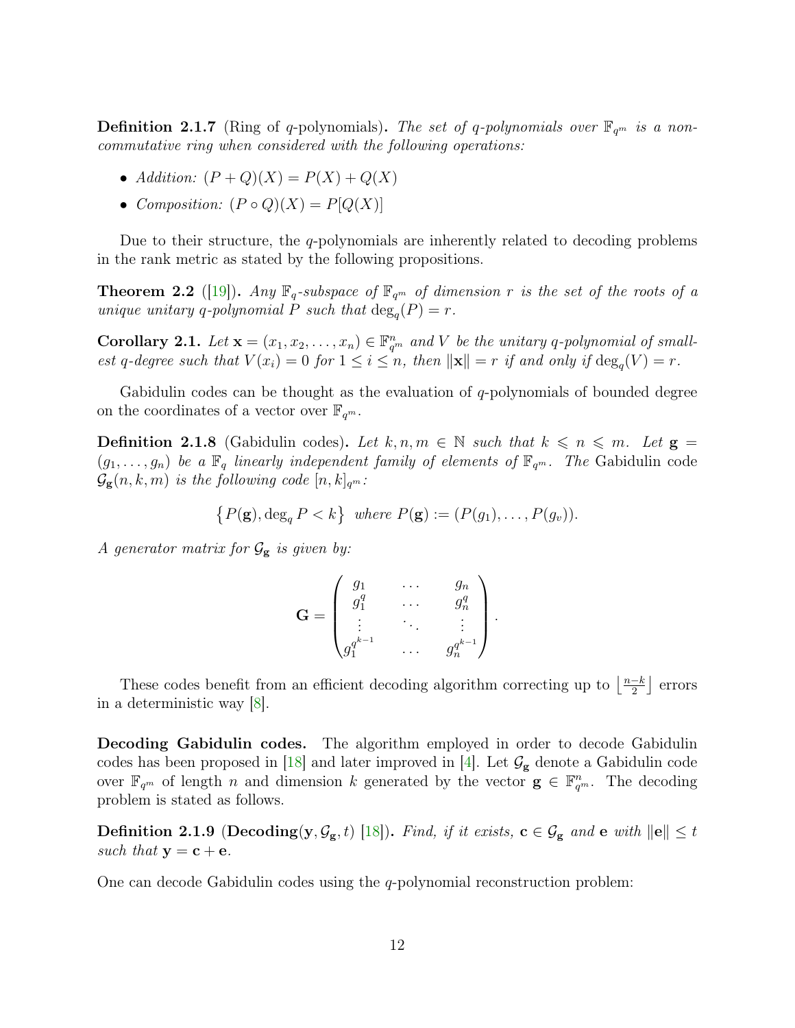**Definition 2.1.7** (Ring of $q$-polynomials)**.** *The set of $q$-polynomials over $\mathbb{F}_{q^m}$ is a non-commutative ring when considered with the following operations:*

- *Addition: $(P+Q)(X) = P(X) + Q(X)$*
- *Composition: $(P \circ Q)(X) = P[Q(X)]$*

Due to their structure, the $q$-polynomials are inherently related to decoding problems in the rank metric as stated by the following propositions.

**Theorem 2.2** ([19])**.** *Any $\mathbb{F}_q$-subspace of $\mathbb{F}_{q^m}$ of dimension $r$ is the set of the roots of a unique unitary $q$-polynomial $P$ such that $\deg_q(P) = r$.*

**Corollary 2.1.** *Let $\mathbf{x} = (x_1, x_2, \ldots, x_n) \in \mathbb{F}_{q^m}^n$ and $V$ be the unitary $q$-polynomial of smallest $q$-degree such that $V(x_i) = 0$ for $1 \leq i \leq n$, then $\|\mathbf{x}\| = r$ if and only if $\deg_q(V) = r$.*

Gabidulin codes can be thought as the evaluation of $q$-polynomials of bounded degree on the coordinates of a vector over $\mathbb{F}_{q^m}$.

**Definition 2.1.8** (Gabidulin codes)**.** *Let $k, n, m \in \mathbb{N}$ such that $k \leqslant n \leqslant m$. Let $\mathbf{g} = (g_1, \ldots, g_n)$ be a $\mathbb{F}_q$ linearly independent family of elements of $\mathbb{F}_{q^m}$. The* Gabidulin code *$\mathcal{G}_{\mathbf{g}}(n, k, m)$ is the following code $[n, k]_{q^m}$:*

$$\left\{ P(\mathbf{g}), \deg_q P < k \right\} \text{ where } P(\mathbf{g}) := (P(g_1), \ldots, P(g_v)).$$

*A generator matrix for $\mathcal{G}_{\mathbf{g}}$ is given by:*

$$\mathbf{G} = \begin{pmatrix} g_1 & \cdots & g_n \\ g_1^q & \cdots & g_n^q \\ \vdots & \ddots & \vdots \\ g_1^{q^{k-1}} & \cdots & g_n^{q^{k-1}} \end{pmatrix}.$$

These codes benefit from an efficient decoding algorithm correcting up to $\left\lfloor \frac{n-k}{2} \right\rfloor$ errors in a deterministic way [8].

**Decoding Gabidulin codes.** The algorithm employed in order to decode Gabidulin codes has been proposed in [18] and later improved in [4]. Let $\mathcal{G}_{\mathbf{g}}$ denote a Gabidulin code over $\mathbb{F}_{q^m}$ of length $n$ and dimension $k$ generated by the vector $\mathbf{g} \in \mathbb{F}_{q^m}^n$. The decoding problem is stated as follows.

**Definition 2.1.9** (**Decoding($\mathbf{y}, \mathcal{G}_{\mathbf{g}}, t$)** [18])**.** *Find, if it exists, $\mathbf{c} \in \mathcal{G}_{\mathbf{g}}$ and $\mathbf{e}$ with $\|\mathbf{e}\| \leq t$ such that $\mathbf{y} = \mathbf{c} + \mathbf{e}$.*

One can decode Gabidulin codes using the $q$-polynomial reconstruction problem: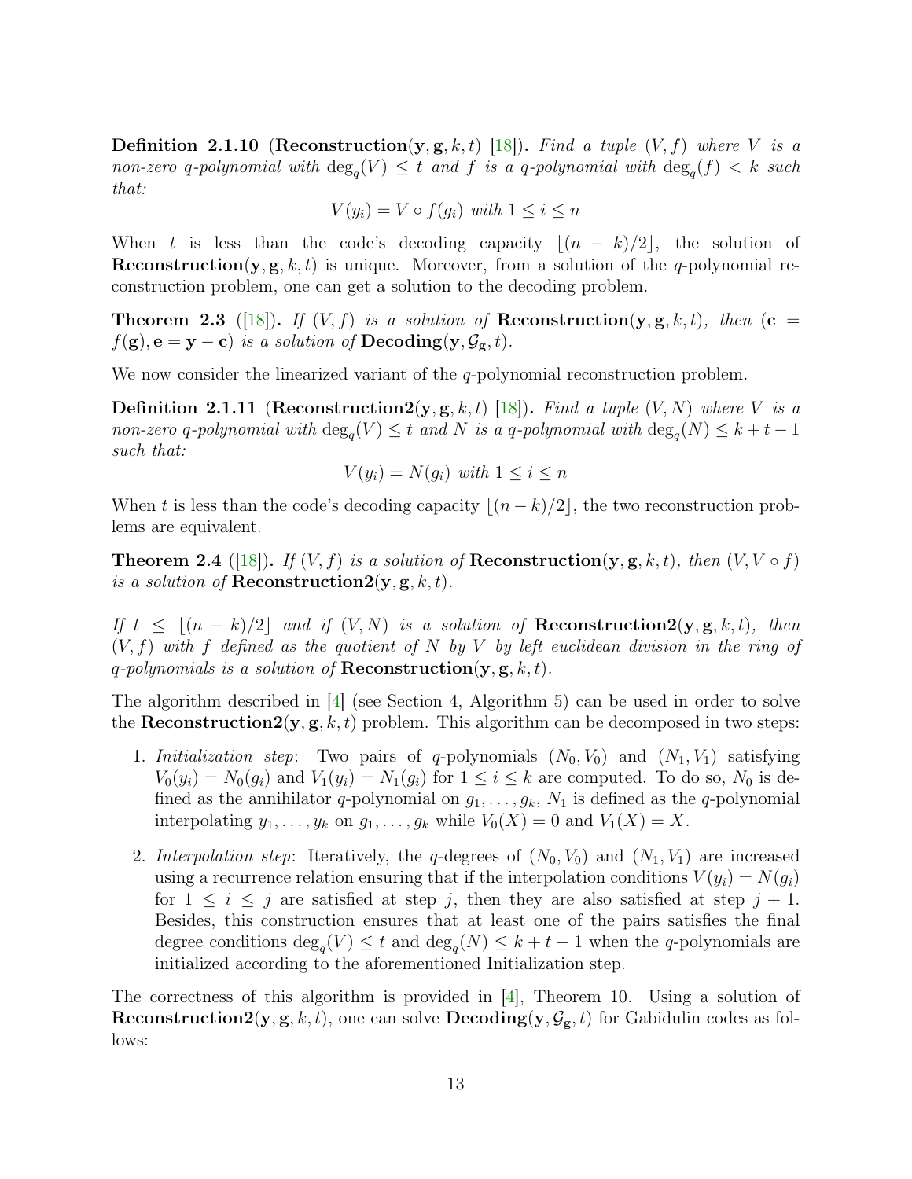**Definition 2.1.10** (**Reconstruction**$(\mathbf{y}, \mathbf{g}, k, t)$ [18])**.** *Find a tuple $(V, f)$ where $V$ is a non-zero $q$-polynomial with $\deg_q(V) \leq t$ and $f$ is a $q$-polynomial with $\deg_q(f) < k$ such that:*

$$V(y_i) = V \circ f(g_i) \text{ with } 1 \leq i \leq n$$

When $t$ is less than the code's decoding capacity $\lfloor (n-k)/2 \rfloor$, the solution of **Reconstruction**$(\mathbf{y}, \mathbf{g}, k, t)$ is unique. Moreover, from a solution of the $q$-polynomial reconstruction problem, one can get a solution to the decoding problem.

**Theorem 2.3** ([18])**.** *If $(V, f)$ is a solution of* **Reconstruction**$(\mathbf{y}, \mathbf{g}, k, t)$*, then $(\mathbf{c} = f(\mathbf{g}), \mathbf{e} = \mathbf{y} - \mathbf{c})$ is a solution of* **Decoding**$(\mathbf{y}, \mathcal{G}_{\mathbf{g}}, t)$*.*

We now consider the linearized variant of the $q$-polynomial reconstruction problem.

**Definition 2.1.11** (**Reconstruction2**$(\mathbf{y}, \mathbf{g}, k, t)$ [18])**.** *Find a tuple $(V, N)$ where $V$ is a non-zero $q$-polynomial with $\deg_q(V) \leq t$ and $N$ is a $q$-polynomial with $\deg_q(N) \leq k + t - 1$ such that:*

$$V(y_i) = N(g_i) \text{ with } 1 \leq i \leq n$$

When $t$ is less than the code's decoding capacity $\lfloor (n-k)/2 \rfloor$, the two reconstruction problems are equivalent.

**Theorem 2.4** ([18])**.** *If $(V, f)$ is a solution of* **Reconstruction**$(\mathbf{y}, \mathbf{g}, k, t)$*, then $(V, V \circ f)$ is a solution of* **Reconstruction2**$(\mathbf{y}, \mathbf{g}, k, t)$*.*

*If $t \leq \lfloor (n-k)/2 \rfloor$ and if $(V, N)$ is a solution of* **Reconstruction2**$(\mathbf{y}, \mathbf{g}, k, t)$*, then $(V, f)$ with $f$ defined as the quotient of $N$ by $V$ by left euclidean division in the ring of $q$-polynomials is a solution of* **Reconstruction**$(\mathbf{y}, \mathbf{g}, k, t)$*.*

The algorithm described in [4] (see Section 4, Algorithm 5) can be used in order to solve the **Reconstruction2**$(\mathbf{y}, \mathbf{g}, k, t)$ problem. This algorithm can be decomposed in two steps:

1. *Initialization step*: Two pairs of $q$-polynomials $(N_0, V_0)$ and $(N_1, V_1)$ satisfying $V_0(y_i) = N_0(g_i)$ and $V_1(y_i) = N_1(g_i)$ for $1 \leq i \leq k$ are computed. To do so, $N_0$ is defined as the annihilator $q$-polynomial on $g_1, \ldots, g_k$, $N_1$ is defined as the $q$-polynomial interpolating $y_1, \ldots, y_k$ on $g_1, \ldots, g_k$ while $V_0(X) = 0$ and $V_1(X) = X$.
2. *Interpolation step*: Iteratively, the $q$-degrees of $(N_0, V_0)$ and $(N_1, V_1)$ are increased using a recurrence relation ensuring that if the interpolation conditions $V(y_i) = N(g_i)$ for $1 \leq i \leq j$ are satisfied at step $j$, then they are also satisfied at step $j+1$. Besides, this construction ensures that at least one of the pairs satisfies the final degree conditions $\deg_q(V) \leq t$ and $\deg_q(N) \leq k + t - 1$ when the $q$-polynomials are initialized according to the aforementioned Initialization step.

The correctness of this algorithm is provided in [4], Theorem 10. Using a solution of **Reconstruction2**$(\mathbf{y}, \mathbf{g}, k, t)$, one can solve **Decoding**$(\mathbf{y}, \mathcal{G}_{\mathbf{g}}, t)$ for Gabidulin codes as follows: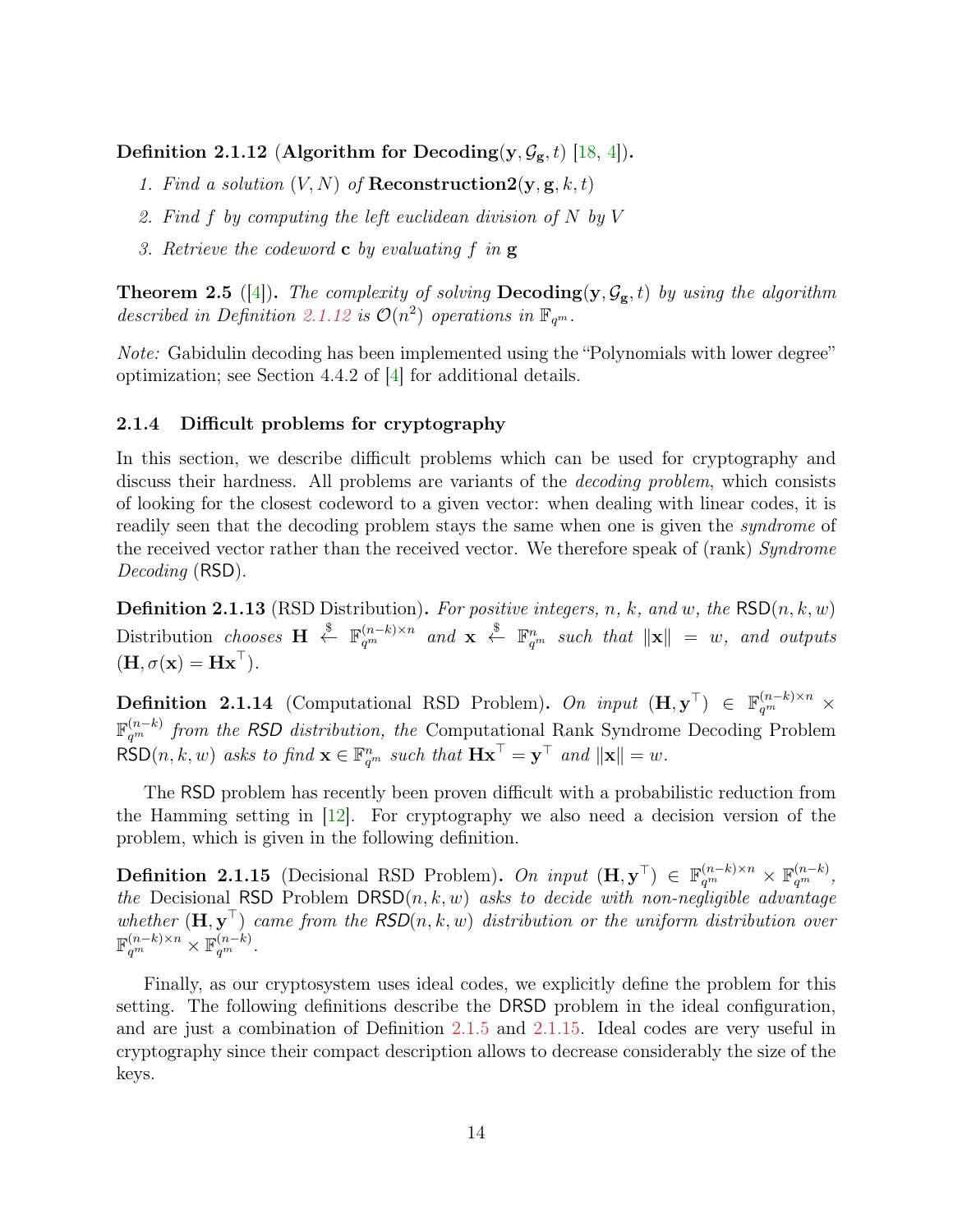**Definition 2.1.12 (Algorithm for Decoding($\mathbf{y}, \mathcal{G}_{\mathbf{g}}, t$) [18, 4]).**

1. *Find a solution $(V, N)$ of* **Reconstruction2**$(\mathbf{y}, \mathbf{g}, k, t)$
2. *Find $f$ by computing the left euclidean division of $N$ by $V$*
3. *Retrieve the codeword $\mathbf{c}$ by evaluating $f$ in $\mathbf{g}$*

**Theorem 2.5** ([4]). *The complexity of solving* **Decoding**$(\mathbf{y}, \mathcal{G}_{\mathbf{g}}, t)$ *by using the algorithm described in Definition 2.1.12 is $\mathcal{O}(n^2)$ operations in $\mathbb{F}_{q^m}$.*

*Note:* Gabidulin decoding has been implemented using the "Polynomials with lower degree" optimization; see Section 4.4.2 of [4] for additional details.

### 2.1.4 Difficult problems for cryptography

In this section, we describe difficult problems which can be used for cryptography and discuss their hardness. All problems are variants of the *decoding problem*, which consists of looking for the closest codeword to a given vector: when dealing with linear codes, it is readily seen that the decoding problem stays the same when one is given the *syndrome* of the received vector rather than the received vector. We therefore speak of (rank) *Syndrome Decoding* (RSD).

**Definition 2.1.13** (RSD Distribution)**.** *For positive integers, $n$, $k$, and $w$, the* RSD$(n, k, w)$ Distribution *chooses $\mathbf{H} \xleftarrow{\$} \mathbb{F}_{q^m}^{(n-k)\times n}$ and $\mathbf{x} \xleftarrow{\$} \mathbb{F}_{q^m}^{n}$ such that $\|\mathbf{x}\| = w$, and outputs $(\mathbf{H}, \sigma(\mathbf{x}) = \mathbf{H}\mathbf{x}^\top)$.*

**Definition 2.1.14** (Computational RSD Problem)**.** *On input $(\mathbf{H}, \mathbf{y}^\top) \in \mathbb{F}_{q^m}^{(n-k)\times n} \times \mathbb{F}_{q^m}^{(n-k)}$ from the RSD distribution, the* Computational Rank Syndrome Decoding Problem RSD$(n, k, w)$ *asks to find $\mathbf{x} \in \mathbb{F}_{q^m}^{n}$ such that $\mathbf{H}\mathbf{x}^\top = \mathbf{y}^\top$ and $\|\mathbf{x}\| = w$.*

The RSD problem has recently been proven difficult with a probabilistic reduction from the Hamming setting in [12]. For cryptography we also need a decision version of the problem, which is given in the following definition.

**Definition 2.1.15** (Decisional RSD Problem)**.** *On input $(\mathbf{H}, \mathbf{y}^\top) \in \mathbb{F}_{q^m}^{(n-k)\times n} \times \mathbb{F}_{q^m}^{(n-k)}$, the* Decisional RSD Problem DRSD$(n, k, w)$ *asks to decide with non-negligible advantage whether $(\mathbf{H}, \mathbf{y}^\top)$ came from the RSD$(n, k, w)$ distribution or the uniform distribution over $\mathbb{F}_{q^m}^{(n-k)\times n} \times \mathbb{F}_{q^m}^{(n-k)}$.*

Finally, as our cryptosystem uses ideal codes, we explicitly define the problem for this setting. The following definitions describe the DRSD problem in the ideal configuration, and are just a combination of Definition 2.1.5 and 2.1.15. Ideal codes are very useful in cryptography since their compact description allows to decrease considerably the size of the keys.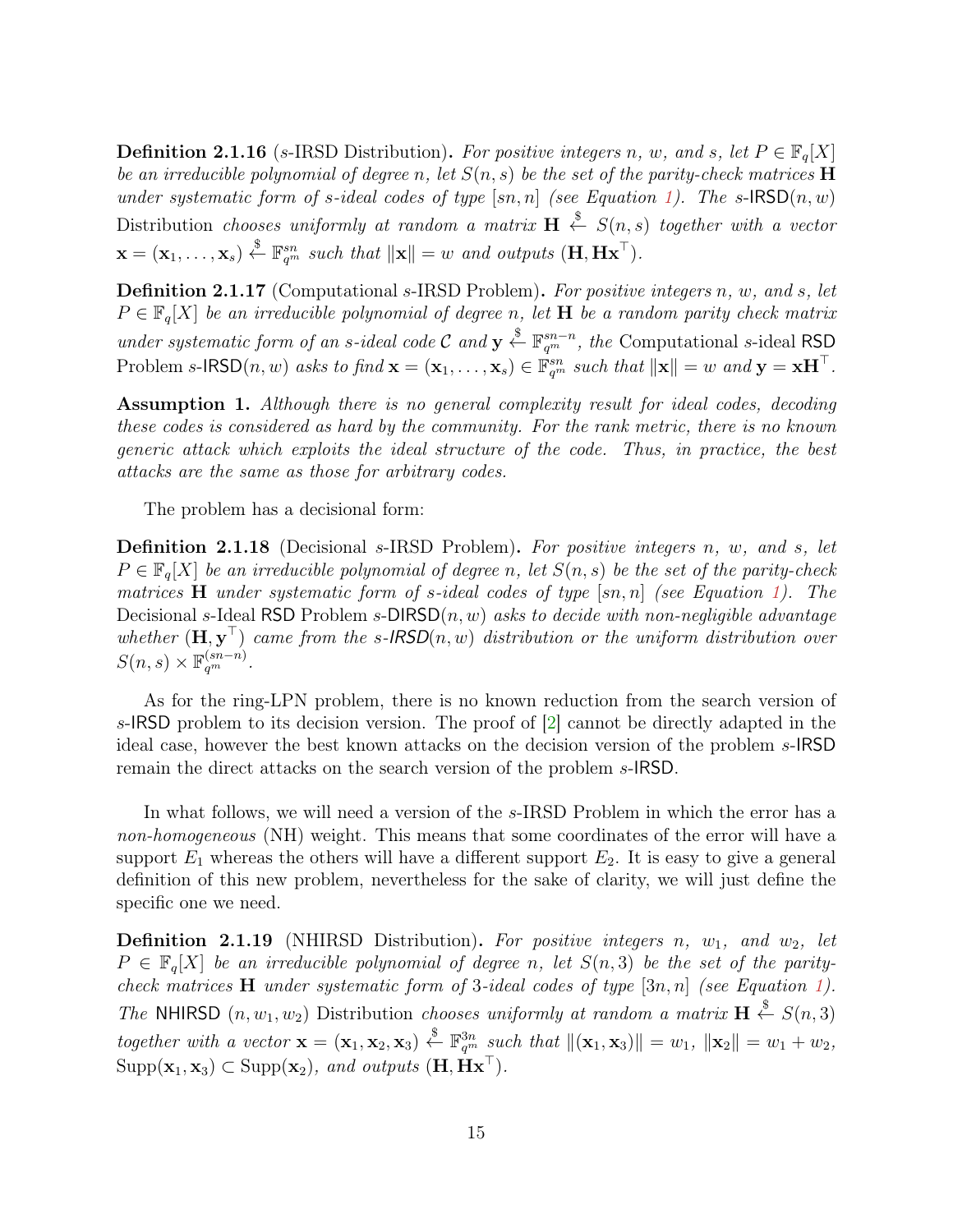**Definition 2.1.16** ($s$-IRSD Distribution)**.** *For positive integers $n$, $w$, and $s$, let $P \in \mathbb{F}_q[X]$ be an irreducible polynomial of degree $n$, let $S(n,s)$ be the set of the parity-check matrices $\mathbf{H}$ under systematic form of $s$-ideal codes of type $[sn, n]$ (see Equation 1). The $s$-$\mathsf{IRSD}(n,w)$* Distribution *chooses uniformly at random a matrix $\mathbf{H} \xleftarrow{\$} S(n,s)$ together with a vector $\mathbf{x} = (\mathbf{x}_1, \ldots, \mathbf{x}_s) \xleftarrow{\$} \mathbb{F}_{q^m}^{sn}$ such that $\|\mathbf{x}\| = w$ and outputs $(\mathbf{H}, \mathbf{H}\mathbf{x}^\top)$.*

**Definition 2.1.17** (Computational $s$-IRSD Problem)**.** *For positive integers $n$, $w$, and $s$, let $P \in \mathbb{F}_q[X]$ be an irreducible polynomial of degree $n$, let $\mathbf{H}$ be a random parity check matrix under systematic form of an $s$-ideal code $\mathcal{C}$ and $\mathbf{y} \xleftarrow{\$} \mathbb{F}_{q^m}^{sn-n}$, the* Computational $s$-ideal $\mathsf{RSD}$ Problem *$s$-$\mathsf{IRSD}(n,w)$ asks to find $\mathbf{x} = (\mathbf{x}_1, \ldots, \mathbf{x}_s) \in \mathbb{F}_{q^m}^{sn}$ such that $\|\mathbf{x}\| = w$ and $\mathbf{y} = \mathbf{x}\mathbf{H}^\top$.*

**Assumption 1.** *Although there is no general complexity result for ideal codes, decoding these codes is considered as hard by the community. For the rank metric, there is no known generic attack which exploits the ideal structure of the code. Thus, in practice, the best attacks are the same as those for arbitrary codes.*

The problem has a decisional form:

**Definition 2.1.18** (Decisional $s$-IRSD Problem)**.** *For positive integers $n$, $w$, and $s$, let $P \in \mathbb{F}_q[X]$ be an irreducible polynomial of degree $n$, let $S(n,s)$ be the set of the parity-check matrices $\mathbf{H}$ under systematic form of $s$-ideal codes of type $[sn, n]$ (see Equation 1). The* Decisional $s$-Ideal $\mathsf{RSD}$ Problem *$s$-$\mathsf{DIRSD}(n,w)$ asks to decide with non-negligible advantage whether $(\mathbf{H}, \mathbf{y}^\top)$ came from the $s$-$\mathsf{IRSD}(n,w)$ distribution or the uniform distribution over $S(n,s) \times \mathbb{F}_{q^m}^{(sn-n)}$.*

As for the ring-LPN problem, there is no known reduction from the search version of $s$-$\mathsf{IRSD}$ problem to its decision version. The proof of [2] cannot be directly adapted in the ideal case, however the best known attacks on the decision version of the problem $s$-$\mathsf{IRSD}$ remain the direct attacks on the search version of the problem $s$-$\mathsf{IRSD}$.

In what follows, we will need a version of the $s$-IRSD Problem in which the error has a *non-homogeneous* (NH) weight. This means that some coordinates of the error will have a support $E_1$ whereas the others will have a different support $E_2$. It is easy to give a general definition of this new problem, nevertheless for the sake of clarity, we will just define the specific one we need.

**Definition 2.1.19** (NHIRSD Distribution)**.** *For positive integers $n$, $w_1$, and $w_2$, let $P \in \mathbb{F}_q[X]$ be an irreducible polynomial of degree $n$, let $S(n,3)$ be the set of the parity-check matrices $\mathbf{H}$ under systematic form of 3-ideal codes of type $[3n, n]$ (see Equation 1). The* $\mathsf{NHIRSD}$ $(n, w_1, w_2)$ Distribution *chooses uniformly at random a matrix $\mathbf{H} \xleftarrow{\$} S(n,3)$ together with a vector $\mathbf{x} = (\mathbf{x}_1, \mathbf{x}_2, \mathbf{x}_3) \xleftarrow{\$} \mathbb{F}_{q^m}^{3n}$ such that $\|(\mathbf{x}_1, \mathbf{x}_3)\| = w_1$, $\|\mathbf{x}_2\| = w_1 + w_2$, $\mathrm{Supp}(\mathbf{x}_1, \mathbf{x}_3) \subset \mathrm{Supp}(\mathbf{x}_2)$, and outputs $(\mathbf{H}, \mathbf{H}\mathbf{x}^\top)$.*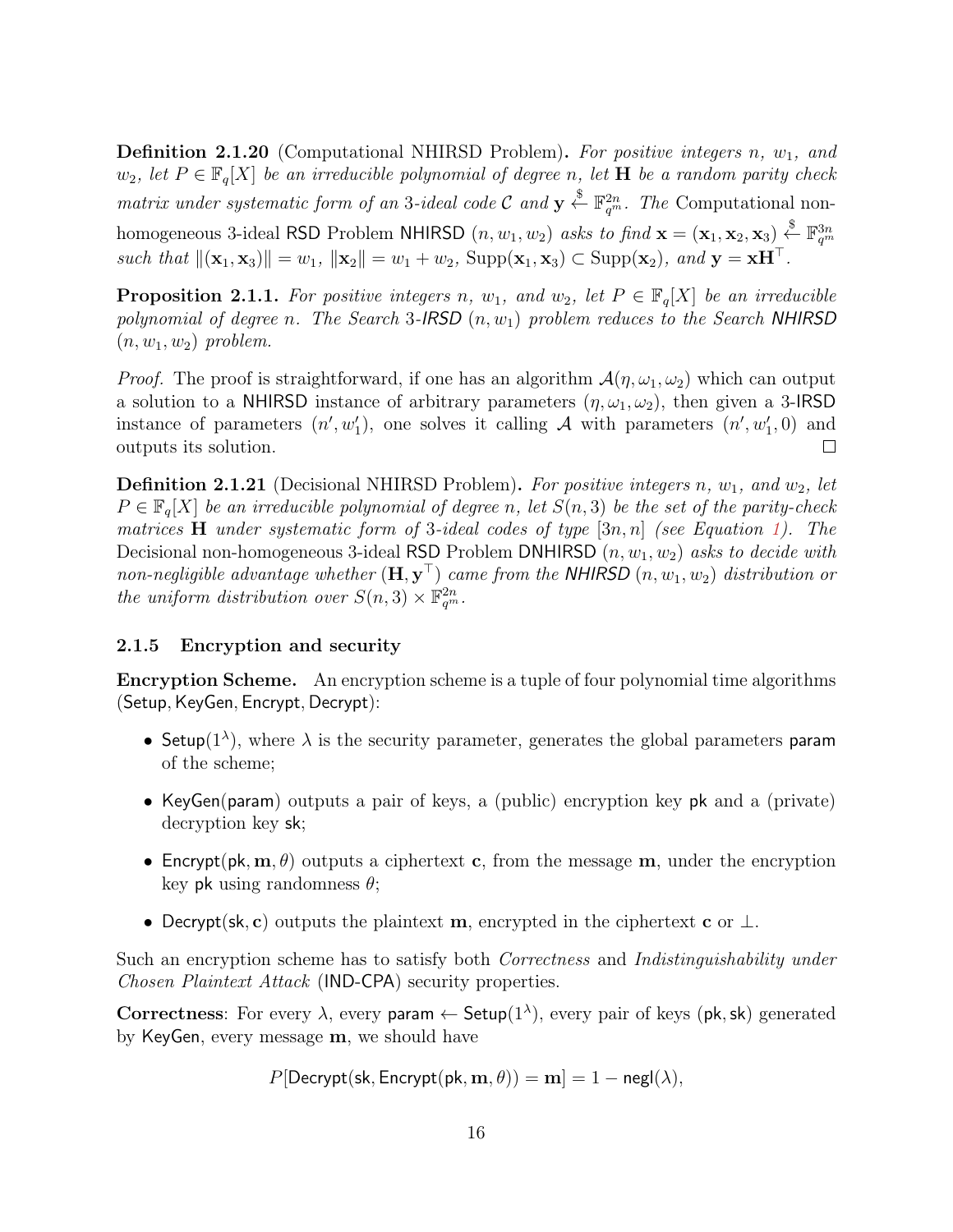**Definition 2.1.20** (Computational NHIRSD Problem)**.** *For positive integers $n$, $w_1$, and $w_2$, let $P \in \mathbb{F}_q[X]$ be an irreducible polynomial of degree $n$, let $\mathbf{H}$ be a random parity check matrix under systematic form of an 3-ideal code $\mathcal{C}$ and $\mathbf{y} \xleftarrow{\$} \mathbb{F}_{q^m}^{2n}$. The* Computational non-homogeneous 3-ideal $\mathsf{RSD}$ Problem $\mathsf{NHIRSD}$ $(n, w_1, w_2)$ *asks to find $\mathbf{x} = (\mathbf{x}_1, \mathbf{x}_2, \mathbf{x}_3) \xleftarrow{\$} \mathbb{F}_{q^m}^{3n}$ such that $\|(\mathbf{x}_1, \mathbf{x}_3)\| = w_1$, $\|\mathbf{x}_2\| = w_1 + w_2$, $\mathrm{Supp}(\mathbf{x}_1, \mathbf{x}_3) \subset \mathrm{Supp}(\mathbf{x}_2)$, and $\mathbf{y} = \mathbf{x}\mathbf{H}^\top$.*

**Proposition 2.1.1.** *For positive integers $n$, $w_1$, and $w_2$, let $P \in \mathbb{F}_q[X]$ be an irreducible polynomial of degree $n$. The Search 3-$\mathsf{IRSD}$ $(n, w_1)$ problem reduces to the Search $\mathsf{NHIRSD}$ $(n, w_1, w_2)$ problem.*

*Proof.* The proof is straightforward, if one has an algorithm $\mathcal{A}(\eta, \omega_1, \omega_2)$ which can output a solution to a $\mathsf{NHIRSD}$ instance of arbitrary parameters $(\eta, \omega_1, \omega_2)$, then given a 3-$\mathsf{IRSD}$ instance of parameters $(n', w_1')$, one solves it calling $\mathcal{A}$ with parameters $(n', w_1', 0)$ and outputs its solution. $\square$

**Definition 2.1.21** (Decisional NHIRSD Problem)**.** *For positive integers $n$, $w_1$, and $w_2$, let $P \in \mathbb{F}_q[X]$ be an irreducible polynomial of degree $n$, let $S(n, 3)$ be the set of the parity-check matrices $\mathbf{H}$ under systematic form of 3-ideal codes of type $[3n, n]$ (see Equation 1). The* Decisional non-homogeneous 3-ideal $\mathsf{RSD}$ Problem $\mathsf{DNHIRSD}$ $(n, w_1, w_2)$ *asks to decide with non-negligible advantage whether $(\mathbf{H}, \mathbf{y}^\top)$ came from the $\mathsf{NHIRSD}$ $(n, w_1, w_2)$ distribution or the uniform distribution over $S(n, 3) \times \mathbb{F}_{q^m}^{2n}$.*

### 2.1.5 Encryption and security

**Encryption Scheme.** An encryption scheme is a tuple of four polynomial time algorithms ($\mathsf{Setup}$, $\mathsf{KeyGen}$, $\mathsf{Encrypt}$, $\mathsf{Decrypt}$):

- $\mathsf{Setup}(1^\lambda)$, where $\lambda$ is the security parameter, generates the global parameters $\mathsf{param}$ of the scheme;
- $\mathsf{KeyGen}(\mathsf{param})$ outputs a pair of keys, a (public) encryption key $\mathsf{pk}$ and a (private) decryption key $\mathsf{sk}$;
- $\mathsf{Encrypt}(\mathsf{pk}, \mathbf{m}, \theta)$ outputs a ciphertext $\mathbf{c}$, from the message $\mathbf{m}$, under the encryption key $\mathsf{pk}$ using randomness $\theta$;
- $\mathsf{Decrypt}(\mathsf{sk}, \mathbf{c})$ outputs the plaintext $\mathbf{m}$, encrypted in the ciphertext $\mathbf{c}$ or $\perp$.

Such an encryption scheme has to satisfy both *Correctness* and *Indistinguishability under Chosen Plaintext Attack* ($\mathsf{IND\text{-}CPA}$) security properties.

**Correctness**: For every $\lambda$, every $\mathsf{param} \leftarrow \mathsf{Setup}(1^\lambda)$, every pair of keys $(\mathsf{pk}, \mathsf{sk})$ generated by $\mathsf{KeyGen}$, every message $\mathbf{m}$, we should have

$$P[\mathsf{Decrypt}(\mathsf{sk}, \mathsf{Encrypt}(\mathsf{pk}, \mathbf{m}, \theta)) = \mathbf{m}] = 1 - \mathsf{negl}(\lambda),$$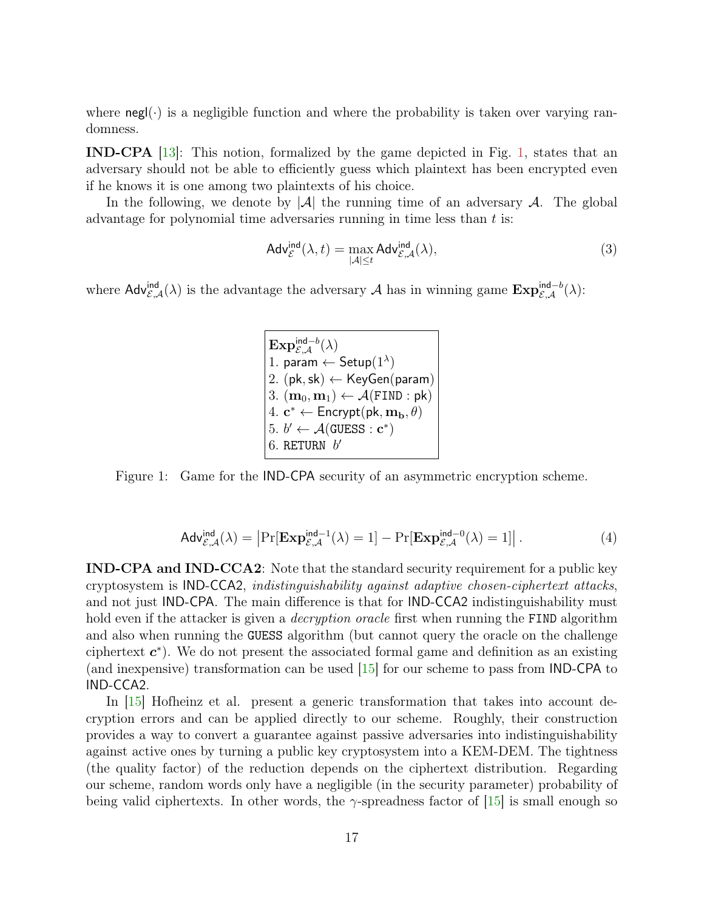where $\mathsf{negl}(\cdot)$ is a negligible function and where the probability is taken over varying randomness.

**IND-CPA** [13]: This notion, formalized by the game depicted in Fig. 1, states that an adversary should not be able to efficiently guess which plaintext has been encrypted even if he knows it is one among two plaintexts of his choice.

In the following, we denote by $|\mathcal{A}|$ the running time of an adversary $\mathcal{A}$. The global advantage for polynomial time adversaries running in time less than $t$ is:

$$\mathsf{Adv}_{\mathcal{E}}^{\mathsf{ind}}(\lambda, t) = \max_{|\mathcal{A}| \leq t} \mathsf{Adv}_{\mathcal{E},\mathcal{A}}^{\mathsf{ind}}(\lambda), \tag{3}$$

where $\mathsf{Adv}_{\mathcal{E},\mathcal{A}}^{\mathsf{ind}}(\lambda)$ is the advantage the adversary $\mathcal{A}$ has in winning game $\mathbf{Exp}_{\mathcal{E},\mathcal{A}}^{\mathsf{ind}-b}(\lambda)$:

```
Exp_{E,A}^{ind-b}(λ)
1. param ← Setup(1^λ)
2. (pk, sk) ← KeyGen(param)
3. (m_0, m_1) ← A(FIND : pk)
4. c* ← Encrypt(pk, m_b, θ)
5. b' ← A(GUESS : c*)
6. RETURN b'
```

Figure 1: Game for the IND-CPA security of an asymmetric encryption scheme.

$$\mathsf{Adv}_{\mathcal{E},\mathcal{A}}^{\mathsf{ind}}(\lambda) = \left|\Pr[\mathbf{Exp}_{\mathcal{E},\mathcal{A}}^{\mathsf{ind}-1}(\lambda) = 1] - \Pr[\mathbf{Exp}_{\mathcal{E},\mathcal{A}}^{\mathsf{ind}-0}(\lambda) = 1]\right|. \tag{4}$$

**IND-CPA and IND-CCA2**: Note that the standard security requirement for a public key cryptosystem is IND-CCA2, *indistinguishability against adaptive chosen-ciphertext attacks*, and not just IND-CPA. The main difference is that for IND-CCA2 indistinguishability must hold even if the attacker is given a *decryption oracle* first when running the FIND algorithm and also when running the GUESS algorithm (but cannot query the oracle on the challenge ciphertext $\boldsymbol{c}^*$). We do not present the associated formal game and definition as an existing (and inexpensive) transformation can be used [15] for our scheme to pass from IND-CPA to IND-CCA2.

In [15] Hofheinz et al. present a generic transformation that takes into account decryption errors and can be applied directly to our scheme. Roughly, their construction provides a way to convert a guarantee against passive adversaries into indistinguishability against active ones by turning a public key cryptosystem into a KEM-DEM. The tightness (the quality factor) of the reduction depends on the ciphertext distribution. Regarding our scheme, random words only have a negligible (in the security parameter) probability of being valid ciphertexts. In other words, the $\gamma$-spreadness factor of [15] is small enough so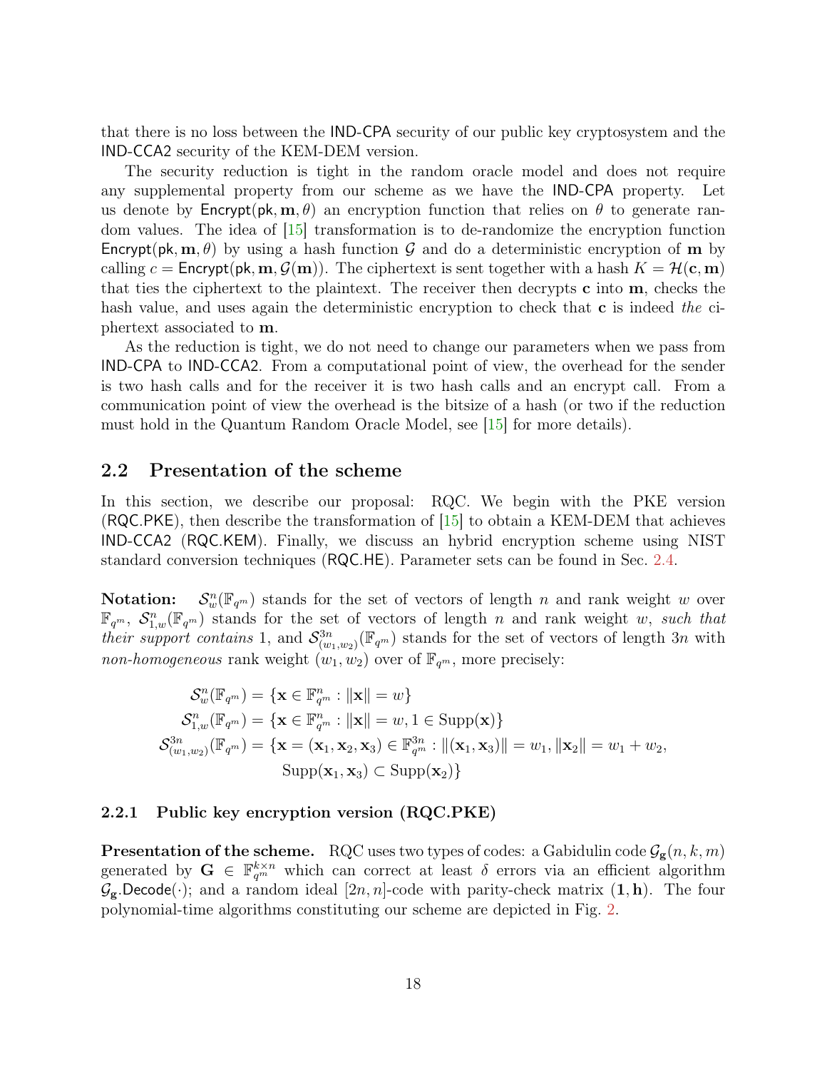that there is no loss between the IND-CPA security of our public key cryptosystem and the IND-CCA2 security of the KEM-DEM version.

The security reduction is tight in the random oracle model and does not require any supplemental property from our scheme as we have the IND-CPA property. Let us denote by $\mathsf{Encrypt}(\mathsf{pk}, \mathbf{m}, \theta)$ an encryption function that relies on $\theta$ to generate random values. The idea of [15] transformation is to de-randomize the encryption function $\mathsf{Encrypt}(\mathsf{pk}, \mathbf{m}, \theta)$ by using a hash function $\mathcal{G}$ and do a deterministic encryption of $\mathbf{m}$ by calling $c = \mathsf{Encrypt}(\mathsf{pk}, \mathbf{m}, \mathcal{G}(\mathbf{m}))$. The ciphertext is sent together with a hash $K = \mathcal{H}(\mathbf{c}, \mathbf{m})$ that ties the ciphertext to the plaintext. The receiver then decrypts $\mathbf{c}$ into $\mathbf{m}$, checks the hash value, and uses again the deterministic encryption to check that $\mathbf{c}$ is indeed *the* ciphertext associated to $\mathbf{m}$.

As the reduction is tight, we do not need to change our parameters when we pass from IND-CPA to IND-CCA2. From a computational point of view, the overhead for the sender is two hash calls and for the receiver it is two hash calls and an encrypt call. From a communication point of view the overhead is the bitsize of a hash (or two if the reduction must hold in the Quantum Random Oracle Model, see [15] for more details).

## 2.2 Presentation of the scheme

In this section, we describe our proposal: RQC. We begin with the PKE version (RQC.PKE), then describe the transformation of [15] to obtain a KEM-DEM that achieves IND-CCA2 (RQC.KEM). Finally, we discuss an hybrid encryption scheme using NIST standard conversion techniques (RQC.HE). Parameter sets can be found in Sec. 2.4.

**Notation:** $\mathcal{S}_w^n(\mathbb{F}_{q^m})$ stands for the set of vectors of length $n$ and rank weight $w$ over $\mathbb{F}_{q^m}$, $\mathcal{S}_{1,w}^n(\mathbb{F}_{q^m})$ stands for the set of vectors of length $n$ and rank weight $w$, *such that their support contains* 1, and $\mathcal{S}_{(w_1,w_2)}^{3n}(\mathbb{F}_{q^m})$ stands for the set of vectors of length $3n$ with *non-homogeneous* rank weight $(w_1, w_2)$ over of $\mathbb{F}_{q^m}$, more precisely:

$$
\begin{aligned}
\mathcal{S}_w^n(\mathbb{F}_{q^m}) &= \{\mathbf{x} \in \mathbb{F}_{q^m}^n : \|\mathbf{x}\| = w\} \\
\mathcal{S}_{1,w}^n(\mathbb{F}_{q^m}) &= \{\mathbf{x} \in \mathbb{F}_{q^m}^n : \|\mathbf{x}\| = w, 1 \in \mathrm{Supp}(\mathbf{x})\} \\
\mathcal{S}_{(w_1,w_2)}^{3n}(\mathbb{F}_{q^m}) &= \{\mathbf{x} = (\mathbf{x}_1, \mathbf{x}_2, \mathbf{x}_3) \in \mathbb{F}_{q^m}^{3n} : \|(\mathbf{x}_1, \mathbf{x}_3)\| = w_1, \|\mathbf{x}_2\| = w_1 + w_2, \\
&\qquad \mathrm{Supp}(\mathbf{x}_1, \mathbf{x}_3) \subset \mathrm{Supp}(\mathbf{x}_2)\}
\end{aligned}
$$

### 2.2.1 Public key encryption version (RQC.PKE)

**Presentation of the scheme.** RQC uses two types of codes: a Gabidulin code $\mathcal{G}_{\mathbf{g}}(n, k, m)$ generated by $\mathbf{G} \in \mathbb{F}_{q^m}^{k \times n}$ which can correct at least $\delta$ errors via an efficient algorithm $\mathcal{G}_{\mathbf{g}}.\mathsf{Decode}(\cdot)$; and a random ideal $[2n, n]$-code with parity-check matrix $(\mathbf{1}, \mathbf{h})$. The four polynomial-time algorithms constituting our scheme are depicted in Fig. 2.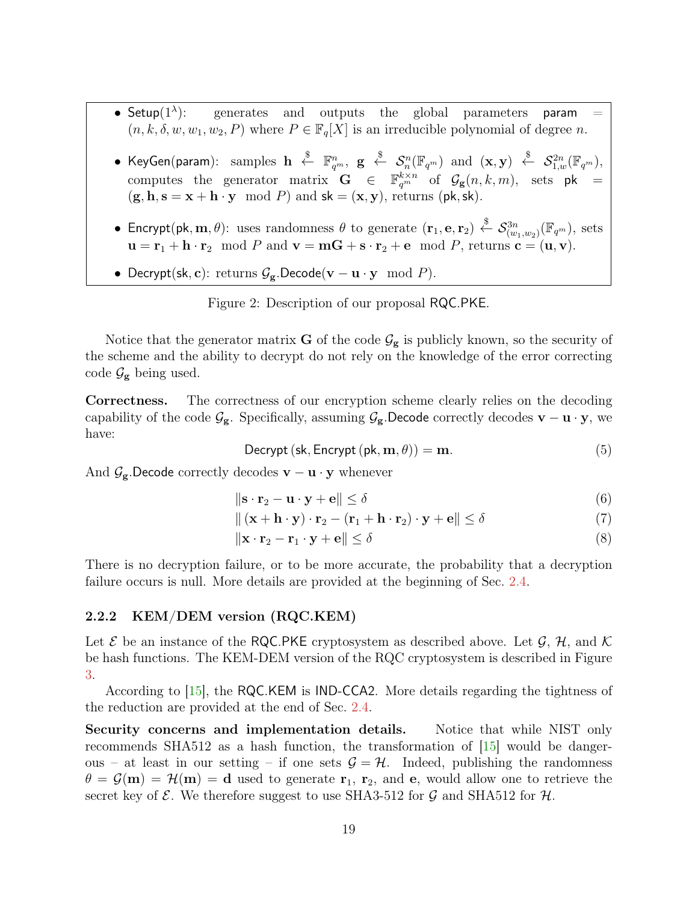- $\mathsf{Setup}(1^\lambda)$: generates and outputs the global parameters $\mathsf{param} = (n, k, \delta, w, w_1, w_2, P)$ where $P \in \mathbb{F}_q[X]$ is an irreducible polynomial of degree $n$.

- $\mathsf{KeyGen}(\mathsf{param})$: samples $\mathbf{h} \stackrel{\$}{\leftarrow} \mathbb{F}_{q^m}^n$, $\mathbf{g} \stackrel{\$}{\leftarrow} \mathcal{S}_n^n(\mathbb{F}_{q^m})$ and $(\mathbf{x}, \mathbf{y}) \stackrel{\$}{\leftarrow} \mathcal{S}_{1,w}^{2n}(\mathbb{F}_{q^m})$, computes the generator matrix $\mathbf{G} \in \mathbb{F}_{q^m}^{k \times n}$ of $\mathcal{G}_\mathbf{g}(n, k, m)$, sets $\mathsf{pk} = (\mathbf{g}, \mathbf{h}, \mathbf{s} = \mathbf{x} + \mathbf{h} \cdot \mathbf{y} \mod P)$ and $\mathsf{sk} = (\mathbf{x}, \mathbf{y})$, returns $(\mathsf{pk}, \mathsf{sk})$.

- $\mathsf{Encrypt}(\mathsf{pk}, \mathbf{m}, \theta)$: uses randomness $\theta$ to generate $(\mathbf{r}_1, \mathbf{e}, \mathbf{r}_2) \stackrel{\$}{\leftarrow} \mathcal{S}_{(w_1, w_2)}^{3n}(\mathbb{F}_{q^m})$, sets $\mathbf{u} = \mathbf{r}_1 + \mathbf{h} \cdot \mathbf{r}_2 \mod P$ and $\mathbf{v} = \mathbf{m}\mathbf{G} + \mathbf{s} \cdot \mathbf{r}_2 + \mathbf{e} \mod P$, returns $\mathbf{c} = (\mathbf{u}, \mathbf{v})$.

- $\mathsf{Decrypt}(\mathsf{sk}, \mathbf{c})$: returns $\mathcal{G}_\mathbf{g}.\mathsf{Decode}(\mathbf{v} - \mathbf{u} \cdot \mathbf{y} \mod P)$.

Figure 2: Description of our proposal $\mathsf{RQC.PKE}$.

Notice that the generator matrix $\mathbf{G}$ of the code $\mathcal{G}_\mathbf{g}$ is publicly known, so the security of the scheme and the ability to decrypt do not rely on the knowledge of the error correcting code $\mathcal{G}_\mathbf{g}$ being used.

**Correctness.** The correctness of our encryption scheme clearly relies on the decoding capability of the code $\mathcal{G}_\mathbf{g}$. Specifically, assuming $\mathcal{G}_\mathbf{g}.\mathsf{Decode}$ correctly decodes $\mathbf{v} - \mathbf{u} \cdot \mathbf{y}$, we have:

$$\mathsf{Decrypt}\left(\mathsf{sk}, \mathsf{Encrypt}\left(\mathsf{pk}, \mathbf{m}, \theta\right)\right) = \mathbf{m}. \tag{5}$$

And $\mathcal{G}_\mathbf{g}.\mathsf{Decode}$ correctly decodes $\mathbf{v} - \mathbf{u} \cdot \mathbf{y}$ whenever

$$\|\mathbf{s} \cdot \mathbf{r}_2 - \mathbf{u} \cdot \mathbf{y} + \mathbf{e}\| \leq \delta \tag{6}$$

$$\|\left(\mathbf{x} + \mathbf{h} \cdot \mathbf{y}\right) \cdot \mathbf{r}_2 - \left(\mathbf{r}_1 + \mathbf{h} \cdot \mathbf{r}_2\right) \cdot \mathbf{y} + \mathbf{e}\| \leq \delta \tag{7}$$

$$\|\mathbf{x} \cdot \mathbf{r}_2 - \mathbf{r}_1 \cdot \mathbf{y} + \mathbf{e}\| \leq \delta \tag{8}$$

There is no decryption failure, or to be more accurate, the probability that a decryption failure occurs is null. More details are provided at the beginning of Sec. 2.4.

### 2.2.2 KEM/DEM version (RQC.KEM)

Let $\mathcal{E}$ be an instance of the $\mathsf{RQC.PKE}$ cryptosystem as described above. Let $\mathcal{G}$, $\mathcal{H}$, and $\mathcal{K}$ be hash functions. The KEM-DEM version of the RQC cryptosystem is described in Figure 3.

According to [15], the $\mathsf{RQC.KEM}$ is $\mathsf{IND\text{-}CCA2}$. More details regarding the tightness of the reduction are provided at the end of Sec. 2.4.

**Security concerns and implementation details.** Notice that while NIST only recommends SHA512 as a hash function, the transformation of [15] would be dangerous – at least in our setting – if one sets $\mathcal{G} = \mathcal{H}$. Indeed, publishing the randomness $\theta = \mathcal{G}(\mathbf{m}) = \mathcal{H}(\mathbf{m}) = \mathbf{d}$ used to generate $\mathbf{r}_1$, $\mathbf{r}_2$, and $\mathbf{e}$, would allow one to retrieve the secret key of $\mathcal{E}$. We therefore suggest to use SHA3-512 for $\mathcal{G}$ and SHA512 for $\mathcal{H}$.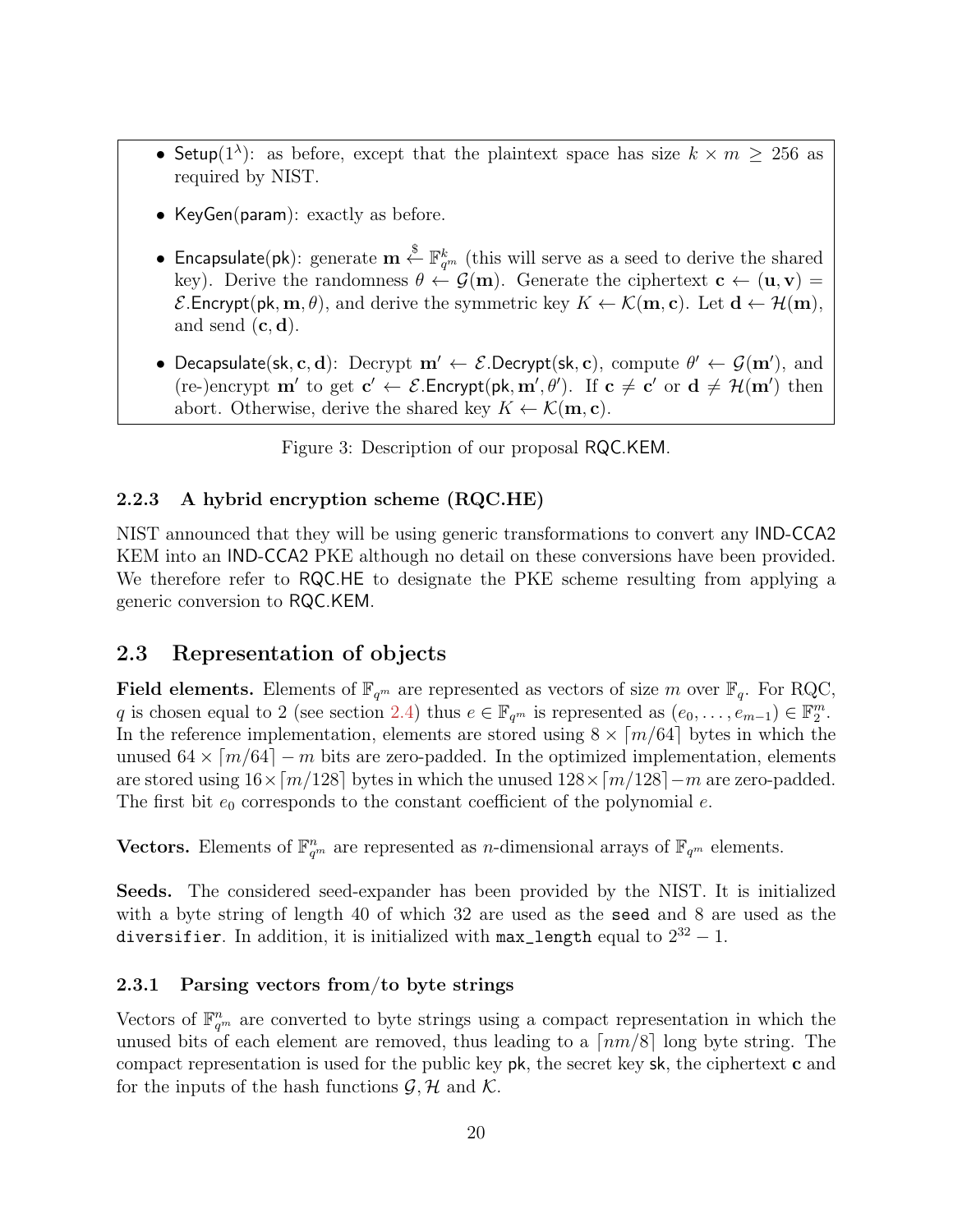- Setup($1^\lambda$): as before, except that the plaintext space has size $k \times m \geq 256$ as required by NIST.
- KeyGen(param): exactly as before.
- Encapsulate(pk): generate $\mathbf{m} \stackrel{\$}{\leftarrow} \mathbb{F}_{q^m}^k$ (this will serve as a seed to derive the shared key). Derive the randomness $\theta \leftarrow \mathcal{G}(\mathbf{m})$. Generate the ciphertext $\mathbf{c} \leftarrow (\mathbf{u}, \mathbf{v}) = \mathcal{E}.\mathsf{Encrypt}(\mathsf{pk}, \mathbf{m}, \theta)$, and derive the symmetric key $K \leftarrow \mathcal{K}(\mathbf{m}, \mathbf{c})$. Let $\mathbf{d} \leftarrow \mathcal{H}(\mathbf{m})$, and send $(\mathbf{c}, \mathbf{d})$.
- Decapsulate(sk, c, d): Decrypt $\mathbf{m}' \leftarrow \mathcal{E}.\mathsf{Decrypt}(\mathsf{sk}, \mathbf{c})$, compute $\theta' \leftarrow \mathcal{G}(\mathbf{m}')$, and (re-)encrypt $\mathbf{m}'$ to get $\mathbf{c}' \leftarrow \mathcal{E}.\mathsf{Encrypt}(\mathsf{pk}, \mathbf{m}', \theta')$. If $\mathbf{c} \neq \mathbf{c}'$ or $\mathbf{d} \neq \mathcal{H}(\mathbf{m}')$ then abort. Otherwise, derive the shared key $K \leftarrow \mathcal{K}(\mathbf{m}, \mathbf{c})$.

Figure 3: Description of our proposal RQC.KEM.

### 2.2.3 A hybrid encryption scheme (RQC.HE)

NIST announced that they will be using generic transformations to convert any IND-CCA2 KEM into an IND-CCA2 PKE although no detail on these conversions have been provided. We therefore refer to RQC.HE to designate the PKE scheme resulting from applying a generic conversion to RQC.KEM.

## 2.3 Representation of objects

**Field elements.** Elements of $\mathbb{F}_{q^m}$ are represented as vectors of size $m$ over $\mathbb{F}_q$. For RQC, $q$ is chosen equal to 2 (see section 2.4) thus $e \in \mathbb{F}_{q^m}$ is represented as $(e_0, \ldots, e_{m-1}) \in \mathbb{F}_2^m$. In the reference implementation, elements are stored using $8 \times \lceil m/64 \rceil$ bytes in which the unused $64 \times \lceil m/64 \rceil - m$ bits are zero-padded. In the optimized implementation, elements are stored using $16 \times \lceil m/128 \rceil$ bytes in which the unused $128 \times \lceil m/128 \rceil - m$ are zero-padded. The first bit $e_0$ corresponds to the constant coefficient of the polynomial $e$.

**Vectors.** Elements of $\mathbb{F}_{q^m}^n$ are represented as $n$-dimensional arrays of $\mathbb{F}_{q^m}$ elements.

**Seeds.** The considered seed-expander has been provided by the NIST. It is initialized with a byte string of length 40 of which 32 are used as the `seed` and 8 are used as the `diversifier`. In addition, it is initialized with `max_length` equal to $2^{32} - 1$.

### 2.3.1 Parsing vectors from/to byte strings

Vectors of $\mathbb{F}_{q^m}^n$ are converted to byte strings using a compact representation in which the unused bits of each element are removed, thus leading to a $\lceil nm/8 \rceil$ long byte string. The compact representation is used for the public key pk, the secret key sk, the ciphertext $\mathbf{c}$ and for the inputs of the hash functions $\mathcal{G}, \mathcal{H}$ and $\mathcal{K}$.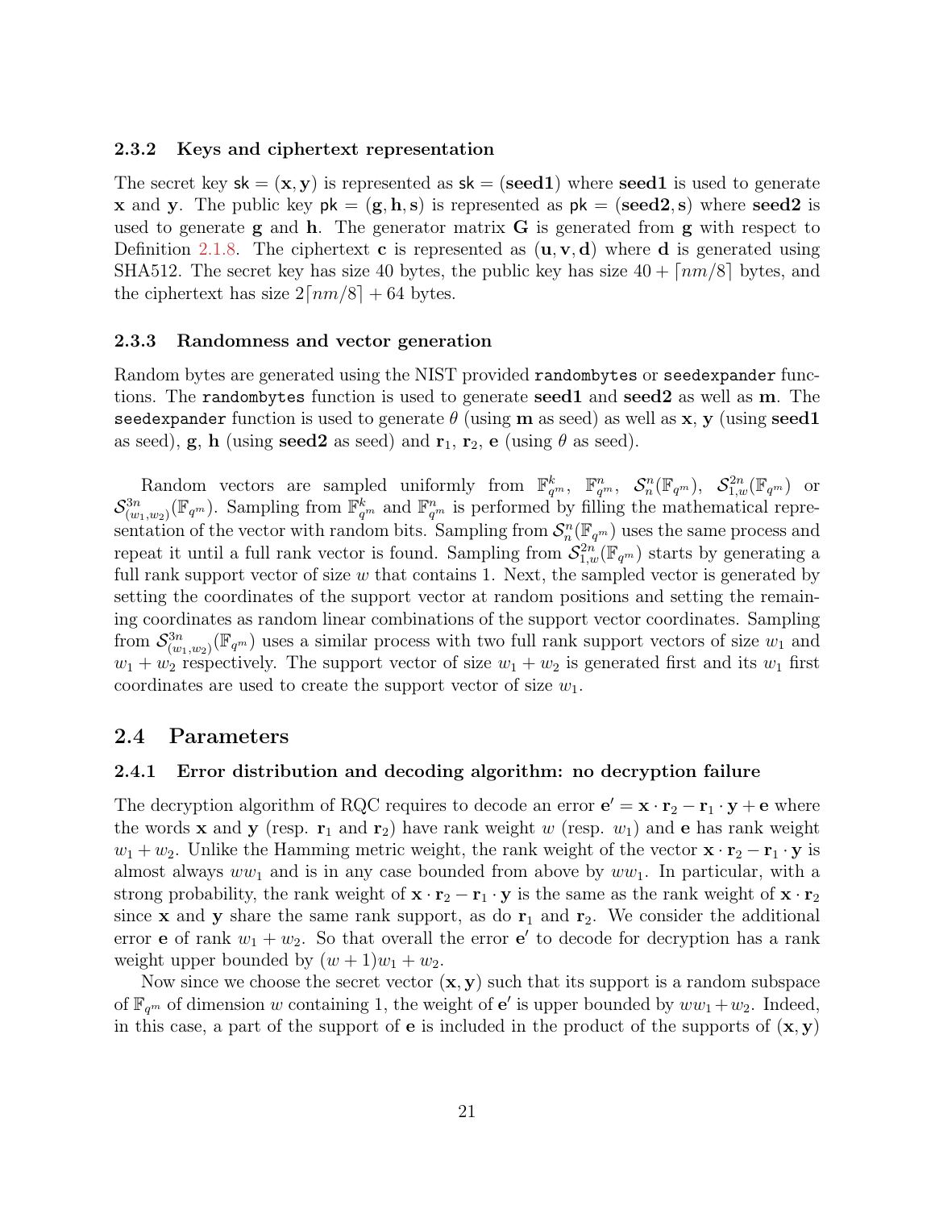### 2.3.2 Keys and ciphertext representation

The secret key $\mathsf{sk} = (\mathbf{x}, \mathbf{y})$ is represented as $\mathsf{sk} = (\mathbf{seed1})$ where **seed1** is used to generate $\mathbf{x}$ and $\mathbf{y}$. The public key $\mathsf{pk} = (\mathbf{g}, \mathbf{h}, \mathbf{s})$ is represented as $\mathsf{pk} = (\mathbf{seed2}, \mathbf{s})$ where **seed2** is used to generate $\mathbf{g}$ and $\mathbf{h}$. The generator matrix $\mathbf{G}$ is generated from $\mathbf{g}$ with respect to Definition 2.1.8. The ciphertext $\mathbf{c}$ is represented as $(\mathbf{u}, \mathbf{v}, \mathbf{d})$ where $\mathbf{d}$ is generated using SHA512. The secret key has size 40 bytes, the public key has size $40 + \lceil nm/8 \rceil$ bytes, and the ciphertext has size $2\lceil nm/8 \rceil + 64$ bytes.

### 2.3.3 Randomness and vector generation

Random bytes are generated using the NIST provided `randombytes` or `seedexpander` functions. The `randombytes` function is used to generate **seed1** and **seed2** as well as $\mathbf{m}$. The `seedexpander` function is used to generate $\theta$ (using $\mathbf{m}$ as seed) as well as $\mathbf{x}$, $\mathbf{y}$ (using **seed1** as seed), $\mathbf{g}$, $\mathbf{h}$ (using **seed2** as seed) and $\mathbf{r}_1$, $\mathbf{r}_2$, $\mathbf{e}$ (using $\theta$ as seed).

Random vectors are sampled uniformly from $\mathbb{F}_{q^m}^k$, $\mathbb{F}_{q^m}^n$, $\mathcal{S}_n^n(\mathbb{F}_{q^m})$, $\mathcal{S}_{1,w}^{2n}(\mathbb{F}_{q^m})$ or $\mathcal{S}_{(w_1,w_2)}^{3n}(\mathbb{F}_{q^m})$. Sampling from $\mathbb{F}_{q^m}^k$ and $\mathbb{F}_{q^m}^n$ is performed by filling the mathematical representation of the vector with random bits. Sampling from $\mathcal{S}_n^n(\mathbb{F}_{q^m})$ uses the same process and repeat it until a full rank vector is found. Sampling from $\mathcal{S}_{1,w}^{2n}(\mathbb{F}_{q^m})$ starts by generating a full rank support vector of size $w$ that contains 1. Next, the sampled vector is generated by setting the coordinates of the support vector at random positions and setting the remaining coordinates as random linear combinations of the support vector coordinates. Sampling from $\mathcal{S}_{(w_1,w_2)}^{3n}(\mathbb{F}_{q^m})$ uses a similar process with two full rank support vectors of size $w_1$ and $w_1 + w_2$ respectively. The support vector of size $w_1 + w_2$ is generated first and its $w_1$ first coordinates are used to create the support vector of size $w_1$.

## 2.4 Parameters

### 2.4.1 Error distribution and decoding algorithm: no decryption failure

The decryption algorithm of RQC requires to decode an error $\mathbf{e}' = \mathbf{x} \cdot \mathbf{r}_2 - \mathbf{r}_1 \cdot \mathbf{y} + \mathbf{e}$ where the words $\mathbf{x}$ and $\mathbf{y}$ (resp. $\mathbf{r}_1$ and $\mathbf{r}_2$) have rank weight $w$ (resp. $w_1$) and $\mathbf{e}$ has rank weight $w_1 + w_2$. Unlike the Hamming metric weight, the rank weight of the vector $\mathbf{x} \cdot \mathbf{r}_2 - \mathbf{r}_1 \cdot \mathbf{y}$ is almost always $ww_1$ and is in any case bounded from above by $ww_1$. In particular, with a strong probability, the rank weight of $\mathbf{x} \cdot \mathbf{r}_2 - \mathbf{r}_1 \cdot \mathbf{y}$ is the same as the rank weight of $\mathbf{x} \cdot \mathbf{r}_2$ since $\mathbf{x}$ and $\mathbf{y}$ share the same rank support, as do $\mathbf{r}_1$ and $\mathbf{r}_2$. We consider the additional error $\mathbf{e}$ of rank $w_1 + w_2$. So that overall the error $\mathbf{e}'$ to decode for decryption has a rank weight upper bounded by $(w + 1)w_1 + w_2$.

Now since we choose the secret vector $(\mathbf{x}, \mathbf{y})$ such that its support is a random subspace of $\mathbb{F}_{q^m}$ of dimension $w$ containing 1, the weight of $\mathbf{e}'$ is upper bounded by $ww_1 + w_2$. Indeed, in this case, a part of the support of $\mathbf{e}$ is included in the product of the supports of $(\mathbf{x}, \mathbf{y})$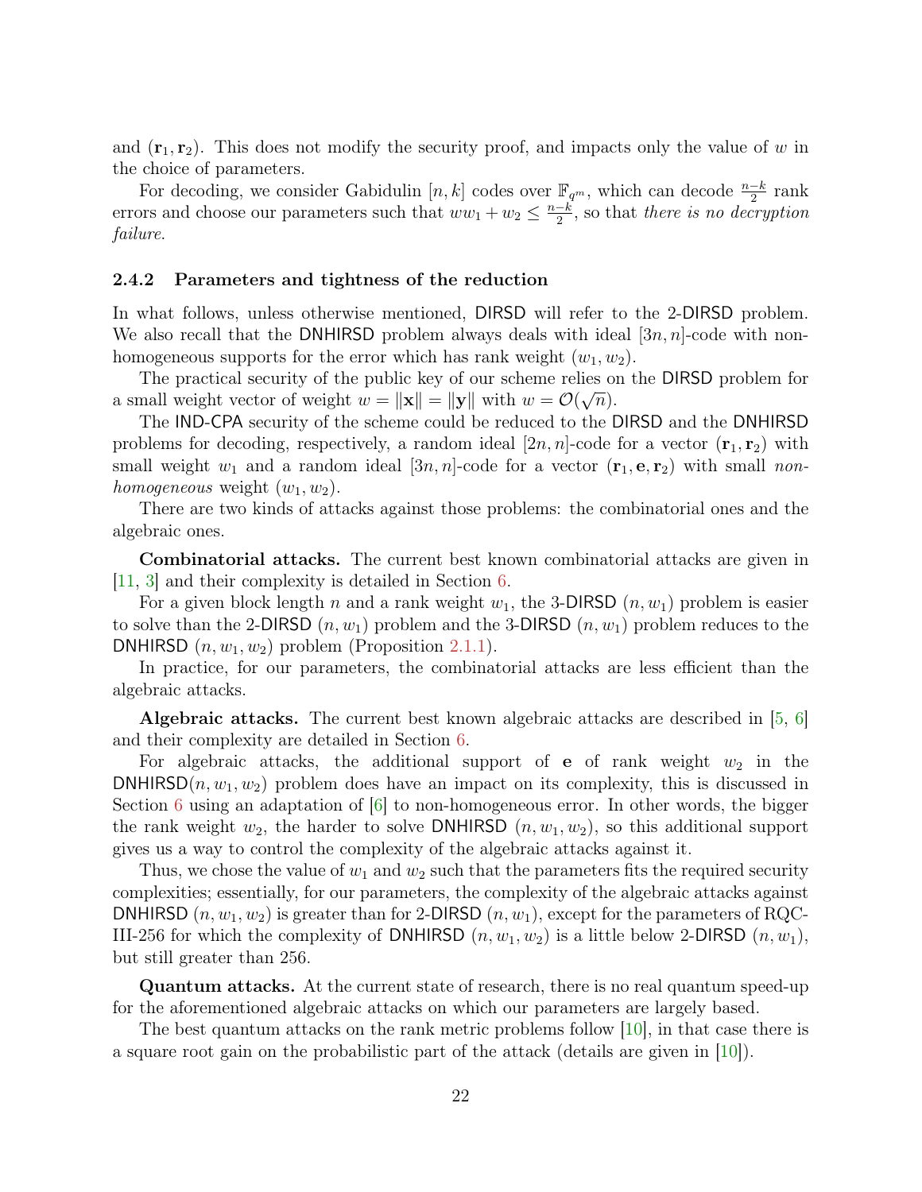and $(\mathbf{r}_1, \mathbf{r}_2)$. This does not modify the security proof, and impacts only the value of $w$ in the choice of parameters.

For decoding, we consider Gabidulin $[n, k]$ codes over $\mathbb{F}_{q^m}$, which can decode $\frac{n-k}{2}$ rank errors and choose our parameters such that $ww_1 + w_2 \leq \frac{n-k}{2}$, so that *there is no decryption failure*.

### 2.4.2 Parameters and tightness of the reduction

In what follows, unless otherwise mentioned, DIRSD will refer to the 2-DIRSD problem. We also recall that the DNHIRSD problem always deals with ideal $[3n, n]$-code with non-homogeneous supports for the error which has rank weight $(w_1, w_2)$.

The practical security of the public key of our scheme relies on the DIRSD problem for a small weight vector of weight $w = \|\mathbf{x}\| = \|\mathbf{y}\|$ with $w = \mathcal{O}(\sqrt{n})$.

The IND-CPA security of the scheme could be reduced to the DIRSD and the DNHIRSD problems for decoding, respectively, a random ideal $[2n, n]$-code for a vector $(\mathbf{r}_1, \mathbf{r}_2)$ with small weight $w_1$ and a random ideal $[3n, n]$-code for a vector $(\mathbf{r}_1, \mathbf{e}, \mathbf{r}_2)$ with small *non-homogeneous* weight $(w_1, w_2)$.

There are two kinds of attacks against those problems: the combinatorial ones and the algebraic ones.

**Combinatorial attacks.** The current best known combinatorial attacks are given in [11, 3] and their complexity is detailed in Section 6.

For a given block length $n$ and a rank weight $w_1$, the 3-DIRSD $(n, w_1)$ problem is easier to solve than the 2-DIRSD $(n, w_1)$ problem and the 3-DIRSD $(n, w_1)$ problem reduces to the DNHIRSD $(n, w_1, w_2)$ problem (Proposition 2.1.1).

In practice, for our parameters, the combinatorial attacks are less efficient than the algebraic attacks.

**Algebraic attacks.** The current best known algebraic attacks are described in [5, 6] and their complexity are detailed in Section 6.

For algebraic attacks, the additional support of $\mathbf{e}$ of rank weight $w_2$ in the DNHIRSD$(n, w_1, w_2)$ problem does have an impact on its complexity, this is discussed in Section 6 using an adaptation of [6] to non-homogeneous error. In other words, the bigger the rank weight $w_2$, the harder to solve DNHIRSD $(n, w_1, w_2)$, so this additional support gives us a way to control the complexity of the algebraic attacks against it.

Thus, we chose the value of $w_1$ and $w_2$ such that the parameters fits the required security complexities; essentially, for our parameters, the complexity of the algebraic attacks against DNHIRSD $(n, w_1, w_2)$ is greater than for 2-DIRSD $(n, w_1)$, except for the parameters of RQC-III-256 for which the complexity of DNHIRSD $(n, w_1, w_2)$ is a little below 2-DIRSD $(n, w_1)$, but still greater than 256.

**Quantum attacks.** At the current state of research, there is no real quantum speed-up for the aforementioned algebraic attacks on which our parameters are largely based.

The best quantum attacks on the rank metric problems follow [10], in that case there is a square root gain on the probabilistic part of the attack (details are given in [10]).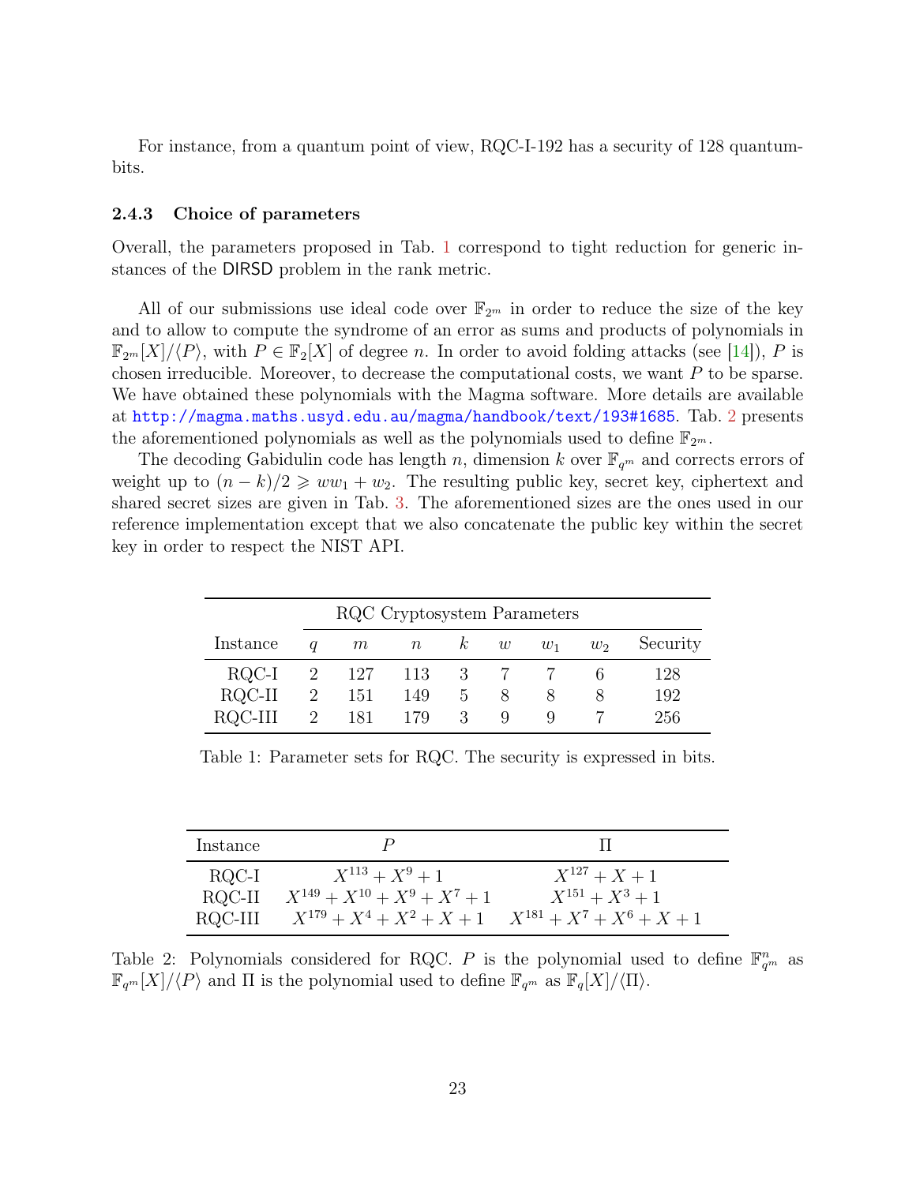For instance, from a quantum point of view, RQC-I-192 has a security of 128 quantum-bits.

### 2.4.3 Choice of parameters

Overall, the parameters proposed in Tab. 1 correspond to tight reduction for generic instances of the DIRSD problem in the rank metric.

All of our submissions use ideal code over $\mathbb{F}_{2^m}$ in order to reduce the size of the key and to allow to compute the syndrome of an error as sums and products of polynomials in $\mathbb{F}_{2^m}[X]/\langle P\rangle$, with $P \in \mathbb{F}_2[X]$ of degree $n$. In order to avoid folding attacks (see [14]), $P$ is chosen irreducible. Moreover, to decrease the computational costs, we want $P$ to be sparse. We have obtained these polynomials with the Magma software. More details are available at http://magma.maths.usyd.edu.au/magma/handbook/text/193#1685. Tab. 2 presents the aforementioned polynomials as well as the polynomials used to define $\mathbb{F}_{2^m}$.

The decoding Gabidulin code has length $n$, dimension $k$ over $\mathbb{F}_{q^m}$ and corrects errors of weight up to $(n-k)/2 \geqslant ww_1 + w_2$. The resulting public key, secret key, ciphertext and shared secret sizes are given in Tab. 3. The aforementioned sizes are the ones used in our reference implementation except that we also concatenate the public key within the secret key in order to respect the NIST API.

| | RQC Cryptosystem Parameters | | | | | | | |
|---|---|---|---|---|---|---|---|---|
| Instance | $q$ | $m$ | $n$ | $k$ | $w$ | $w_1$ | $w_2$ | Security |
| RQC-I | 2 | 127 | 113 | 3 | 7 | 7 | 6 | 128 |
| RQC-II | 2 | 151 | 149 | 5 | 8 | 8 | 8 | 192 |
| RQC-III | 2 | 181 | 179 | 3 | 9 | 9 | 7 | 256 |

Table 1: Parameter sets for RQC. The security is expressed in bits.

| Instance | $P$ | $\Pi$ |
|---|---|---|
| RQC-I | $X^{113} + X^9 + 1$ | $X^{127} + X + 1$ |
| RQC-II | $X^{149} + X^{10} + X^9 + X^7 + 1$ | $X^{151} + X^3 + 1$ |
| RQC-III | $X^{179} + X^4 + X^2 + X + 1$ | $X^{181} + X^7 + X^6 + X + 1$ |

Table 2: Polynomials considered for RQC. $P$ is the polynomial used to define $\mathbb{F}_{q^m}^n$ as $\mathbb{F}_{q^m}[X]/\langle P\rangle$ and $\Pi$ is the polynomial used to define $\mathbb{F}_{q^m}$ as $\mathbb{F}_q[X]/\langle \Pi\rangle$.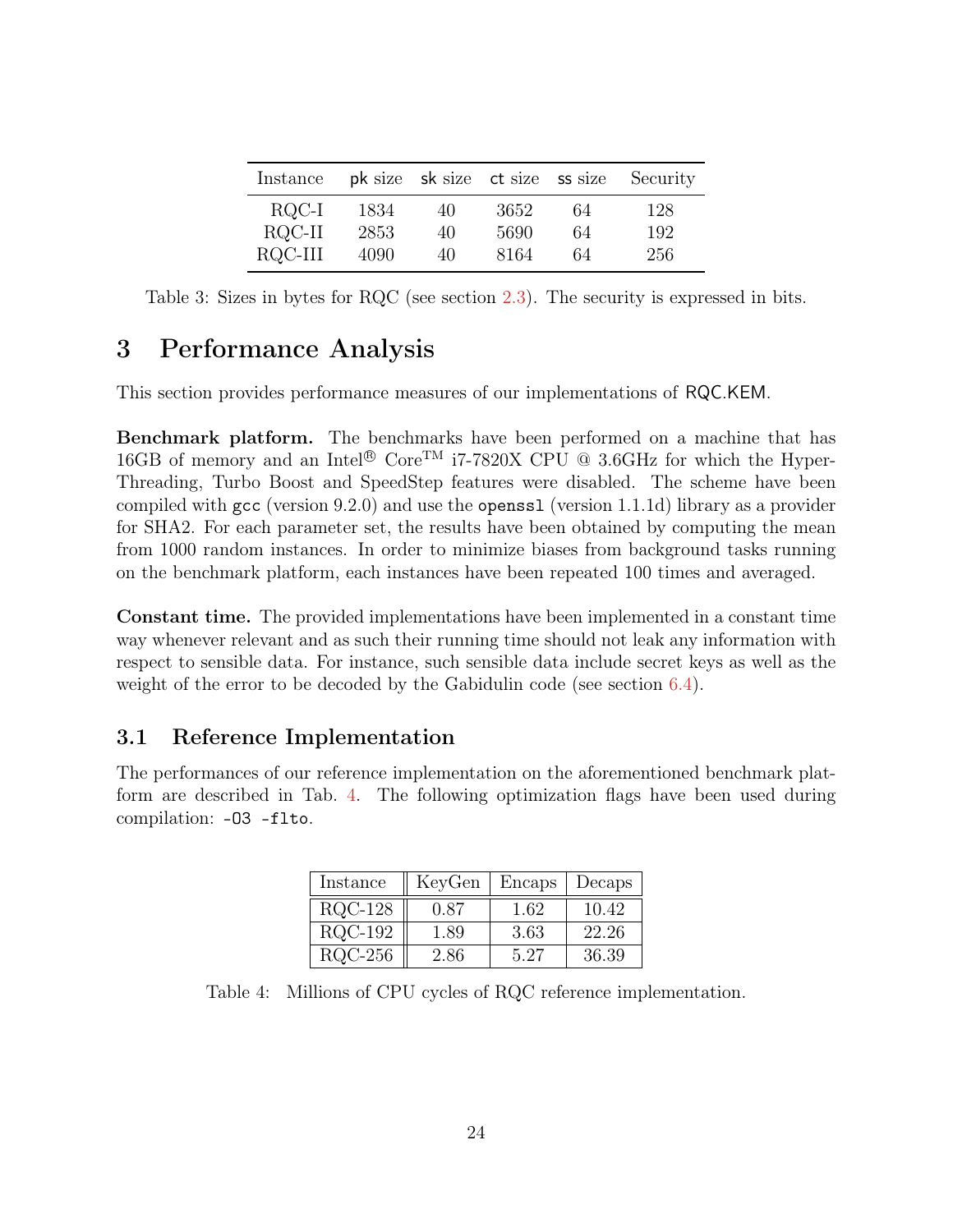| Instance | pk size | sk size | ct size | ss size | Security |
|---|---|---|---|---|---|
| RQC-I | 1834 | 40 | 3652 | 64 | 128 |
| RQC-II | 2853 | 40 | 5690 | 64 | 192 |
| RQC-III | 4090 | 40 | 8164 | 64 | 256 |

Table 3: Sizes in bytes for RQC (see section 2.3). The security is expressed in bits.

# 3 Performance Analysis

This section provides performance measures of our implementations of RQC.KEM.

**Benchmark platform.** The benchmarks have been performed on a machine that has 16GB of memory and an Intel® Core™ i7-7820X CPU @ 3.6GHz for which the Hyper-Threading, Turbo Boost and SpeedStep features were disabled. The scheme have been compiled with `gcc` (version 9.2.0) and use the `openssl` (version 1.1.1d) library as a provider for SHA2. For each parameter set, the results have been obtained by computing the mean from 1000 random instances. In order to minimize biases from background tasks running on the benchmark platform, each instances have been repeated 100 times and averaged.

**Constant time.** The provided implementations have been implemented in a constant time way whenever relevant and as such their running time should not leak any information with respect to sensible data. For instance, such sensible data include secret keys as well as the weight of the error to be decoded by the Gabidulin code (see section 6.4).

## 3.1 Reference Implementation

The performances of our reference implementation on the aforementioned benchmark platform are described in Tab. 4. The following optimization flags have been used during compilation: `-O3 -flto`.

| Instance | KeyGen | Encaps | Decaps |
|---|---|---|---|
| RQC-128 | 0.87 | 1.62 | 10.42 |
| RQC-192 | 1.89 | 3.63 | 22.26 |
| RQC-256 | 2.86 | 5.27 | 36.39 |

Table 4: Millions of CPU cycles of RQC reference implementation.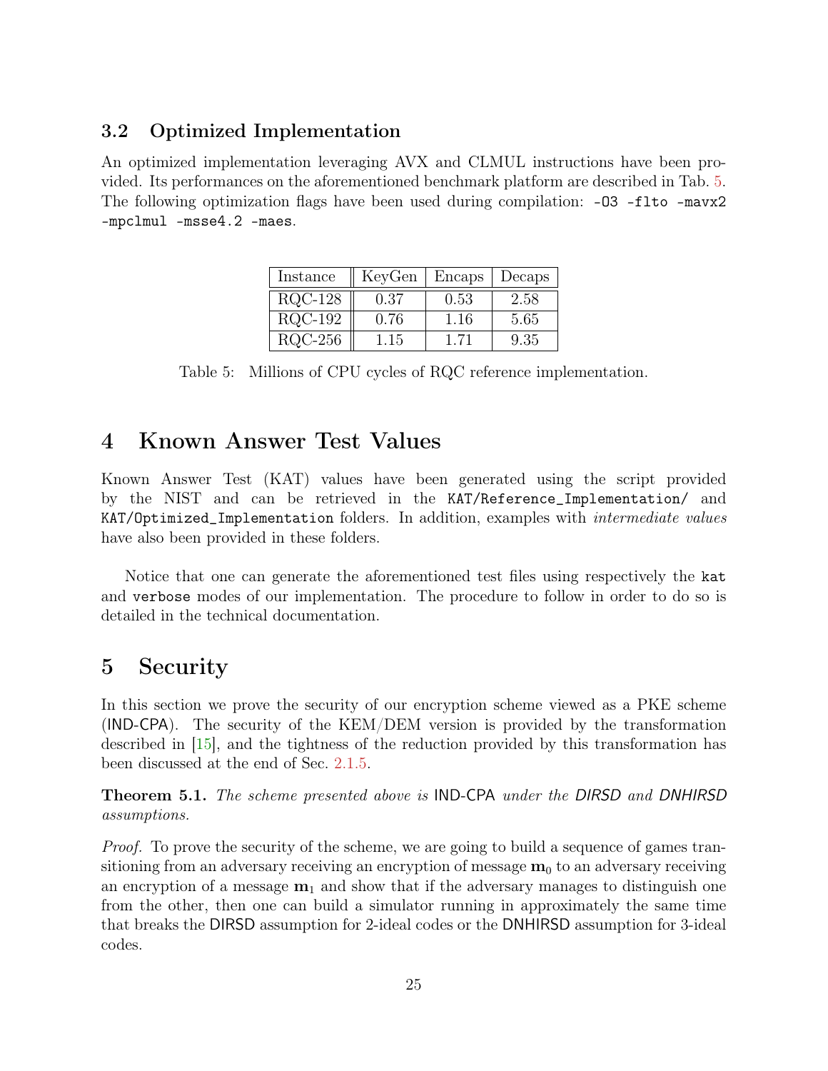### 3.2 Optimized Implementation

An optimized implementation leveraging AVX and CLMUL instructions have been provided. Its performances on the aforementioned benchmark platform are described in Tab. 5. The following optimization flags have been used during compilation: `-O3 -flto -mavx2 -mpclmul -msse4.2 -maes`.

| Instance | KeyGen | Encaps | Decaps |
|---|---|---|---|
| RQC-128 | 0.37 | 0.53 | 2.58 |
| RQC-192 | 0.76 | 1.16 | 5.65 |
| RQC-256 | 1.15 | 1.71 | 9.35 |

Table 5: Millions of CPU cycles of RQC reference implementation.

# 4 Known Answer Test Values

Known Answer Test (KAT) values have been generated using the script provided by the NIST and can be retrieved in the `KAT/Reference_Implementation/` and `KAT/Optimized_Implementation` folders. In addition, examples with *intermediate values* have also been provided in these folders.

Notice that one can generate the aforementioned test files using respectively the `kat` and `verbose` modes of our implementation. The procedure to follow in order to do so is detailed in the technical documentation.

# 5 Security

In this section we prove the security of our encryption scheme viewed as a PKE scheme (IND-CPA). The security of the KEM/DEM version is provided by the transformation described in [15], and the tightness of the reduction provided by this transformation has been discussed at the end of Sec. 2.1.5.

**Theorem 5.1.** *The scheme presented above is* IND-CPA *under the* DIRSD *and* DNHIRSD *assumptions.*

*Proof.* To prove the security of the scheme, we are going to build a sequence of games transitioning from an adversary receiving an encryption of message $\mathbf{m}_0$ to an adversary receiving an encryption of a message $\mathbf{m}_1$ and show that if the adversary manages to distinguish one from the other, then one can build a simulator running in approximately the same time that breaks the DIRSD assumption for 2-ideal codes or the DNHIRSD assumption for 3-ideal codes.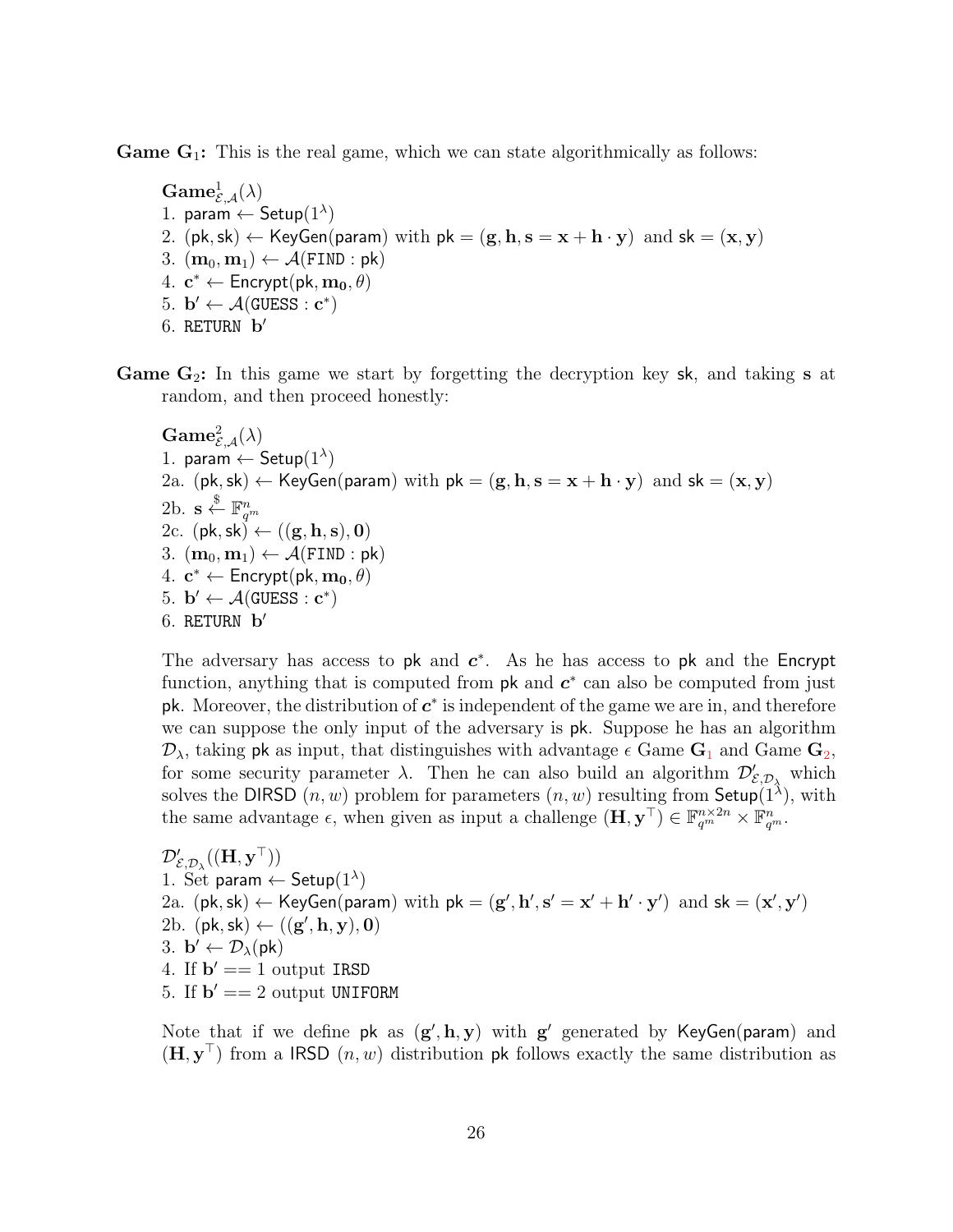**Game $\mathbf{G}_1$:** This is the real game, which we can state algorithmically as follows:

> $\mathbf{Game}^1_{\mathcal{E},\mathcal{A}}(\lambda)$
> 1. $\mathsf{param} \leftarrow \mathsf{Setup}(1^\lambda)$
> 2. $(\mathsf{pk}, \mathsf{sk}) \leftarrow \mathsf{KeyGen}(\mathsf{param})$ with $\mathsf{pk} = (\mathbf{g}, \mathbf{h}, \mathbf{s} = \mathbf{x} + \mathbf{h} \cdot \mathbf{y})$ and $\mathsf{sk} = (\mathbf{x}, \mathbf{y})$
> 3. $(\mathbf{m}_0, \mathbf{m}_1) \leftarrow \mathcal{A}(\mathtt{FIND} : \mathsf{pk})$
> 4. $\mathbf{c}^* \leftarrow \mathsf{Encrypt}(\mathsf{pk}, \mathbf{m_0}, \theta)$
> 5. $\mathbf{b}' \leftarrow \mathcal{A}(\mathtt{GUESS} : \mathbf{c}^*)$
> 6. RETURN $\mathbf{b}'$

**Game $\mathbf{G}_2$:** In this game we start by forgetting the decryption key $\mathsf{sk}$, and taking $\mathbf{s}$ at random, and then proceed honestly:

> $\mathbf{Game}^2_{\mathcal{E},\mathcal{A}}(\lambda)$
> 1. $\mathsf{param} \leftarrow \mathsf{Setup}(1^\lambda)$
> 2a. $(\mathsf{pk}, \mathsf{sk}) \leftarrow \mathsf{KeyGen}(\mathsf{param})$ with $\mathsf{pk} = (\mathbf{g}, \mathbf{h}, \mathbf{s} = \mathbf{x} + \mathbf{h} \cdot \mathbf{y})$ and $\mathsf{sk} = (\mathbf{x}, \mathbf{y})$
> 2b. $\mathbf{s} \stackrel{\$}{\leftarrow} \mathbb{F}^n_{q^m}$
> 2c. $(\mathsf{pk}, \mathsf{sk}) \leftarrow ((\mathbf{g}, \mathbf{h}, \mathbf{s}), \mathbf{0})$
> 3. $(\mathbf{m}_0, \mathbf{m}_1) \leftarrow \mathcal{A}(\mathtt{FIND} : \mathsf{pk})$
> 4. $\mathbf{c}^* \leftarrow \mathsf{Encrypt}(\mathsf{pk}, \mathbf{m_0}, \theta)$
> 5. $\mathbf{b}' \leftarrow \mathcal{A}(\mathtt{GUESS} : \mathbf{c}^*)$
> 6. RETURN $\mathbf{b}'$

The adversary has access to $\mathsf{pk}$ and $\boldsymbol{c}^*$. As he has access to $\mathsf{pk}$ and the $\mathsf{Encrypt}$ function, anything that is computed from $\mathsf{pk}$ and $\boldsymbol{c}^*$ can also be computed from just $\mathsf{pk}$. Moreover, the distribution of $\boldsymbol{c}^*$ is independent of the game we are in, and therefore we can suppose the only input of the adversary is $\mathsf{pk}$. Suppose he has an algorithm $\mathcal{D}_\lambda$, taking $\mathsf{pk}$ as input, that distinguishes with advantage $\epsilon$ Game $\mathbf{G}_1$ and Game $\mathbf{G}_2$, for some security parameter $\lambda$. Then he can also build an algorithm $\mathcal{D}'_{\mathcal{E},\mathcal{D}_\lambda}$ which solves the $\mathsf{DIRSD}$ $(n, w)$ problem for parameters $(n, w)$ resulting from $\mathsf{Setup}(1^\lambda)$, with the same advantage $\epsilon$, when given as input a challenge $(\mathbf{H}, \mathbf{y}^\top) \in \mathbb{F}^{n\times 2n}_{q^m} \times \mathbb{F}^n_{q^m}$.

> $\mathcal{D}'_{\mathcal{E},\mathcal{D}_\lambda}((\mathbf{H}, \mathbf{y}^\top))$
> 1. Set $\mathsf{param} \leftarrow \mathsf{Setup}(1^\lambda)$
> 2a. $(\mathsf{pk}, \mathsf{sk}) \leftarrow \mathsf{KeyGen}(\mathsf{param})$ with $\mathsf{pk} = (\mathbf{g}', \mathbf{h}', \mathbf{s}' = \mathbf{x}' + \mathbf{h}' \cdot \mathbf{y}')$ and $\mathsf{sk} = (\mathbf{x}', \mathbf{y}')$
> 2b. $(\mathsf{pk}, \mathsf{sk}) \leftarrow ((\mathbf{g}', \mathbf{h}, \mathbf{y}), \mathbf{0})$
> 3. $\mathbf{b}' \leftarrow \mathcal{D}_\lambda(\mathsf{pk})$
> 4. If $\mathbf{b}' == 1$ output $\mathtt{IRSD}$
> 5. If $\mathbf{b}' == 2$ output $\mathtt{UNIFORM}$

Note that if we define $\mathsf{pk}$ as $(\mathbf{g}', \mathbf{h}, \mathbf{y})$ with $\mathbf{g}'$ generated by $\mathsf{KeyGen}(\mathsf{param})$ and $(\mathbf{H}, \mathbf{y}^\top)$ from a $\mathsf{IRSD}$ $(n, w)$ distribution $\mathsf{pk}$ follows exactly the same distribution as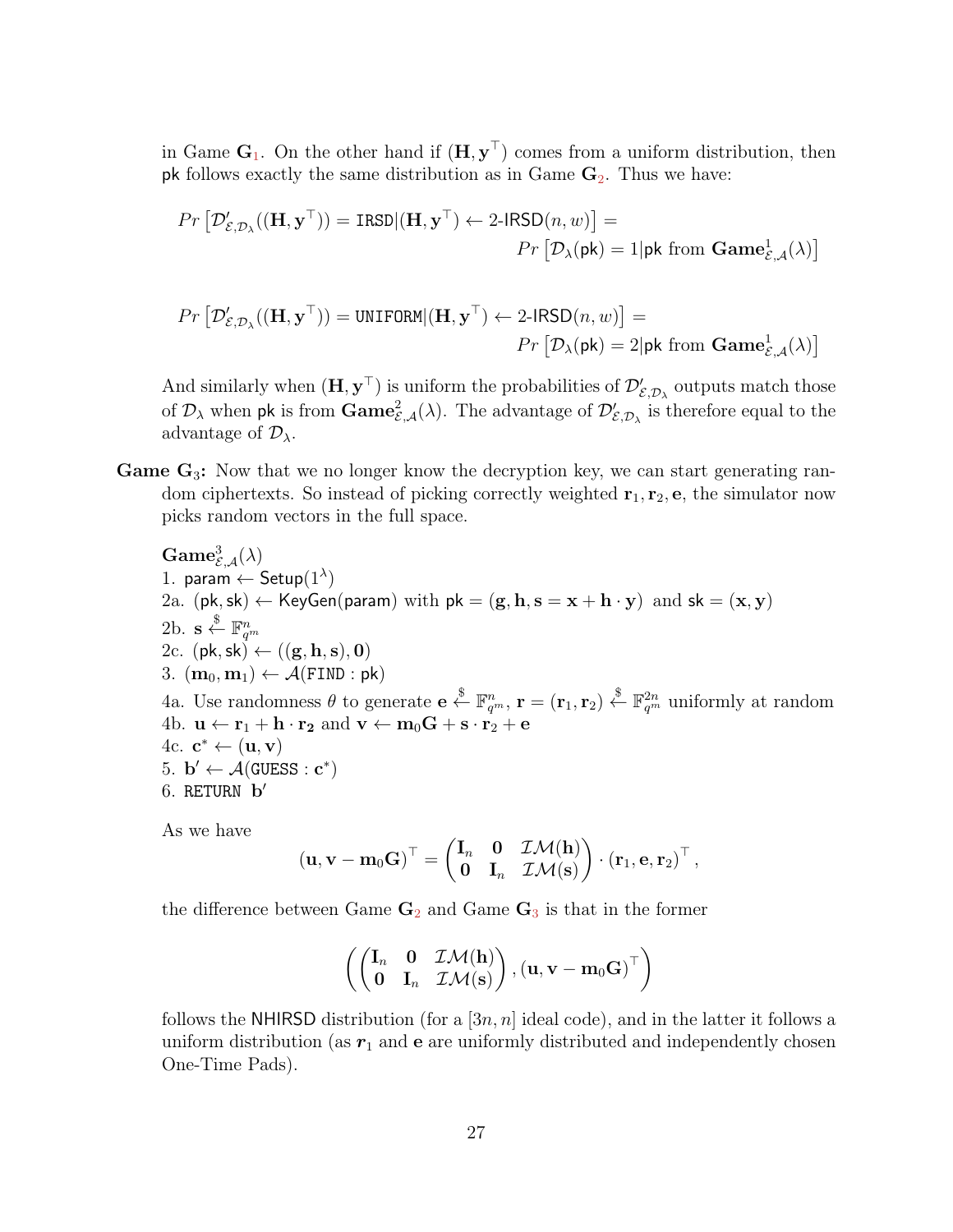in Game $\mathbf{G}_1$. On the other hand if $(\mathbf{H}, \mathbf{y}^\top)$ comes from a uniform distribution, then $\mathsf{pk}$ follows exactly the same distribution as in Game $\mathbf{G}_2$. Thus we have:

$$Pr\left[\mathcal{D}'_{\mathcal{E},\mathcal{D}_\lambda}((\mathbf{H}, \mathbf{y}^\top)) = \texttt{IRSD} | (\mathbf{H}, \mathbf{y}^\top) \leftarrow 2\text{-}\mathsf{IRSD}(n, w)\right] = Pr\left[\mathcal{D}_\lambda(\mathsf{pk}) = 1 | \mathsf{pk} \text{ from } \mathbf{Game}^1_{\mathcal{E},\mathcal{A}}(\lambda)\right]$$

$$Pr\left[\mathcal{D}'_{\mathcal{E},\mathcal{D}_\lambda}((\mathbf{H}, \mathbf{y}^\top)) = \texttt{UNIFORM} | (\mathbf{H}, \mathbf{y}^\top) \leftarrow 2\text{-}\mathsf{IRSD}(n, w)\right] = Pr\left[\mathcal{D}_\lambda(\mathsf{pk}) = 2 | \mathsf{pk} \text{ from } \mathbf{Game}^1_{\mathcal{E},\mathcal{A}}(\lambda)\right]$$

And similarly when $(\mathbf{H}, \mathbf{y}^\top)$ is uniform the probabilities of $\mathcal{D}'_{\mathcal{E},\mathcal{D}_\lambda}$ outputs match those of $\mathcal{D}_\lambda$ when $\mathsf{pk}$ is from $\mathbf{Game}^2_{\mathcal{E},\mathcal{A}}(\lambda)$. The advantage of $\mathcal{D}'_{\mathcal{E},\mathcal{D}_\lambda}$ is therefore equal to the advantage of $\mathcal{D}_\lambda$.

**Game $\mathbf{G}_3$:** Now that we no longer know the decryption key, we can start generating random ciphertexts. So instead of picking correctly weighted $\mathbf{r}_1, \mathbf{r}_2, \mathbf{e}$, the simulator now picks random vectors in the full space.

$\mathbf{Game}^3_{\mathcal{E},\mathcal{A}}(\lambda)$
1. $\mathsf{param} \leftarrow \mathsf{Setup}(1^\lambda)$
2a. $(\mathsf{pk}, \mathsf{sk}) \leftarrow \mathsf{KeyGen}(\mathsf{param})$ with $\mathsf{pk} = (\mathbf{g}, \mathbf{h}, \mathbf{s} = \mathbf{x} + \mathbf{h} \cdot \mathbf{y})$ and $\mathsf{sk} = (\mathbf{x}, \mathbf{y})$
2b. $\mathbf{s} \xleftarrow{\$} \mathbb{F}^n_{q^m}$
2c. $(\mathsf{pk}, \mathsf{sk}) \leftarrow ((\mathbf{g}, \mathbf{h}, \mathbf{s}), \mathbf{0})$
3. $(\mathbf{m}_0, \mathbf{m}_1) \leftarrow \mathcal{A}(\texttt{FIND} : \mathsf{pk})$
4a. Use randomness $\theta$ to generate $\mathbf{e} \xleftarrow{\$} \mathbb{F}^n_{q^m}$, $\mathbf{r} = (\mathbf{r}_1, \mathbf{r}_2) \xleftarrow{\$} \mathbb{F}^{2n}_{q^m}$ uniformly at random
4b. $\mathbf{u} \leftarrow \mathbf{r}_1 + \mathbf{h} \cdot \mathbf{r_2}$ and $\mathbf{v} \leftarrow \mathbf{m}_0\mathbf{G} + \mathbf{s} \cdot \mathbf{r}_2 + \mathbf{e}$
4c. $\mathbf{c}^* \leftarrow (\mathbf{u}, \mathbf{v})$
5. $\mathbf{b}' \leftarrow \mathcal{A}(\texttt{GUESS} : \mathbf{c}^*)$
6. $\texttt{RETURN } \mathbf{b}'$

As we have

$$(\mathbf{u}, \mathbf{v} - \mathbf{m}_0\mathbf{G})^\top = \begin{pmatrix} \mathbf{I}_n & \mathbf{0} & \mathcal{IM}(\mathbf{h}) \\ \mathbf{0} & \mathbf{I}_n & \mathcal{IM}(\mathbf{s}) \end{pmatrix} \cdot (\mathbf{r}_1, \mathbf{e}, \mathbf{r}_2)^\top,$$

the difference between Game $\mathbf{G}_2$ and Game $\mathbf{G}_3$ is that in the former

$$\left( \begin{pmatrix} \mathbf{I}_n & \mathbf{0} & \mathcal{IM}(\mathbf{h}) \\ \mathbf{0} & \mathbf{I}_n & \mathcal{IM}(\mathbf{s}) \end{pmatrix}, (\mathbf{u}, \mathbf{v} - \mathbf{m}_0\mathbf{G})^\top \right)$$

follows the $\mathsf{NHIRSD}$ distribution (for a $[3n, n]$ ideal code), and in the latter it follows a uniform distribution (as $\boldsymbol{r}_1$ and $\mathbf{e}$ are uniformly distributed and independently chosen One-Time Pads).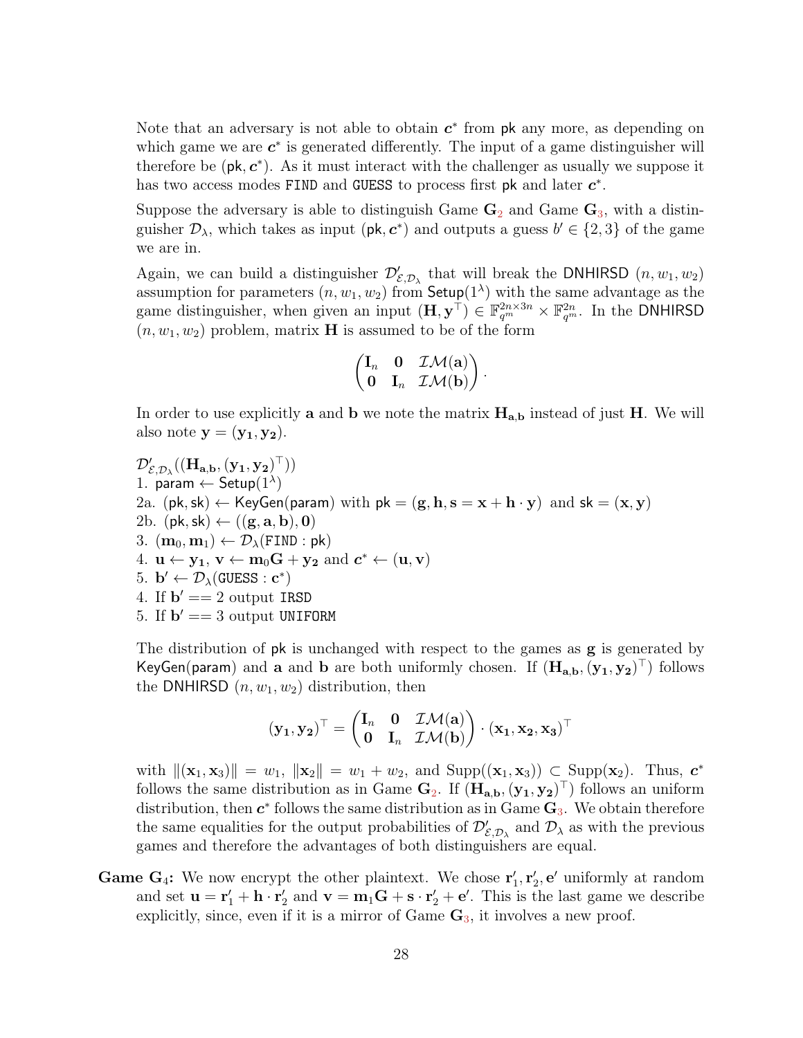Note that an adversary is not able to obtain $\boldsymbol{c}^*$ from $\mathsf{pk}$ any more, as depending on which game we are $\boldsymbol{c}^*$ is generated differently. The input of a game distinguisher will therefore be $(\mathsf{pk}, \boldsymbol{c}^*)$. As it must interact with the challenger as usually we suppose it has two access modes FIND and GUESS to process first $\mathsf{pk}$ and later $\boldsymbol{c}^*$.

Suppose the adversary is able to distinguish Game $\mathbf{G}_2$ and Game $\mathbf{G}_3$, with a distinguisher $\mathcal{D}_\lambda$, which takes as input $(\mathsf{pk}, \boldsymbol{c}^*)$ and outputs a guess $b' \in \{2, 3\}$ of the game we are in.

Again, we can build a distinguisher $\mathcal{D}'_{\mathcal{E},\mathcal{D}_\lambda}$ that will break the DNHIRSD $(n, w_1, w_2)$ assumption for parameters $(n, w_1, w_2)$ from $\mathsf{Setup}(1^\lambda)$ with the same advantage as the game distinguisher, when given an input $(\mathbf{H}, \mathbf{y}^\top) \in \mathbb{F}_{q^m}^{2n\times 3n} \times \mathbb{F}_{q^m}^{2n}$. In the DNHIRSD $(n, w_1, w_2)$ problem, matrix $\mathbf{H}$ is assumed to be of the form

$$\begin{pmatrix} \mathbf{I}_n & \mathbf{0} & \mathcal{IM}(\mathbf{a}) \\ \mathbf{0} & \mathbf{I}_n & \mathcal{IM}(\mathbf{b}) \end{pmatrix}.$$

In order to use explicitly $\mathbf{a}$ and $\mathbf{b}$ we note the matrix $\mathbf{H}_{\mathbf{a},\mathbf{b}}$ instead of just $\mathbf{H}$. We will also note $\mathbf{y} = (\mathbf{y_1}, \mathbf{y_2})$.

$\mathcal{D}'_{\mathcal{E},\mathcal{D}_\lambda}((\mathbf{H}_{\mathbf{a},\mathbf{b}}, (\mathbf{y_1}, \mathbf{y_2})^\top))$  
1. $\mathsf{param} \leftarrow \mathsf{Setup}(1^\lambda)$  
2a. $(\mathsf{pk}, \mathsf{sk}) \leftarrow \mathsf{KeyGen}(\mathsf{param})$ with $\mathsf{pk} = (\mathbf{g}, \mathbf{h}, \mathbf{s} = \mathbf{x} + \mathbf{h}\cdot\mathbf{y})$ and $\mathsf{sk} = (\mathbf{x}, \mathbf{y})$  
2b. $(\mathsf{pk}, \mathsf{sk}) \leftarrow ((\mathbf{g}, \mathbf{a}, \mathbf{b}), \mathbf{0})$  
3. $(\mathbf{m}_0, \mathbf{m}_1) \leftarrow \mathcal{D}_\lambda(\texttt{FIND} : \mathsf{pk})$  
4. $\mathbf{u} \leftarrow \mathbf{y_1}$, $\mathbf{v} \leftarrow \mathbf{m}_0\mathbf{G} + \mathbf{y_2}$ and $\mathbf{c}^* \leftarrow (\mathbf{u}, \mathbf{v})$  
5. $\mathbf{b}' \leftarrow \mathcal{D}_\lambda(\texttt{GUESS} : \mathbf{c}^*)$  
4. If $\mathbf{b}' == 2$ output IRSD  
5. If $\mathbf{b}' == 3$ output UNIFORM

The distribution of $\mathsf{pk}$ is unchanged with respect to the games as $\mathbf{g}$ is generated by $\mathsf{KeyGen}(\mathsf{param})$ and $\mathbf{a}$ and $\mathbf{b}$ are both uniformly chosen. If $(\mathbf{H}_{\mathbf{a},\mathbf{b}}, (\mathbf{y_1}, \mathbf{y_2})^\top)$ follows the DNHIRSD $(n, w_1, w_2)$ distribution, then

$$(\mathbf{y_1}, \mathbf{y_2})^\top = \begin{pmatrix} \mathbf{I}_n & \mathbf{0} & \mathcal{IM}(\mathbf{a}) \\ \mathbf{0} & \mathbf{I}_n & \mathcal{IM}(\mathbf{b}) \end{pmatrix} \cdot (\mathbf{x_1}, \mathbf{x_2}, \mathbf{x_3})^\top$$

with $\|(\mathbf{x_1}, \mathbf{x_3})\| = w_1$, $\|\mathbf{x_2}\| = w_1 + w_2$, and $\mathrm{Supp}((\mathbf{x_1}, \mathbf{x_3})) \subset \mathrm{Supp}(\mathbf{x_2})$. Thus, $\boldsymbol{c}^*$ follows the same distribution as in Game $\mathbf{G}_2$. If $(\mathbf{H}_{\mathbf{a},\mathbf{b}}, (\mathbf{y_1}, \mathbf{y_2})^\top)$ follows an uniform distribution, then $\boldsymbol{c}^*$ follows the same distribution as in Game $\mathbf{G}_3$. We obtain therefore the same equalities for the output probabilities of $\mathcal{D}'_{\mathcal{E},\mathcal{D}_\lambda}$ and $\mathcal{D}_\lambda$ as with the previous games and therefore the advantages of both distinguishers are equal.

**Game $\mathbf{G}_4$:** We now encrypt the other plaintext. We chose $\mathbf{r}'_1, \mathbf{r}'_2, \mathbf{e}'$ uniformly at random and set $\mathbf{u} = \mathbf{r}'_1 + \mathbf{h}\cdot\mathbf{r}'_2$ and $\mathbf{v} = \mathbf{m}_1\mathbf{G} + \mathbf{s}\cdot\mathbf{r}'_2 + \mathbf{e}'$. This is the last game we describe explicitly, since, even if it is a mirror of Game $\mathbf{G}_3$, it involves a new proof.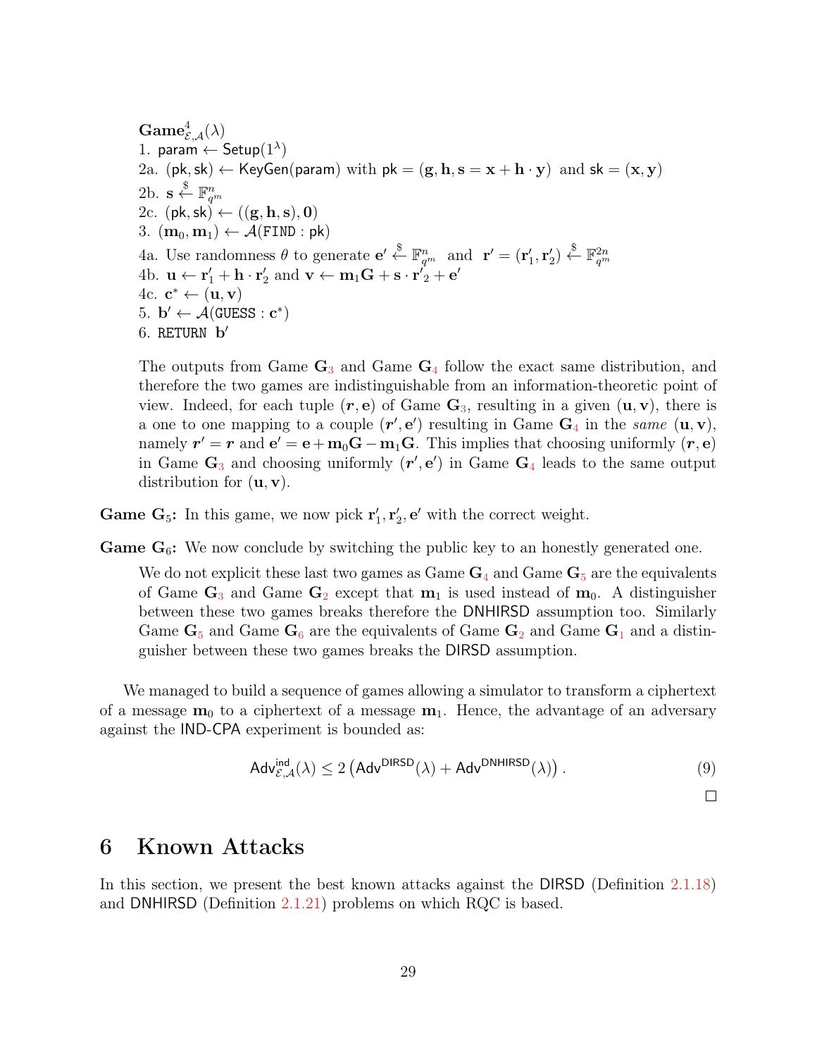$\mathbf{Game}^4_{\mathcal{E},\mathcal{A}}(\lambda)$
1. $\mathsf{param} \leftarrow \mathsf{Setup}(1^\lambda)$
2a. $(\mathsf{pk}, \mathsf{sk}) \leftarrow \mathsf{KeyGen}(\mathsf{param})$ with $\mathsf{pk} = (\mathbf{g}, \mathbf{h}, \mathbf{s} = \mathbf{x} + \mathbf{h} \cdot \mathbf{y})$ and $\mathsf{sk} = (\mathbf{x}, \mathbf{y})$
2b. $\mathbf{s} \stackrel{\$}{\leftarrow} \mathbb{F}^n_{q^m}$
2c. $(\mathsf{pk}, \mathsf{sk}) \leftarrow ((\mathbf{g}, \mathbf{h}, \mathbf{s}), \mathbf{0})$
3. $(\mathbf{m}_0, \mathbf{m}_1) \leftarrow \mathcal{A}(\texttt{FIND} : \mathsf{pk})$
4a. Use randomness $\theta$ to generate $\mathbf{e}' \stackrel{\$}{\leftarrow} \mathbb{F}^n_{q^m}$ and $\mathbf{r}' = (\mathbf{r}'_1, \mathbf{r}'_2) \stackrel{\$}{\leftarrow} \mathbb{F}^{2n}_{q^m}$
4b. $\mathbf{u} \leftarrow \mathbf{r}'_1 + \mathbf{h} \cdot \mathbf{r}'_2$ and $\mathbf{v} \leftarrow \mathbf{m}_1\mathbf{G} + \mathbf{s} \cdot \mathbf{r}'_2 + \mathbf{e}'$
4c. $\mathbf{c}^* \leftarrow (\mathbf{u}, \mathbf{v})$
5. $\mathbf{b}' \leftarrow \mathcal{A}(\texttt{GUESS} : \mathbf{c}^*)$
6. $\texttt{RETURN } \mathbf{b}'$

The outputs from Game $\mathbf{G}_3$ and Game $\mathbf{G}_4$ follow the exact same distribution, and therefore the two games are indistinguishable from an information-theoretic point of view. Indeed, for each tuple $(\boldsymbol{r}, \mathbf{e})$ of Game $\mathbf{G}_3$, resulting in a given $(\mathbf{u}, \mathbf{v})$, there is a one to one mapping to a couple $(\boldsymbol{r}', \mathbf{e}')$ resulting in Game $\mathbf{G}_4$ in the *same* $(\mathbf{u}, \mathbf{v})$, namely $\boldsymbol{r}' = \boldsymbol{r}$ and $\mathbf{e}' = \mathbf{e} + \mathbf{m}_0\mathbf{G} - \mathbf{m}_1\mathbf{G}$. This implies that choosing uniformly $(\boldsymbol{r}, \mathbf{e})$ in Game $\mathbf{G}_3$ and choosing uniformly $(\boldsymbol{r}', \mathbf{e}')$ in Game $\mathbf{G}_4$ leads to the same output distribution for $(\mathbf{u}, \mathbf{v})$.

**Game $\mathbf{G}_5$:** In this game, we now pick $\mathbf{r}'_1, \mathbf{r}'_2, \mathbf{e}'$ with the correct weight.

**Game $\mathbf{G}_6$:** We now conclude by switching the public key to an honestly generated one.

We do not explicit these last two games as Game $\mathbf{G}_4$ and Game $\mathbf{G}_5$ are the equivalents of Game $\mathbf{G}_3$ and Game $\mathbf{G}_2$ except that $\mathbf{m}_1$ is used instead of $\mathbf{m}_0$. A distinguisher between these two games breaks therefore the DNHIRSD assumption too. Similarly Game $\mathbf{G}_5$ and Game $\mathbf{G}_6$ are the equivalents of Game $\mathbf{G}_2$ and Game $\mathbf{G}_1$ and a distinguisher between these two games breaks the DIRSD assumption.

We managed to build a sequence of games allowing a simulator to transform a ciphertext of a message $\mathbf{m}_0$ to a ciphertext of a message $\mathbf{m}_1$. Hence, the advantage of an adversary against the IND-CPA experiment is bounded as:

$$\mathsf{Adv}^{\mathsf{ind}}_{\mathcal{E},\mathcal{A}}(\lambda) \leq 2\left(\mathsf{Adv}^{\mathsf{DIRSD}}(\lambda) + \mathsf{Adv}^{\mathsf{DNHIRSD}}(\lambda)\right). \tag{9}$$

□

# 6 Known Attacks

In this section, we present the best known attacks against the DIRSD (Definition 2.1.18) and DNHIRSD (Definition 2.1.21) problems on which RQC is based.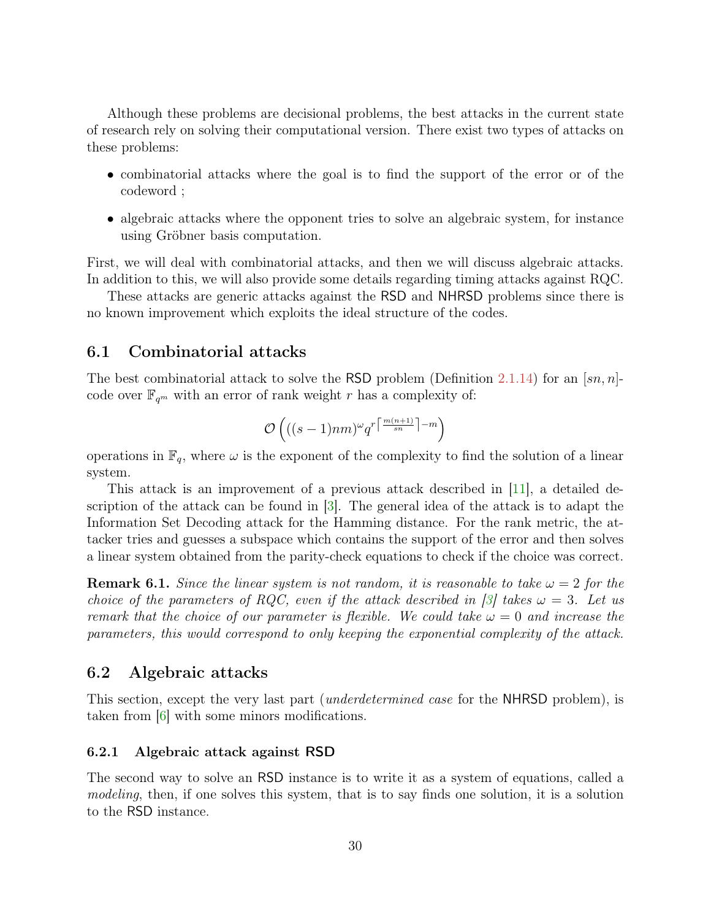Although these problems are decisional problems, the best attacks in the current state of research rely on solving their computational version. There exist two types of attacks on these problems:

- combinatorial attacks where the goal is to find the support of the error or of the codeword ;
- algebraic attacks where the opponent tries to solve an algebraic system, for instance using Gröbner basis computation.

First, we will deal with combinatorial attacks, and then we will discuss algebraic attacks. In addition to this, we will also provide some details regarding timing attacks against RQC.

These attacks are generic attacks against the RSD and NHRSD problems since there is no known improvement which exploits the ideal structure of the codes.

## 6.1 Combinatorial attacks

The best combinatorial attack to solve the RSD problem (Definition 2.1.14) for an $[sn, n]$-code over $\mathbb{F}_{q^m}$ with an error of rank weight $r$ has a complexity of:

$$\mathcal{O}\left(((s-1)nm)^{\omega} q^{r\left\lceil \frac{m(n+1)}{sn} \right\rceil - m}\right)$$

operations in $\mathbb{F}_q$, where $\omega$ is the exponent of the complexity to find the solution of a linear system.

This attack is an improvement of a previous attack described in [11], a detailed description of the attack can be found in [3]. The general idea of the attack is to adapt the Information Set Decoding attack for the Hamming distance. For the rank metric, the attacker tries and guesses a subspace which contains the support of the error and then solves a linear system obtained from the parity-check equations to check if the choice was correct.

**Remark 6.1.** *Since the linear system is not random, it is reasonable to take $\omega = 2$ for the choice of the parameters of RQC, even if the attack described in [3] takes $\omega = 3$. Let us remark that the choice of our parameter is flexible. We could take $\omega = 0$ and increase the parameters, this would correspond to only keeping the exponential complexity of the attack.*

## 6.2 Algebraic attacks

This section, except the very last part (*underdetermined case* for the NHRSD problem), is taken from [6] with some minors modifications.

### 6.2.1 Algebraic attack against RSD

The second way to solve an RSD instance is to write it as a system of equations, called a *modeling*, then, if one solves this system, that is to say finds one solution, it is a solution to the RSD instance.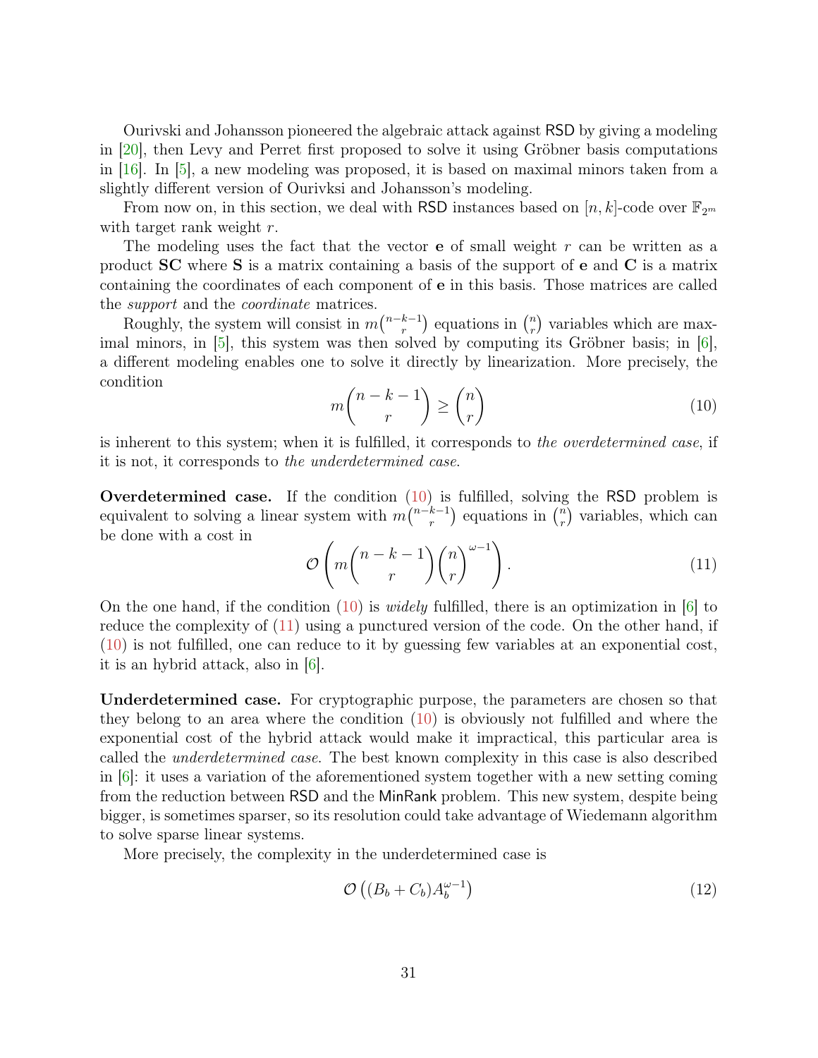Ourivski and Johansson pioneered the algebraic attack against RSD by giving a modeling in [20], then Levy and Perret first proposed to solve it using Gröbner basis computations in [16]. In [5], a new modeling was proposed, it is based on maximal minors taken from a slightly different version of Ourivksi and Johansson's modeling.

From now on, in this section, we deal with RSD instances based on $[n, k]$-code over $\mathbb{F}_{2^m}$ with target rank weight $r$.

The modeling uses the fact that the vector $\mathbf{e}$ of small weight $r$ can be written as a product $\mathbf{SC}$ where $\mathbf{S}$ is a matrix containing a basis of the support of $\mathbf{e}$ and $\mathbf{C}$ is a matrix containing the coordinates of each component of $\mathbf{e}$ in this basis. Those matrices are called the *support* and the *coordinate* matrices.

Roughly, the system will consist in $m\binom{n-k-1}{r}$ equations in $\binom{n}{r}$ variables which are maximal minors, in [5], this system was then solved by computing its Gröbner basis; in [6], a different modeling enables one to solve it directly by linearization. More precisely, the condition

$$m\binom{n-k-1}{r} \geq \binom{n}{r} \tag{10}$$

is inherent to this system; when it is fulfilled, it corresponds to *the overdetermined case*, if it is not, it corresponds to *the underdetermined case*.

**Overdetermined case.** If the condition (10) is fulfilled, solving the RSD problem is equivalent to solving a linear system with $m\binom{n-k-1}{r}$ equations in $\binom{n}{r}$ variables, which can be done with a cost in

$$\mathcal{O}\left(m\binom{n-k-1}{r}\binom{n}{r}^{\omega-1}\right). \tag{11}$$

On the one hand, if the condition (10) is *widely* fulfilled, there is an optimization in [6] to reduce the complexity of (11) using a punctured version of the code. On the other hand, if (10) is not fulfilled, one can reduce to it by guessing few variables at an exponential cost, it is an hybrid attack, also in [6].

**Underdetermined case.** For cryptographic purpose, the parameters are chosen so that they belong to an area where the condition (10) is obviously not fulfilled and where the exponential cost of the hybrid attack would make it impractical, this particular area is called the *underdetermined case*. The best known complexity in this case is also described in [6]: it uses a variation of the aforementioned system together with a new setting coming from the reduction between RSD and the MinRank problem. This new system, despite being bigger, is sometimes sparser, so its resolution could take advantage of Wiedemann algorithm to solve sparse linear systems.

More precisely, the complexity in the underdetermined case is

$$\mathcal{O}\left((B_b + C_b)A_b^{\omega-1}\right) \tag{12}$$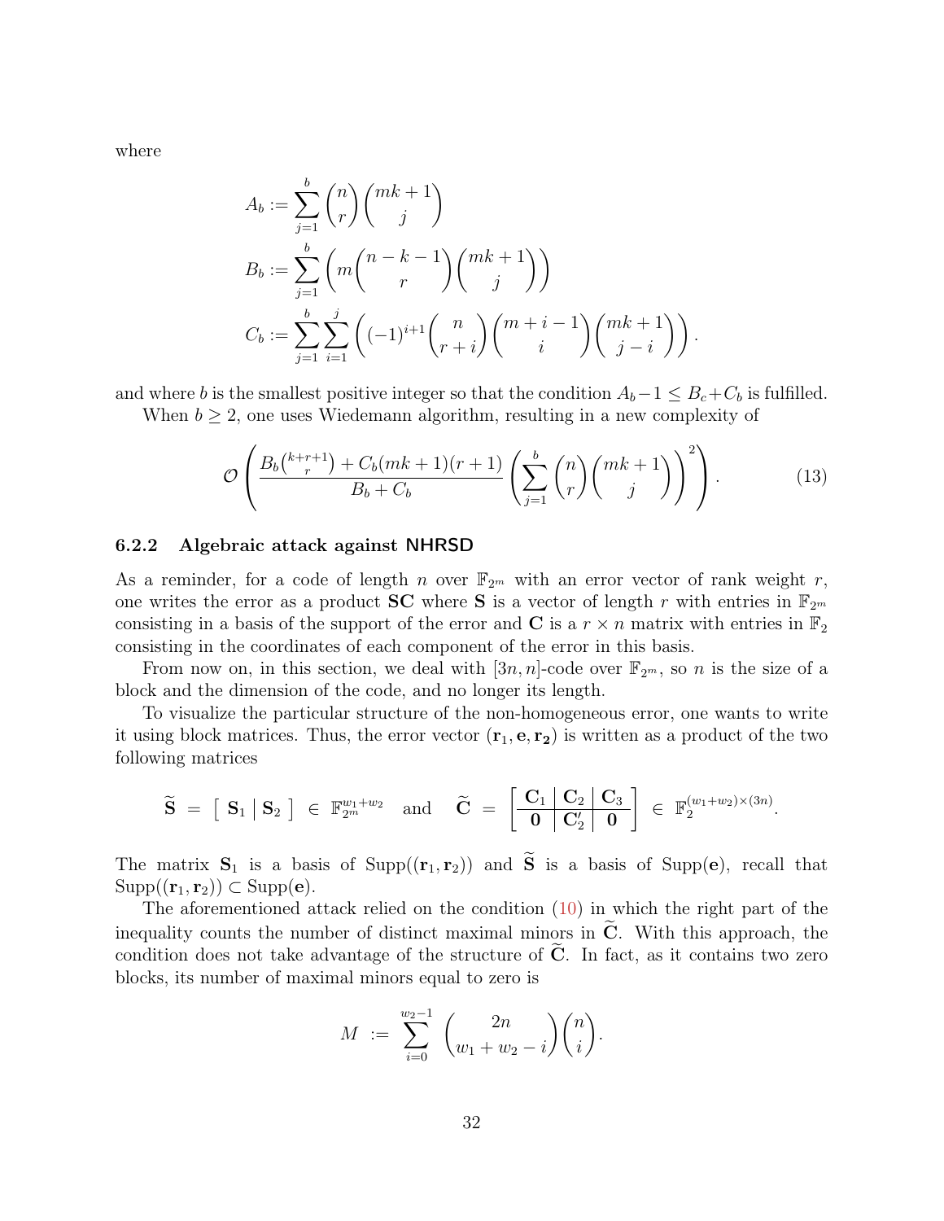where

$$
\begin{aligned}
A_b &:= \sum_{j=1}^{b} \binom{n}{r}\binom{mk+1}{j} \\
B_b &:= \sum_{j=1}^{b} \left( m\binom{n-k-1}{r}\binom{mk+1}{j} \right) \\
C_b &:= \sum_{j=1}^{b} \sum_{i=1}^{j} \left( (-1)^{i+1}\binom{n}{r+i}\binom{m+i-1}{i}\binom{mk+1}{j-i} \right).
\end{aligned}
$$

and where $b$ is the smallest positive integer so that the condition $A_b - 1 \leq B_c + C_b$ is fulfilled.

When $b \geq 2$, one uses Wiedemann algorithm, resulting in a new complexity of

$$
\mathcal{O}\left( \frac{B_b\binom{k+r+1}{r} + C_b(mk+1)(r+1)}{B_b + C_b} \left( \sum_{j=1}^{b} \binom{n}{r}\binom{mk+1}{j} \right)^2 \right). \tag{13}
$$

### 6.2.2 Algebraic attack against NHRSD

As a reminder, for a code of length $n$ over $\mathbb{F}_{2^m}$ with an error vector of rank weight $r$, one writes the error as a product $\mathbf{SC}$ where $\mathbf{S}$ is a vector of length $r$ with entries in $\mathbb{F}_{2^m}$ consisting in a basis of the support of the error and $\mathbf{C}$ is a $r \times n$ matrix with entries in $\mathbb{F}_2$ consisting in the coordinates of each component of the error in this basis.

From now on, in this section, we deal with $[3n, n]$-code over $\mathbb{F}_{2^m}$, so $n$ is the size of a block and the dimension of the code, and no longer its length.

To visualize the particular structure of the non-homogeneous error, one wants to write it using block matrices. Thus, the error vector $(\mathbf{r}_1, \mathbf{e}, \mathbf{r_2})$ is written as a product of the two following matrices

$$
\widetilde{\mathbf{S}} = \left[\ \mathbf{S}_1 \ \middle|\ \mathbf{S}_2\ \right] \in \mathbb{F}_{2^m}^{w_1+w_2} \quad \text{and} \quad \widetilde{\mathbf{C}} = \left[ \begin{array}{c|c|c} \mathbf{C}_1 & \mathbf{C}_2 & \mathbf{C}_3 \\ \hline \mathbf{0} & \mathbf{C}_2' & \mathbf{0} \end{array} \right] \in \mathbb{F}_2^{(w_1+w_2)\times(3n)}.
$$

The matrix $\mathbf{S}_1$ is a basis of $\mathrm{Supp}((\mathbf{r}_1, \mathbf{r}_2))$ and $\widetilde{\mathbf{S}}$ is a basis of $\mathrm{Supp}(\mathbf{e})$, recall that $\mathrm{Supp}((\mathbf{r}_1, \mathbf{r}_2)) \subset \mathrm{Supp}(\mathbf{e})$.

The aforementioned attack relied on the condition (10) in which the right part of the inequality counts the number of distinct maximal minors in $\widetilde{\mathbf{C}}$. With this approach, the condition does not take advantage of the structure of $\widetilde{\mathbf{C}}$. In fact, as it contains two zero blocks, its number of maximal minors equal to zero is

$$
M := \sum_{i=0}^{w_2-1} \binom{2n}{w_1+w_2-i}\binom{n}{i}.
$$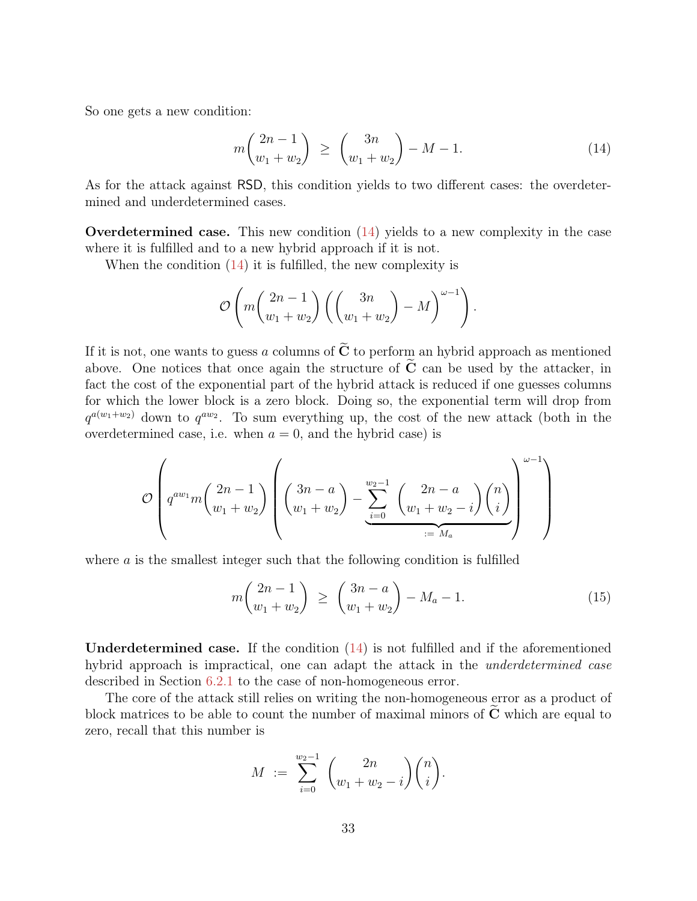So one gets a new condition:

$$m\binom{2n-1}{w_1+w_2} \;\geq\; \binom{3n}{w_1+w_2} - M - 1. \tag{14}$$

As for the attack against RSD, this condition yields to two different cases: the overdetermined and underdetermined cases.

**Overdetermined case.** This new condition (14) yields to a new complexity in the case where it is fulfilled and to a new hybrid approach if it is not.

When the condition (14) it is fulfilled, the new complexity is

$$\mathcal{O}\left(m\binom{2n-1}{w_1+w_2}\left(\binom{3n}{w_1+w_2} - M\right)^{\omega-1}\right).$$

If it is not, one wants to guess $a$ columns of $\widetilde{\mathbf{C}}$ to perform an hybrid approach as mentioned above. One notices that once again the structure of $\widetilde{\mathbf{C}}$ can be used by the attacker, in fact the cost of the exponential part of the hybrid attack is reduced if one guesses columns for which the lower block is a zero block. Doing so, the exponential term will drop from $q^{a(w_1+w_2)}$ down to $q^{aw_2}$. To sum everything up, the cost of the new attack (both in the overdetermined case, i.e. when $a = 0$, and the hybrid case) is

$$\mathcal{O}\left(q^{aw_1} m\binom{2n-1}{w_1+w_2}\left(\binom{3n-a}{w_1+w_2} - \underbrace{\sum_{i=0}^{w_2-1}\binom{2n-a}{w_1+w_2-i}\binom{n}{i}}_{:=\,M_a}\right)^{\omega-1}\right)$$

where $a$ is the smallest integer such that the following condition is fulfilled

$$m\binom{2n-1}{w_1+w_2} \;\geq\; \binom{3n-a}{w_1+w_2} - M_a - 1. \tag{15}$$

**Underdetermined case.** If the condition (14) is not fulfilled and if the aforementioned hybrid approach is impractical, one can adapt the attack in the *underdetermined case* described in Section 6.2.1 to the case of non-homogeneous error.

The core of the attack still relies on writing the non-homogeneous error as a product of block matrices to be able to count the number of maximal minors of $\widetilde{\mathbf{C}}$ which are equal to zero, recall that this number is

$$M \;:=\; \sum_{i=0}^{w_2-1}\binom{2n}{w_1+w_2-i}\binom{n}{i}.$$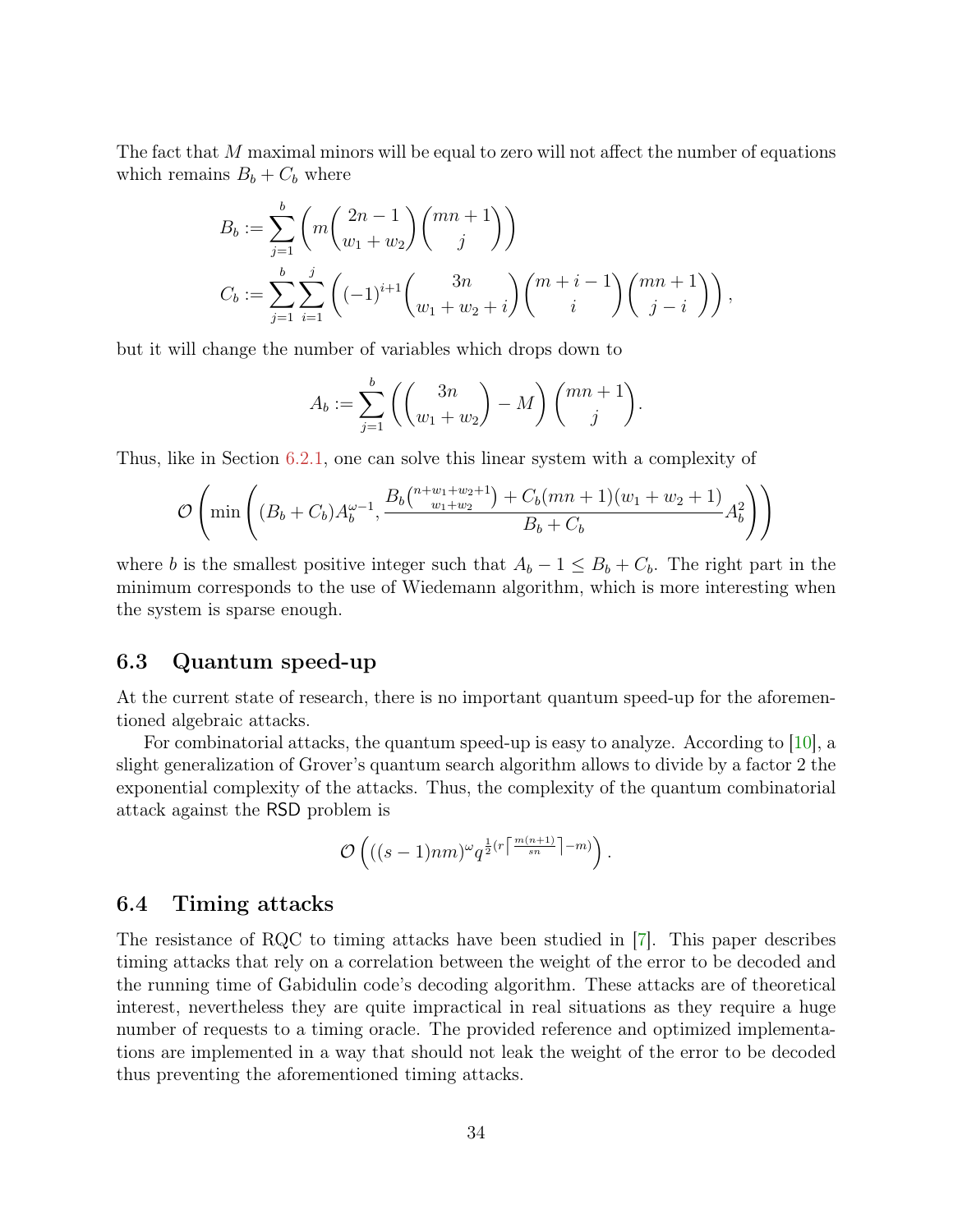The fact that $M$ maximal minors will be equal to zero will not affect the number of equations which remains $B_b + C_b$ where

$$B_b := \sum_{j=1}^{b} \left( m \binom{2n-1}{w_1+w_2} \binom{mn+1}{j} \right)$$

$$C_b := \sum_{j=1}^{b} \sum_{i=1}^{j} \left( (-1)^{i+1} \binom{3n}{w_1+w_2+i} \binom{m+i-1}{i} \binom{mn+1}{j-i} \right),$$

but it will change the number of variables which drops down to

$$A_b := \sum_{j=1}^{b} \left( \binom{3n}{w_1+w_2} - M \right) \binom{mn+1}{j}.$$

Thus, like in Section 6.2.1, one can solve this linear system with a complexity of

$$\mathcal{O}\left( \min \left( (B_b + C_b) A_b^{\omega-1}, \frac{B_b \binom{n+w_1+w_2+1}{w_1+w_2} + C_b(mn+1)(w_1+w_2+1)}{B_b + C_b} A_b^2 \right) \right)$$

where $b$ is the smallest positive integer such that $A_b - 1 \leq B_b + C_b$. The right part in the minimum corresponds to the use of Wiedemann algorithm, which is more interesting when the system is sparse enough.

## 6.3 Quantum speed-up

At the current state of research, there is no important quantum speed-up for the aforementioned algebraic attacks.

For combinatorial attacks, the quantum speed-up is easy to analyze. According to [10], a slight generalization of Grover's quantum search algorithm allows to divide by a factor 2 the exponential complexity of the attacks. Thus, the complexity of the quantum combinatorial attack against the RSD problem is

$$\mathcal{O}\left( ((s-1)nm)^{\omega} q^{\frac{1}{2}(r \lceil \frac{m(n+1)}{sn} \rceil - m)} \right).$$

## 6.4 Timing attacks

The resistance of RQC to timing attacks have been studied in [7]. This paper describes timing attacks that rely on a correlation between the weight of the error to be decoded and the running time of Gabidulin code's decoding algorithm. These attacks are of theoretical interest, nevertheless they are quite impractical in real situations as they require a huge number of requests to a timing oracle. The provided reference and optimized implementations are implemented in a way that should not leak the weight of the error to be decoded thus preventing the aforementioned timing attacks.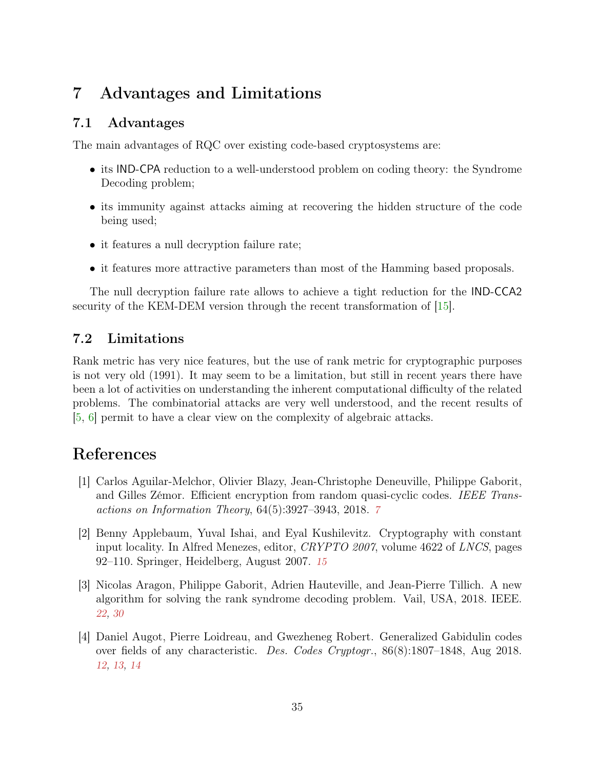# 7 Advantages and Limitations

## 7.1 Advantages

The main advantages of RQC over existing code-based cryptosystems are:

- its IND-CPA reduction to a well-understood problem on coding theory: the Syndrome Decoding problem;
- its immunity against attacks aiming at recovering the hidden structure of the code being used;
- it features a null decryption failure rate;
- it features more attractive parameters than most of the Hamming based proposals.

The null decryption failure rate allows to achieve a tight reduction for the IND-CCA2 security of the KEM-DEM version through the recent transformation of [15].

## 7.2 Limitations

Rank metric has very nice features, but the use of rank metric for cryptographic purposes is not very old (1991). It may seem to be a limitation, but still in recent years there have been a lot of activities on understanding the inherent computational difficulty of the related problems. The combinatorial attacks are very well understood, and the recent results of [5, 6] permit to have a clear view on the complexity of algebraic attacks.

# References

[1] Carlos Aguilar-Melchor, Olivier Blazy, Jean-Christophe Deneuville, Philippe Gaborit, and Gilles Zémor. Efficient encryption from random quasi-cyclic codes. *IEEE Transactions on Information Theory*, 64(5):3927–3943, 2018. *7*

[2] Benny Applebaum, Yuval Ishai, and Eyal Kushilevitz. Cryptography with constant input locality. In Alfred Menezes, editor, *CRYPTO 2007*, volume 4622 of *LNCS*, pages 92–110. Springer, Heidelberg, August 2007. *15*

[3] Nicolas Aragon, Philippe Gaborit, Adrien Hauteville, and Jean-Pierre Tillich. A new algorithm for solving the rank syndrome decoding problem. Vail, USA, 2018. IEEE. *22, 30*

[4] Daniel Augot, Pierre Loidreau, and Gwezheneg Robert. Generalized Gabidulin codes over fields of any characteristic. *Des. Codes Cryptogr.*, 86(8):1807–1848, Aug 2018. *12, 13, 14*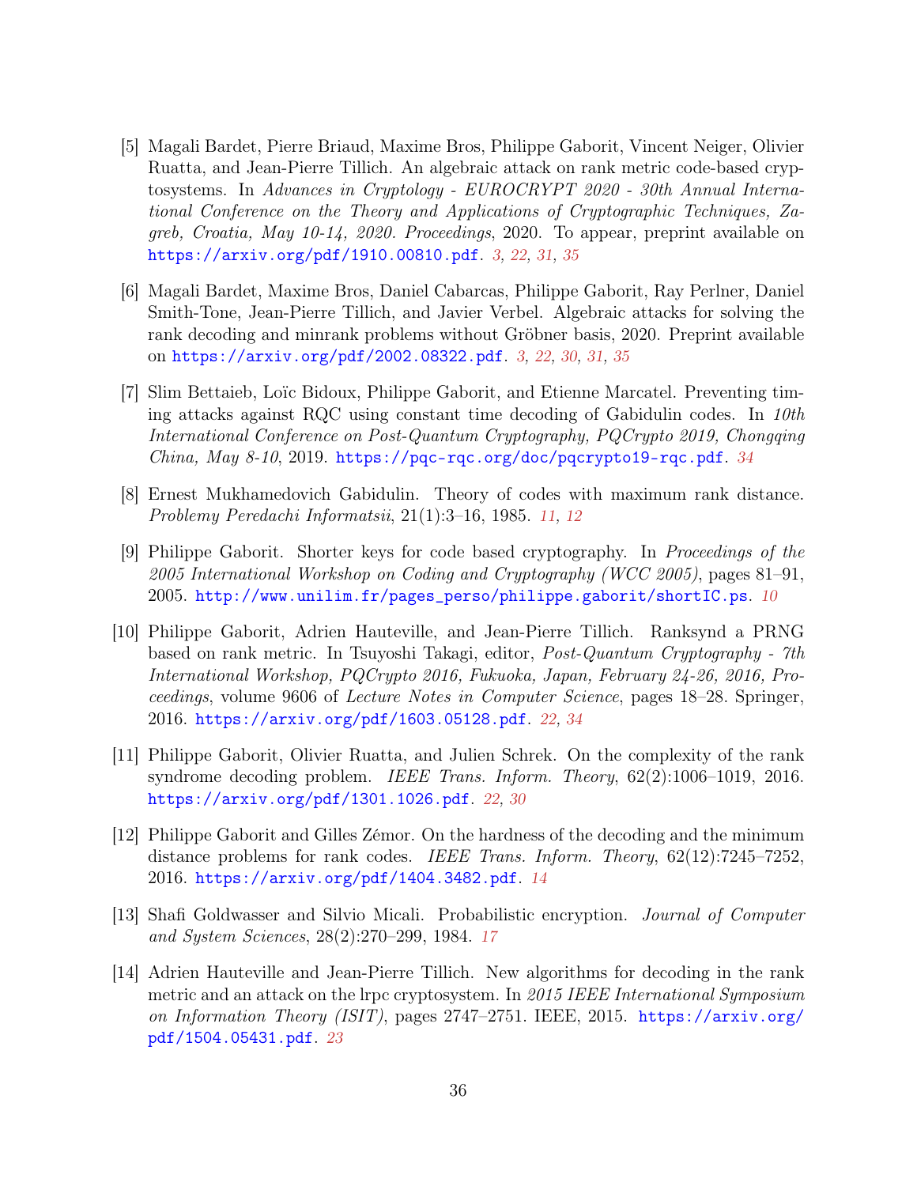[5] Magali Bardet, Pierre Briaud, Maxime Bros, Philippe Gaborit, Vincent Neiger, Olivier Ruatta, and Jean-Pierre Tillich. An algebraic attack on rank metric code-based cryptosystems. In *Advances in Cryptology - EUROCRYPT 2020 - 30th Annual International Conference on the Theory and Applications of Cryptographic Techniques, Zagreb, Croatia, May 10-14, 2020. Proceedings*, 2020. To appear, preprint available on https://arxiv.org/pdf/1910.00810.pdf. *3, 22, 31, 35*

[6] Magali Bardet, Maxime Bros, Daniel Cabarcas, Philippe Gaborit, Ray Perlner, Daniel Smith-Tone, Jean-Pierre Tillich, and Javier Verbel. Algebraic attacks for solving the rank decoding and minrank problems without Gröbner basis, 2020. Preprint available on https://arxiv.org/pdf/2002.08322.pdf. *3, 22, 30, 31, 35*

[7] Slim Bettaieb, Loïc Bidoux, Philippe Gaborit, and Etienne Marcatel. Preventing timing attacks against RQC using constant time decoding of Gabidulin codes. In *10th International Conference on Post-Quantum Cryptography, PQCrypto 2019, Chongqing China, May 8-10*, 2019. https://pqc-rqc.org/doc/pqcrypto19-rqc.pdf. *34*

[8] Ernest Mukhamedovich Gabidulin. Theory of codes with maximum rank distance. *Problemy Peredachi Informatsii*, 21(1):3–16, 1985. *11, 12*

[9] Philippe Gaborit. Shorter keys for code based cryptography. In *Proceedings of the 2005 International Workshop on Coding and Cryptography (WCC 2005)*, pages 81–91, 2005. http://www.unilim.fr/pages_perso/philippe.gaborit/shortIC.ps. *10*

[10] Philippe Gaborit, Adrien Hauteville, and Jean-Pierre Tillich. Ranksynd a PRNG based on rank metric. In Tsuyoshi Takagi, editor, *Post-Quantum Cryptography - 7th International Workshop, PQCrypto 2016, Fukuoka, Japan, February 24-26, 2016, Proceedings*, volume 9606 of *Lecture Notes in Computer Science*, pages 18–28. Springer, 2016. https://arxiv.org/pdf/1603.05128.pdf. *22, 34*

[11] Philippe Gaborit, Olivier Ruatta, and Julien Schrek. On the complexity of the rank syndrome decoding problem. *IEEE Trans. Inform. Theory*, 62(2):1006–1019, 2016. https://arxiv.org/pdf/1301.1026.pdf. *22, 30*

[12] Philippe Gaborit and Gilles Zémor. On the hardness of the decoding and the minimum distance problems for rank codes. *IEEE Trans. Inform. Theory*, 62(12):7245–7252, 2016. https://arxiv.org/pdf/1404.3482.pdf. *14*

[13] Shafi Goldwasser and Silvio Micali. Probabilistic encryption. *Journal of Computer and System Sciences*, 28(2):270–299, 1984. *17*

[14] Adrien Hauteville and Jean-Pierre Tillich. New algorithms for decoding in the rank metric and an attack on the lrpc cryptosystem. In *2015 IEEE International Symposium on Information Theory (ISIT)*, pages 2747–2751. IEEE, 2015. https://arxiv.org/pdf/1504.05431.pdf. *23*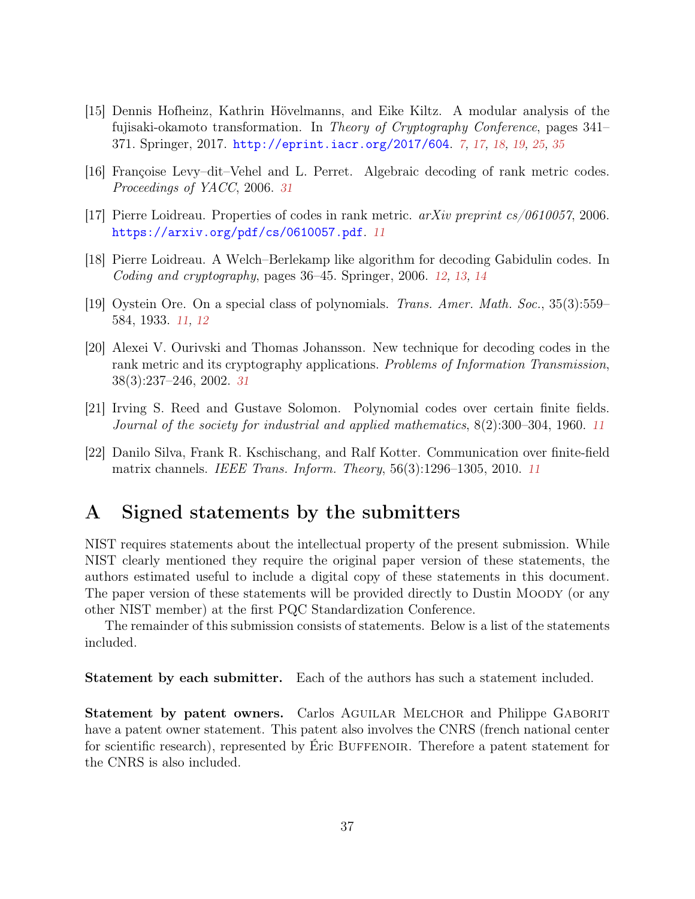[15] Dennis Hofheinz, Kathrin Hövelmanns, and Eike Kiltz. A modular analysis of the fujisaki-okamoto transformation. In *Theory of Cryptography Conference*, pages 341–371. Springer, 2017. http://eprint.iacr.org/2017/604. *7, 17, 18, 19, 25, 35*

[16] Françoise Levy–dit–Vehel and L. Perret. Algebraic decoding of rank metric codes. *Proceedings of YACC*, 2006. *31*

[17] Pierre Loidreau. Properties of codes in rank metric. *arXiv preprint cs/0610057*, 2006. https://arxiv.org/pdf/cs/0610057.pdf. *11*

[18] Pierre Loidreau. A Welch–Berlekamp like algorithm for decoding Gabidulin codes. In *Coding and cryptography*, pages 36–45. Springer, 2006. *12, 13, 14*

[19] Oystein Ore. On a special class of polynomials. *Trans. Amer. Math. Soc.*, 35(3):559–584, 1933. *11, 12*

[20] Alexei V. Ourivski and Thomas Johansson. New technique for decoding codes in the rank metric and its cryptography applications. *Problems of Information Transmission*, 38(3):237–246, 2002. *31*

[21] Irving S. Reed and Gustave Solomon. Polynomial codes over certain finite fields. *Journal of the society for industrial and applied mathematics*, 8(2):300–304, 1960. *11*

[22] Danilo Silva, Frank R. Kschischang, and Ralf Kotter. Communication over finite-field matrix channels. *IEEE Trans. Inform. Theory*, 56(3):1296–1305, 2010. *11*

# A Signed statements by the submitters

NIST requires statements about the intellectual property of the present submission. While NIST clearly mentioned they require the original paper version of these statements, the authors estimated useful to include a digital copy of these statements in this document. The paper version of these statements will be provided directly to Dustin Moody (or any other NIST member) at the first PQC Standardization Conference.

The remainder of this submission consists of statements. Below is a list of the statements included.

**Statement by each submitter.** Each of the authors has such a statement included.

**Statement by patent owners.** Carlos Aguilar Melchor and Philippe Gaborit have a patent owner statement. This patent also involves the CNRS (french national center for scientific research), represented by Éric Buffenoir. Therefore a patent statement for the CNRS is also included.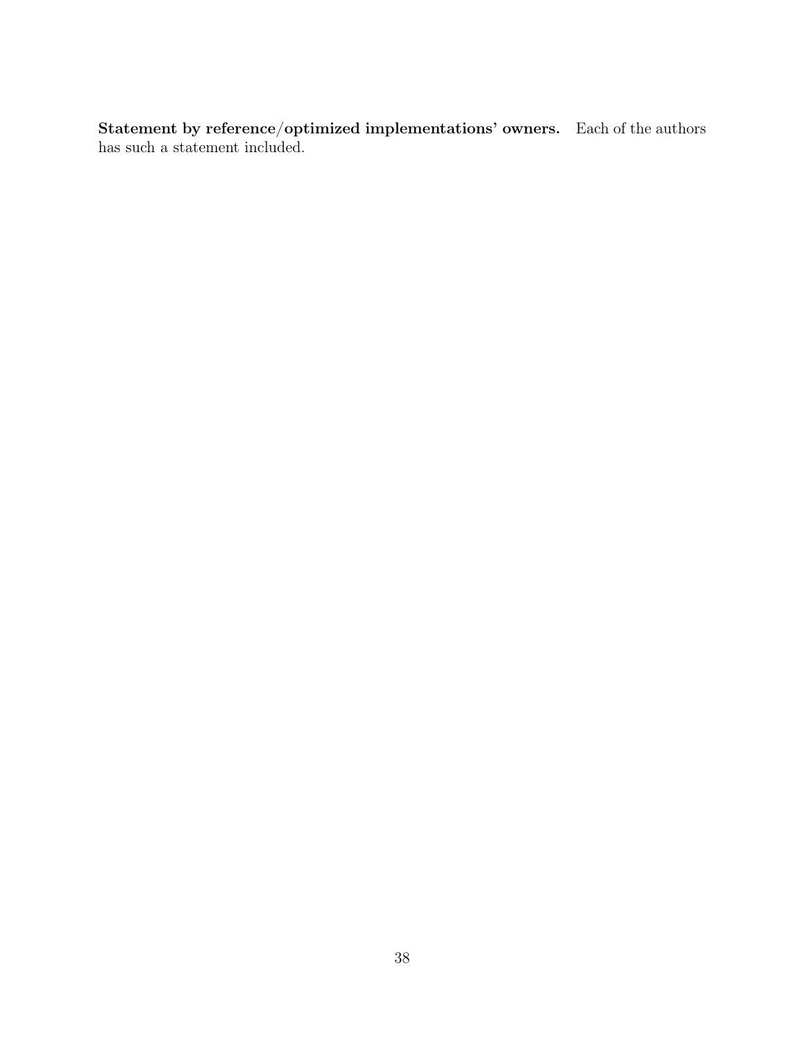**Statement by reference/optimized implementations' owners.** Each of the authors has such a statement included.